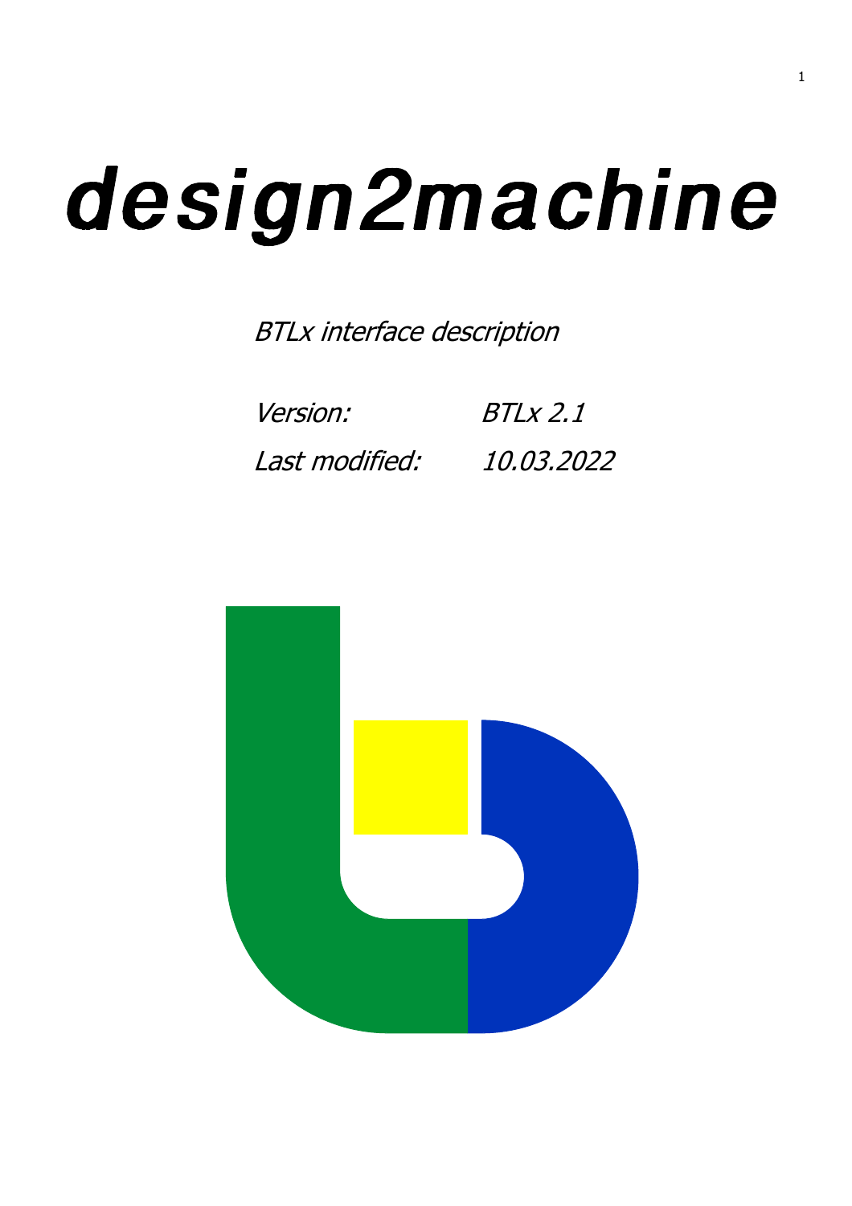# *design2machine*

*BTLx interface description*

*Version:* *BTLx 2.1*

*Last modified:* *10.03.2022*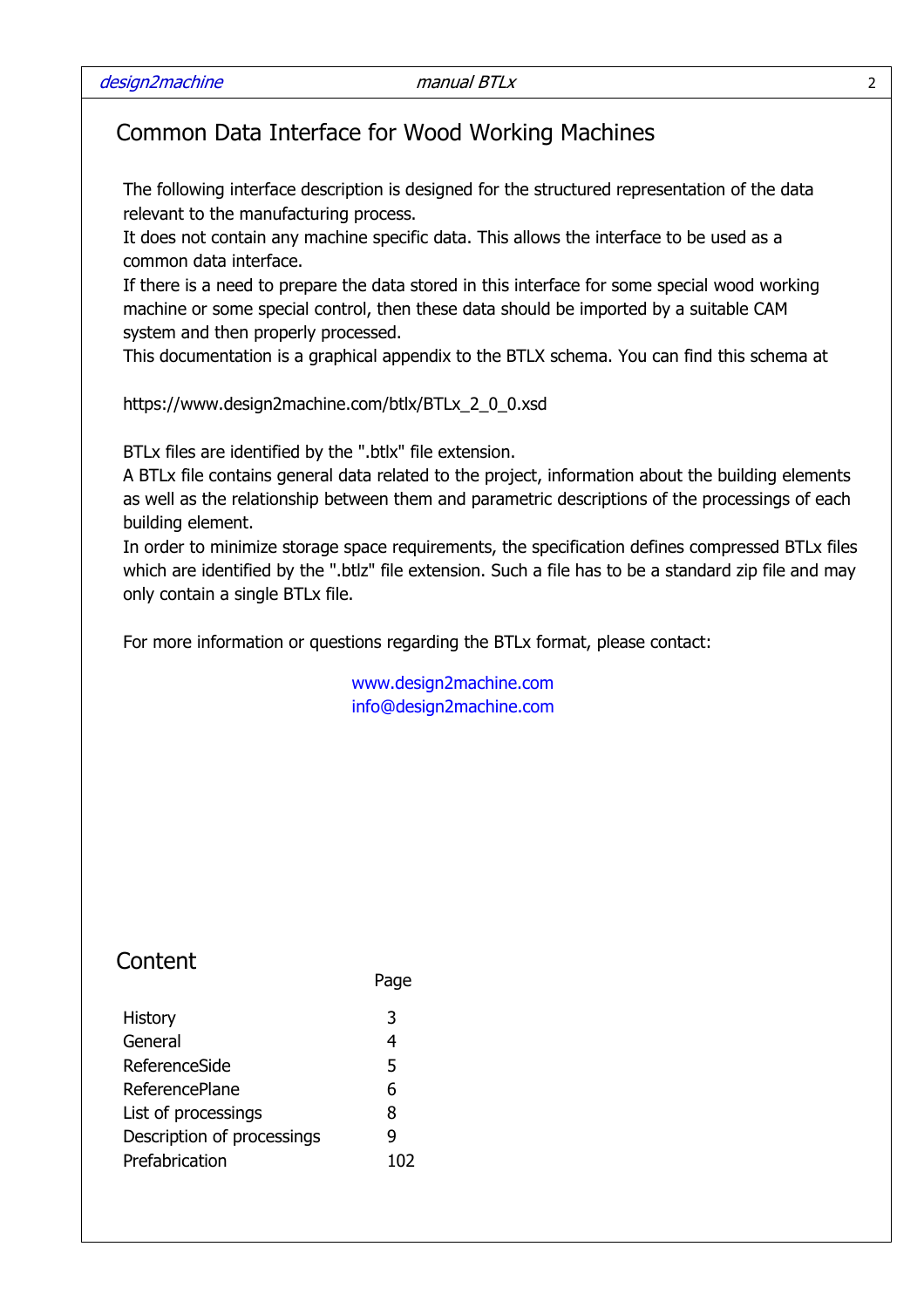# Common Data Interface for Wood Working Machines

The following interface description is designed for the structured representation of the data relevant to the manufacturing process.
It does not contain any machine specific data. This allows the interface to be used as a common data interface.
If there is a need to prepare the data stored in this interface for some special wood working machine or some special control, then these data should be imported by a suitable CAM system and then properly processed.
This documentation is a graphical appendix to the BTLX schema. You can find this schema at

https://www.design2machine.com/btlx/BTLx_2_0_0.xsd

BTLx files are identified by the ".btlx" file extension.
A BTLx file contains general data related to the project, information about the building elements as well as the relationship between them and parametric descriptions of the processings of each building element.
In order to minimize storage space requirements, the specification defines compressed BTLx files which are identified by the ".btlz" file extension. Such a file has to be a standard zip file and may only contain a single BTLx file.

For more information or questions regarding the BTLx format, please contact:

www.design2machine.com
info@design2machine.com

# Content

| | Page |
|---|---|
| History | 3 |
| General | 4 |
| ReferenceSide | 5 |
| ReferencePlane | 6 |
| List of processings | 8 |
| Description of processings | 9 |
| Prefabrication | 102 |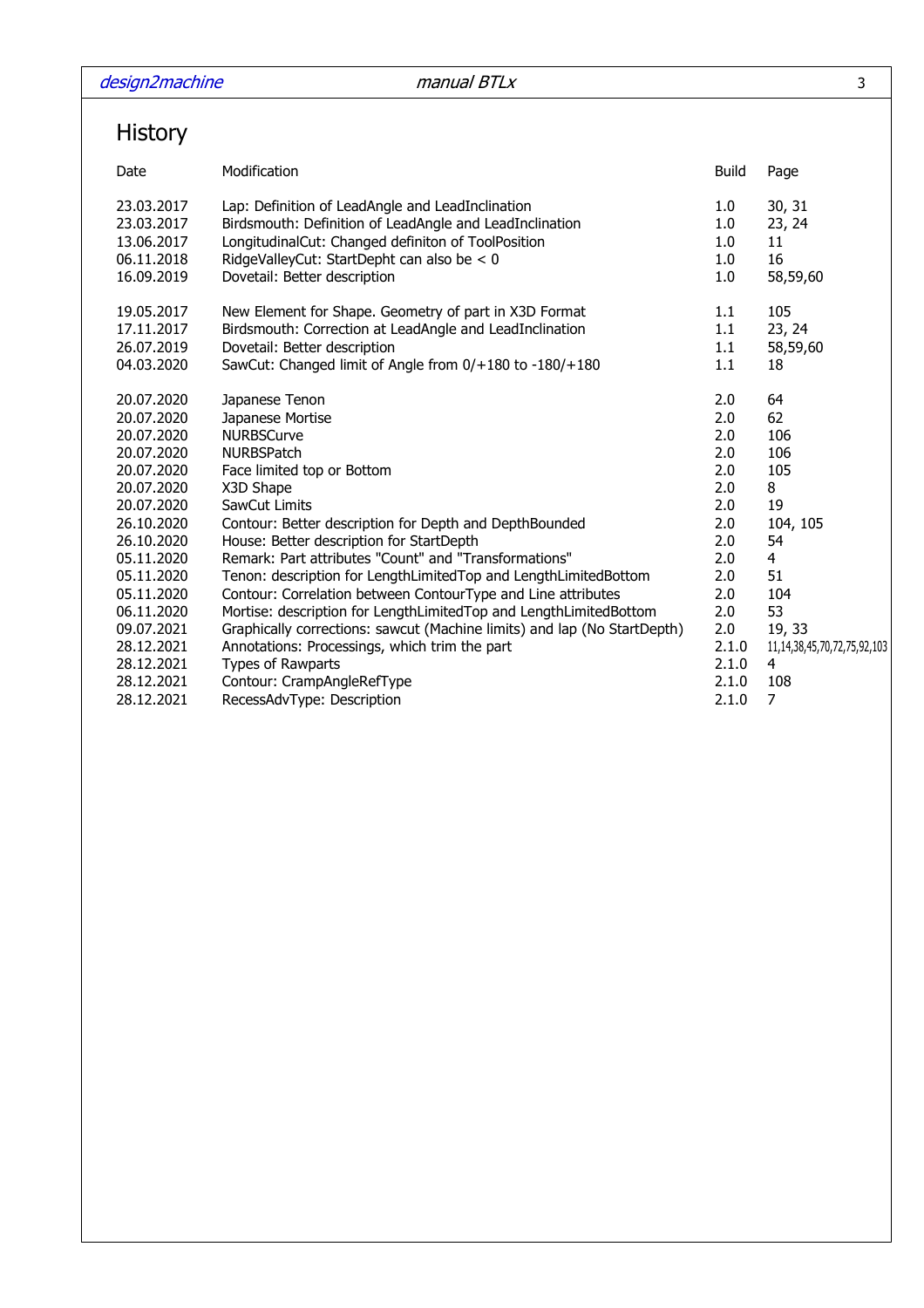# History

| Date | Modification | Build | Page |
|---|---|---|---|
| 23.03.2017 | Lap: Definition of LeadAngle and LeadInclination | 1.0 | 30, 31 |
| 23.03.2017 | Birdsmouth: Definition of LeadAngle and LeadInclination | 1.0 | 23, 24 |
| 13.06.2017 | LongitudinalCut: Changed definiton of ToolPosition | 1.0 | 11 |
| 06.11.2018 | RidgeValleyCut: StartDepht can also be < 0 | 1.0 | 16 |
| 16.09.2019 | Dovetail: Better description | 1.0 | 58,59,60 |
| 19.05.2017 | New Element for Shape. Geometry of part in X3D Format | 1.1 | 105 |
| 17.11.2017 | Birdsmouth: Correction at LeadAngle and LeadInclination | 1.1 | 23, 24 |
| 26.07.2019 | Dovetail: Better description | 1.1 | 58,59,60 |
| 04.03.2020 | SawCut: Changed limit of Angle from 0/+180 to -180/+180 | 1.1 | 18 |
| 20.07.2020 | Japanese Tenon | 2.0 | 64 |
| 20.07.2020 | Japanese Mortise | 2.0 | 62 |
| 20.07.2020 | NURBSCurve | 2.0 | 106 |
| 20.07.2020 | NURBSPatch | 2.0 | 106 |
| 20.07.2020 | Face limited top or Bottom | 2.0 | 105 |
| 20.07.2020 | X3D Shape | 2.0 | 8 |
| 20.07.2020 | SawCut Limits | 2.0 | 19 |
| 26.10.2020 | Contour: Better description for Depth and DepthBounded | 2.0 | 104, 105 |
| 26.10.2020 | House: Better description for StartDepth | 2.0 | 54 |
| 05.11.2020 | Remark: Part attributes "Count" and "Transformations" | 2.0 | 4 |
| 05.11.2020 | Tenon: description for LengthLimitedTop and LengthLimitedBottom | 2.0 | 51 |
| 05.11.2020 | Contour: Correlation between ContourType and Line attributes | 2.0 | 104 |
| 06.11.2020 | Mortise: description for LengthLimitedTop and LengthLimitedBottom | 2.0 | 53 |
| 09.07.2021 | Graphically corrections: sawcut (Machine limits) and lap (No StartDepth) | 2.0 | 19, 33 |
| 28.12.2021 | Annotations: Processings, which trim the part | 2.1.0 | 11,14,38,45,70,72,75,92,103 |
| 28.12.2021 | Types of Rawparts | 2.1.0 | 4 |
| 28.12.2021 | Contour: CrampAngleRefType | 2.1.0 | 108 |
| 28.12.2021 | RecessAdvType: Description | 2.1.0 | 7 |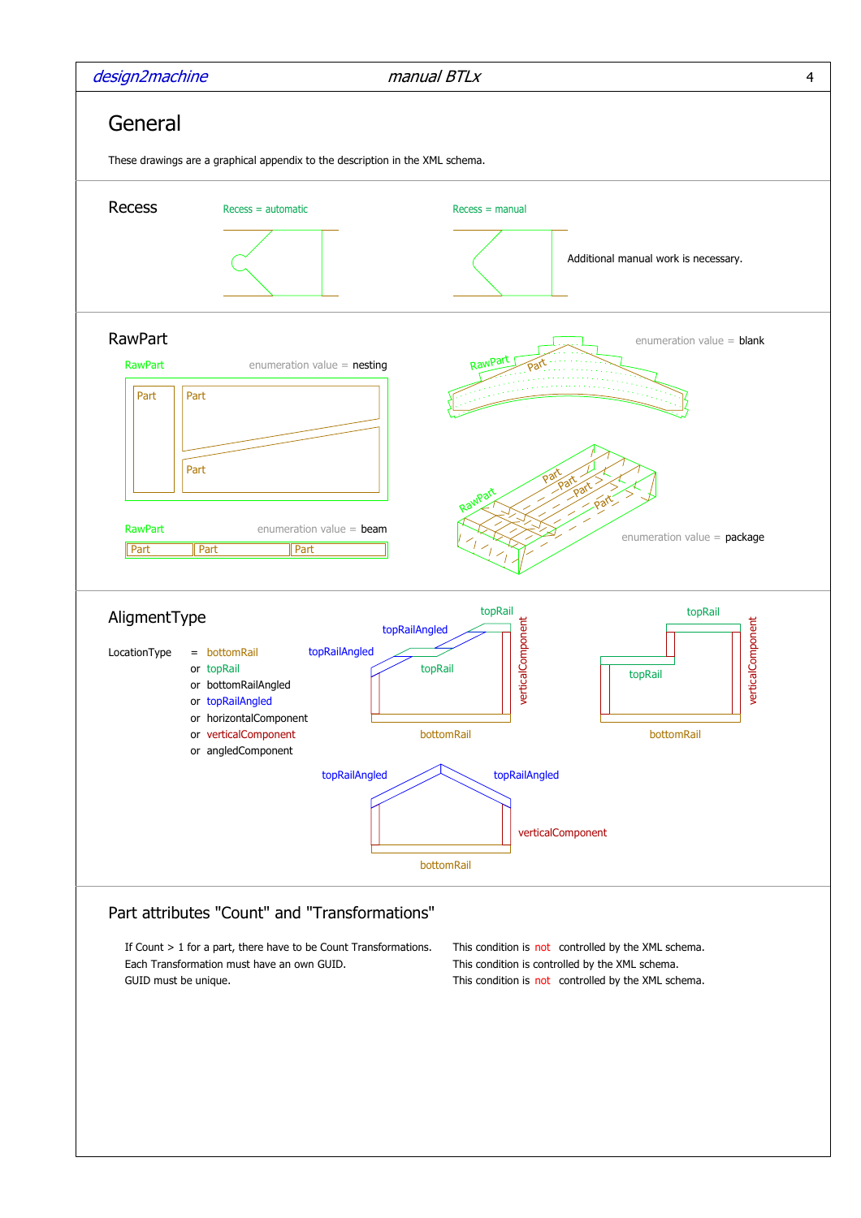# General

These drawings are a graphical appendix to the description in the XML schema.

## Recess

Recess = automatic

Recess = manual

Additional manual work is necessary.

## RawPart

RawPart — enumeration value = nesting

Part Part Part

enumeration value = blank

RawPart Part

RawPart — enumeration value = beam

Part Part Part

RawPart Part Part Part Part

enumeration value = package

## AligmentType

LocationType = bottomRail
or topRail
or bottomRailAngled
or topRailAngled
or horizontalComponent
or verticalComponent
or angledComponent

topRailAngled topRailAngled topRail topRail verticalComponent bottomRail

topRail topRail verticalComponent bottomRail

topRailAngled topRailAngled verticalComponent bottomRail

## Part attributes "Count" and "Transformations"

| | |
|---|---|
| If Count > 1 for a part, there have to be Count Transformations. | This condition is not controlled by the XML schema. |
| Each Transformation must have an own GUID. | This condition is controlled by the XML schema. |
| GUID must be unique. | This condition is not controlled by the XML schema. |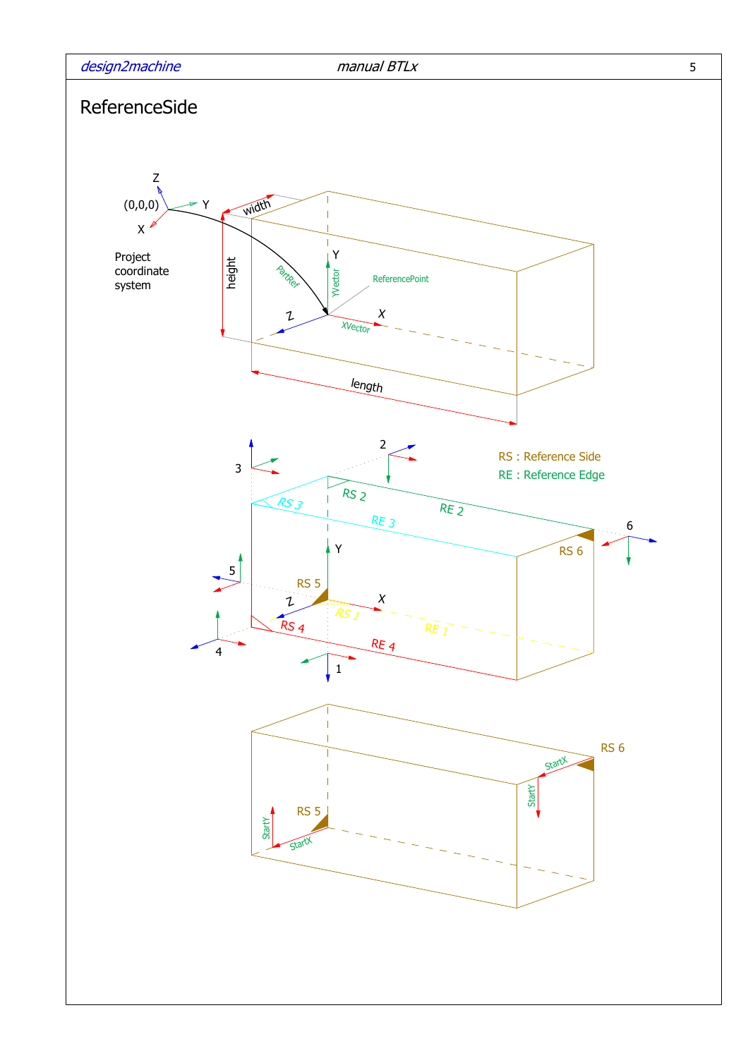# ReferenceSide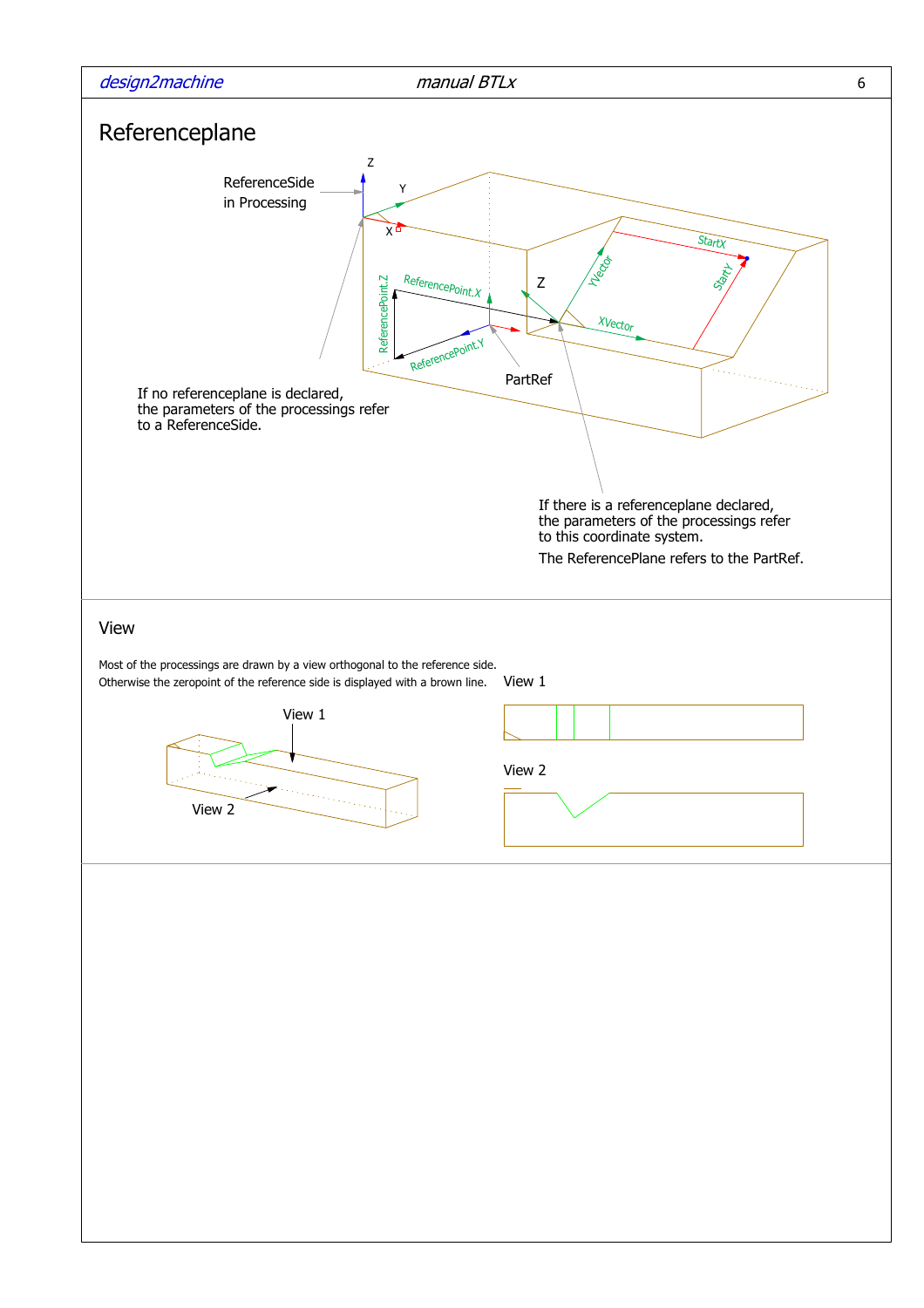# Referenceplane

ReferenceSide in Processing

If no referenceplane is declared, the parameters of the processings refer to a ReferenceSide.

PartRef

If there is a referenceplane declared, the parameters of the processings refer to this coordinate system.

The ReferencePlane refers to the PartRef.

## View

Most of the processings are drawn by a view orthogonal to the reference side.
Otherwise the zeropoint of the reference side is displayed with a brown line.

View 1

View 2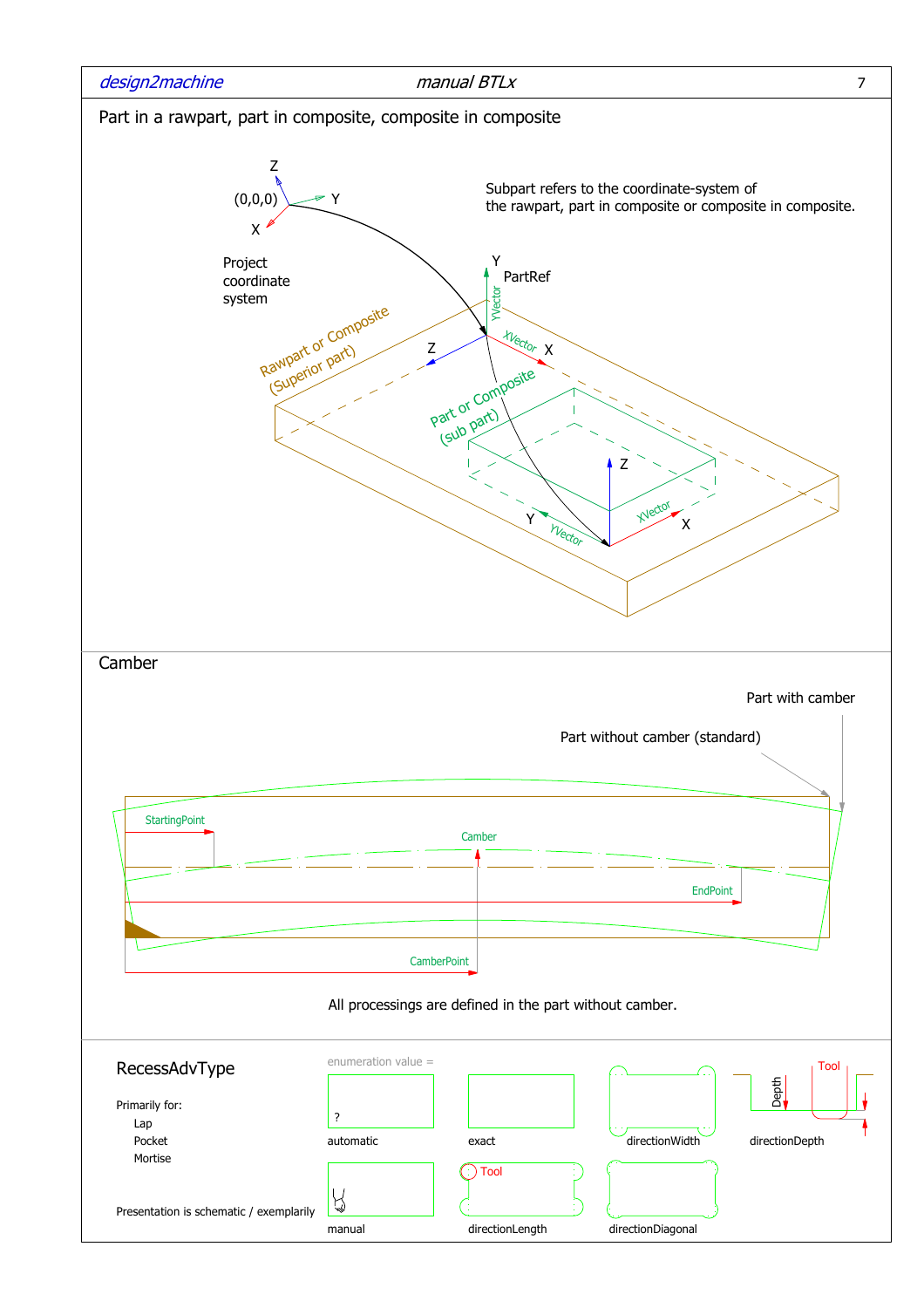## Part in a rawpart, part in composite, composite in composite

Z

(0,0,0) Y

X

Project coordinate system

Subpart refers to the coordinate-system of the rawpart, part in composite or composite in composite.

Y PartRef

YVector

XVector X

Z

Rawpart or Composite (Superior part)

Part or Composite (sub part)

Z

Y YVector

XVector X

## Camber

Part with camber

Part without camber (standard)

StartingPoint

Camber

EndPoint

CamberPoint

All processings are defined in the part without camber.

## RecessAdvType

Primarily for:

- Lap
- Pocket
- Mortise

Presentation is schematic / exemplarily

enumeration value =

automatic

exact

directionWidth

directionDepth

Depth

Tool

manual

directionLength

directionDiagonal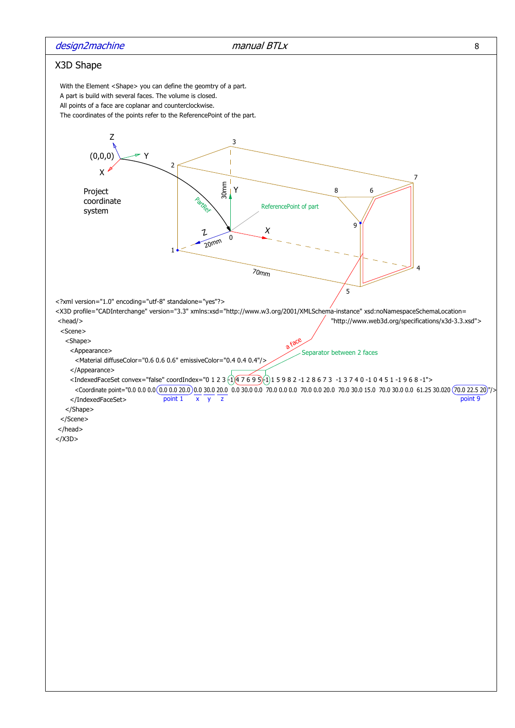## X3D Shape

With the Element <Shape> you can define the geomtry of a part.
A part is build with several faces. The volume is closed.
All points of a face are coplanar and counterclockwise.
The coordinates of the points refer to the ReferencePoint of the part.

```
<?xml version="1.0" encoding="utf-8" standalone="yes"?>
<X3D profile="CADInterchange" version="3.3" xmlns:xsd="http://www.w3.org/2001/XMLSchema-instance" xsd:noNamespaceSchemaLocation=
 <head/>                                                                                     "http://www.web3d.org/specifications/x3d-3.3.xsd">
  <Scene>
    <Shape>
      <Appearance>
        <Material diffuseColor="0.6 0.6 0.6" emissiveColor="0.4 0.4 0.4"/>
      </Appearance>
      <IndexedFaceSet convex="false" coordIndex="0 1 2 3 -1 4 7 6 9 5 -1 1 5 9 8 2 -1 2 8 6 7 3  -1 3 7 4 0 -1 0 4 5 1 -1 9 6 8 -1">
        <Coordinate point="0.0 0.0 0.0 0.0 0.0 20.0 0.0 30.0 20.0  0.0 30.0 0.0  70.0 0.0 0.0  70.0 0.0 20.0  70.0 30.0 15.0  70.0 30.0 0.0  61.25 30.020 70.0 22.5 20"/>
      </IndexedFaceSet>
    </Shape>
  </Scene>
 </head>
</X3D>
```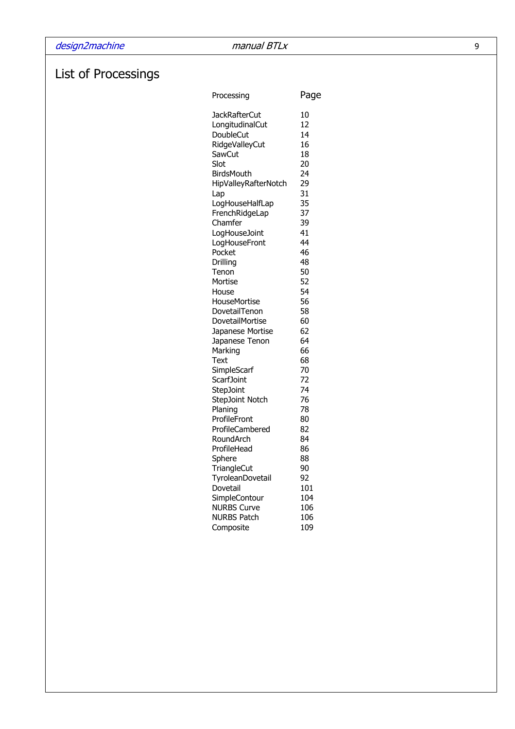# List of Processings

| Processing | Page |
|---|---|
| JackRafterCut | 10 |
| LongitudinalCut | 12 |
| DoubleCut | 14 |
| RidgeValleyCut | 16 |
| SawCut | 18 |
| Slot | 20 |
| BirdsMouth | 24 |
| HipValleyRafterNotch | 29 |
| Lap | 31 |
| LogHouseHalfLap | 35 |
| FrenchRidgeLap | 37 |
| Chamfer | 39 |
| LogHouseJoint | 41 |
| LogHouseFront | 44 |
| Pocket | 46 |
| Drilling | 48 |
| Tenon | 50 |
| Mortise | 52 |
| House | 54 |
| HouseMortise | 56 |
| DovetailTenon | 58 |
| DovetailMortise | 60 |
| Japanese Mortise | 62 |
| Japanese Tenon | 64 |
| Marking | 66 |
| Text | 68 |
| SimpleScarf | 70 |
| ScarfJoint | 72 |
| StepJoint | 74 |
| StepJoint Notch | 76 |
| Planing | 78 |
| ProfileFront | 80 |
| ProfileCambered | 82 |
| RoundArch | 84 |
| ProfileHead | 86 |
| Sphere | 88 |
| TriangleCut | 90 |
| TyroleanDovetail | 92 |
| Dovetail | 101 |
| SimpleContour | 104 |
| NURBS Curve | 106 |
| NURBS Patch | 106 |
| Composite | 109 |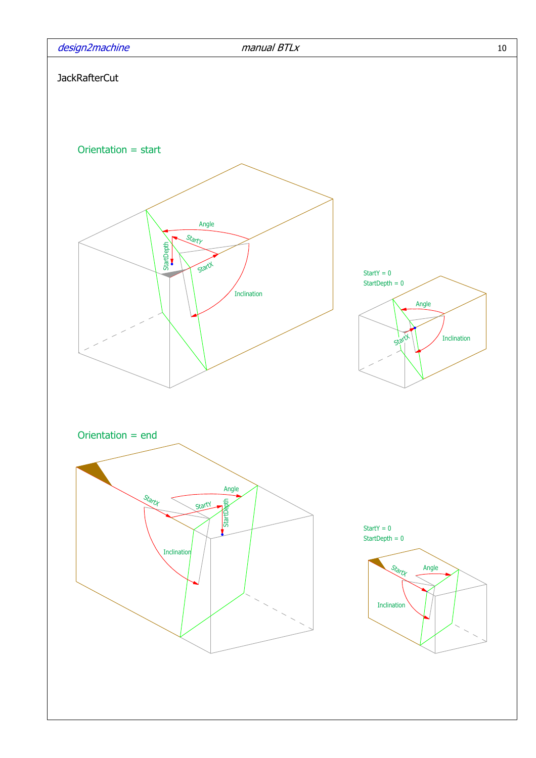JackRafterCut

Orientation = start

Angle

StartY

StartDepth

StartX

Inclination

StartY = 0
StartDepth = 0

Angle

StartX

Inclination

Orientation = end

StartX

Angle

StartY

StartDepth

Inclination

StartY = 0
StartDepth = 0

StartX

Angle

Inclination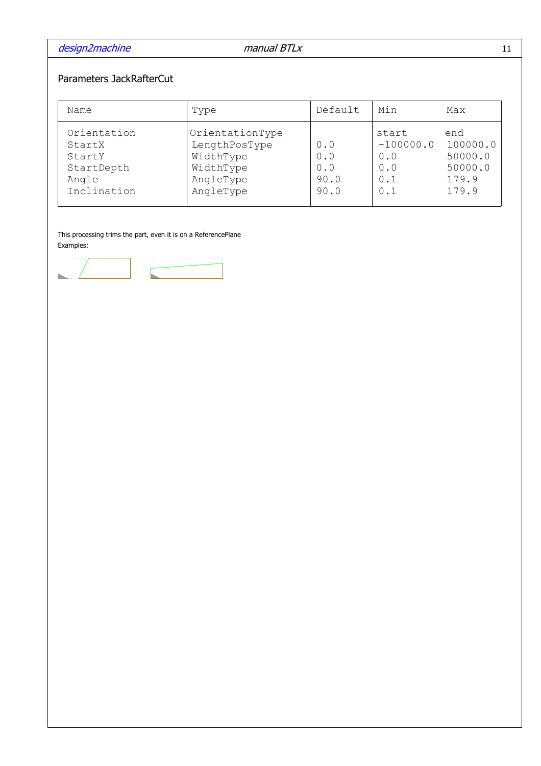## Parameters JackRafterCut

| Name | Type | Default | Min | Max |
|---|---|---|---|---|
| Orientation | OrientationType | | start | end |
| StartX | LengthPosType | 0.0 | -100000.0 | 100000.0 |
| StartY | WidthType | 0.0 | 0.0 | 50000.0 |
| StartDepth | WidthType | 0.0 | 0.0 | 50000.0 |
| Angle | AngleType | 90.0 | 0.1 | 179.9 |
| Inclination | AngleType | 90.0 | 0.1 | 179.9 |

This processing trims the part, even it is on a ReferencePlane

Examples: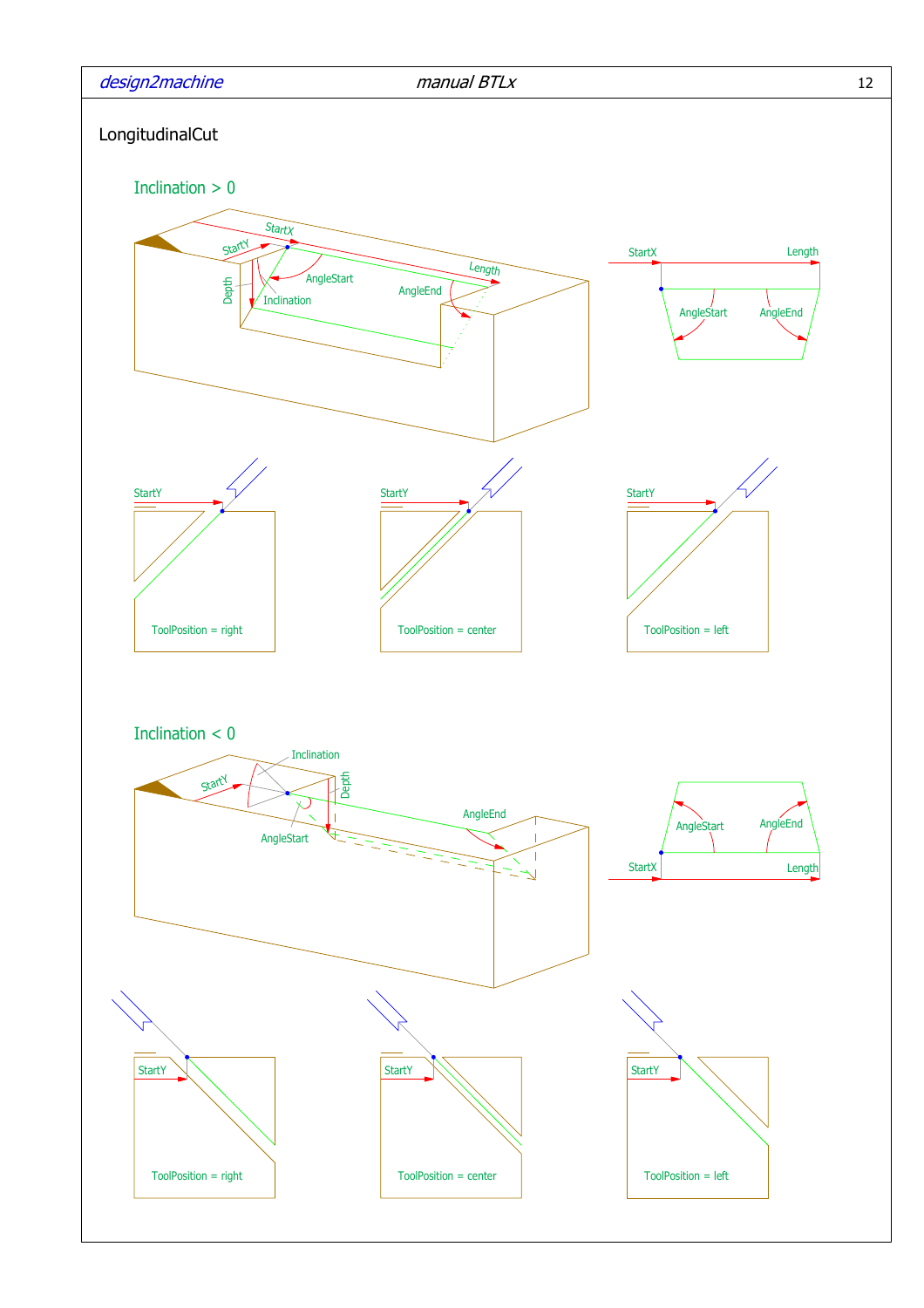# LongitudinalCut

## Inclination > 0

StartX

StartY

Length

Depth

AngleStart

AngleEnd

Inclination

StartX Length

AngleStart AngleEnd

StartY

ToolPosition = right

StartY

ToolPosition = center

StartY

ToolPosition = left

## Inclination < 0

Inclination

StartY

Depth

AngleStart

AngleEnd

AngleStart AngleEnd

StartX Length

StartY

ToolPosition = right

StartY

ToolPosition = center

StartY

ToolPosition = left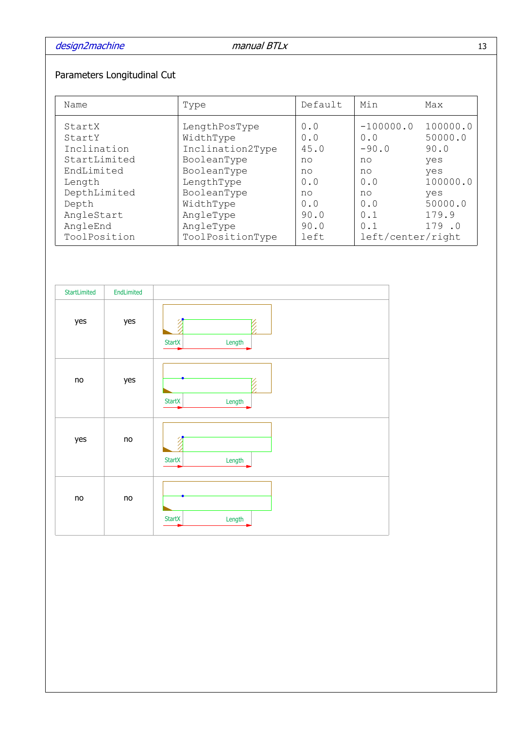Parameters Longitudinal Cut

| Name | Type | Default | Min | Max |
|---|---|---|---|---|
| StartX | LengthPosType | 0.0 | -100000.0 | 100000.0 |
| StartY | WidthType | 0.0 | 0.0 | 50000.0 |
| Inclination | Inclination2Type | 45.0 | -90.0 | 90.0 |
| StartLimited | BooleanType | no | no | yes |
| EndLimited | BooleanType | no | no | yes |
| Length | LengthType | 0.0 | 0.0 | 100000.0 |
| DepthLimited | BooleanType | no | no | yes |
| Depth | WidthType | 0.0 | 0.0 | 50000.0 |
| AngleStart | AngleType | 90.0 | 0.1 | 179.9 |
| AngleEnd | AngleType | 90.0 | 0.1 | 179 .0 |
| ToolPosition | ToolPositionType | left | left/center/right | |

| StartLimited | EndLimited | |
|---|---|---|
| yes | yes | StartX Length |
| no | yes | StartX Length |
| yes | no | StartX Length |
| no | no | StartX Length |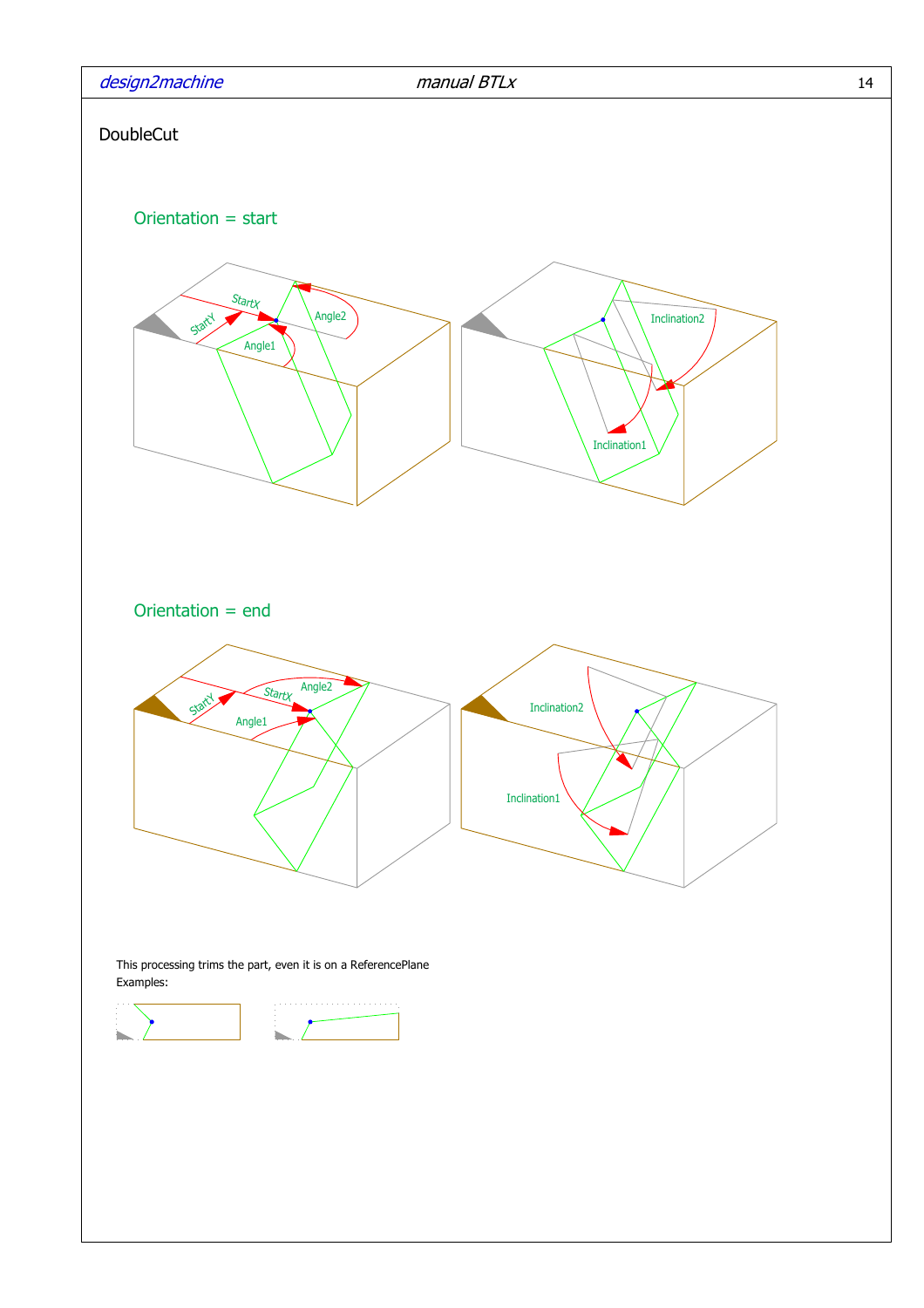# DoubleCut

## Orientation = start

## Orientation = end

This processing trims the part, even it is on a ReferencePlane
Examples: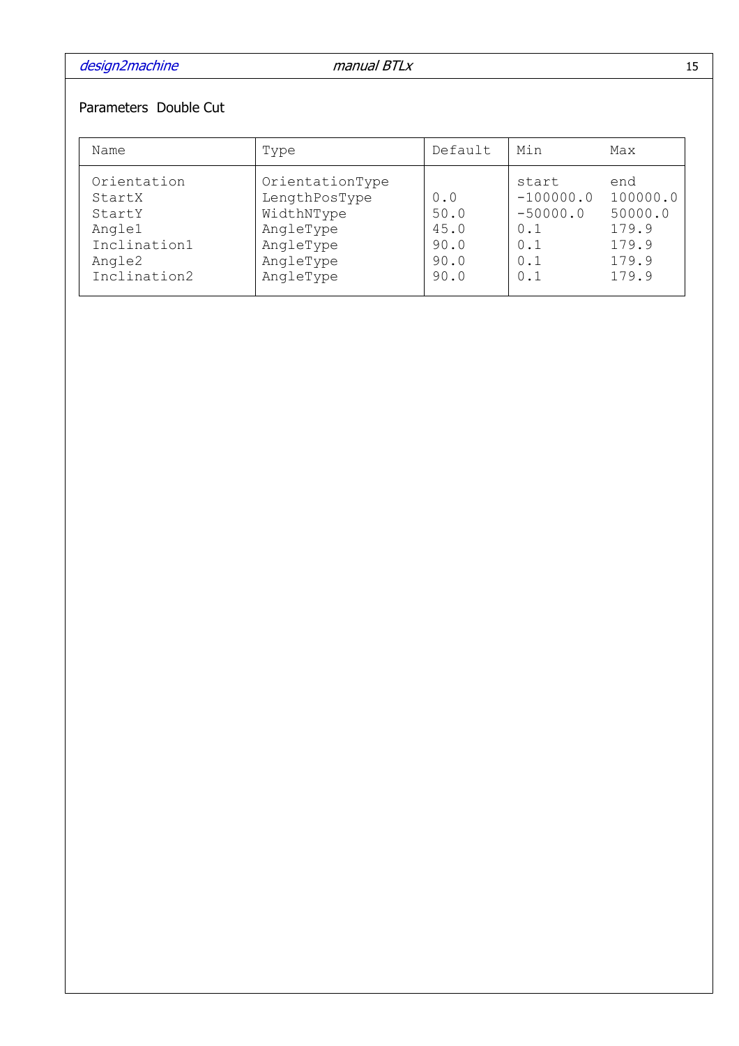Parameters Double Cut

| Name | Type | Default | Min | Max |
|---|---|---|---|---|
| Orientation | OrientationType | | start | end |
| StartX | LengthPosType | 0.0 | -100000.0 | 100000.0 |
| StartY | WidthNType | 50.0 | -50000.0 | 50000.0 |
| Angle1 | AngleType | 45.0 | 0.1 | 179.9 |
| Inclination1 | AngleType | 90.0 | 0.1 | 179.9 |
| Angle2 | AngleType | 90.0 | 0.1 | 179.9 |
| Inclination2 | AngleType | 90.0 | 0.1 | 179.9 |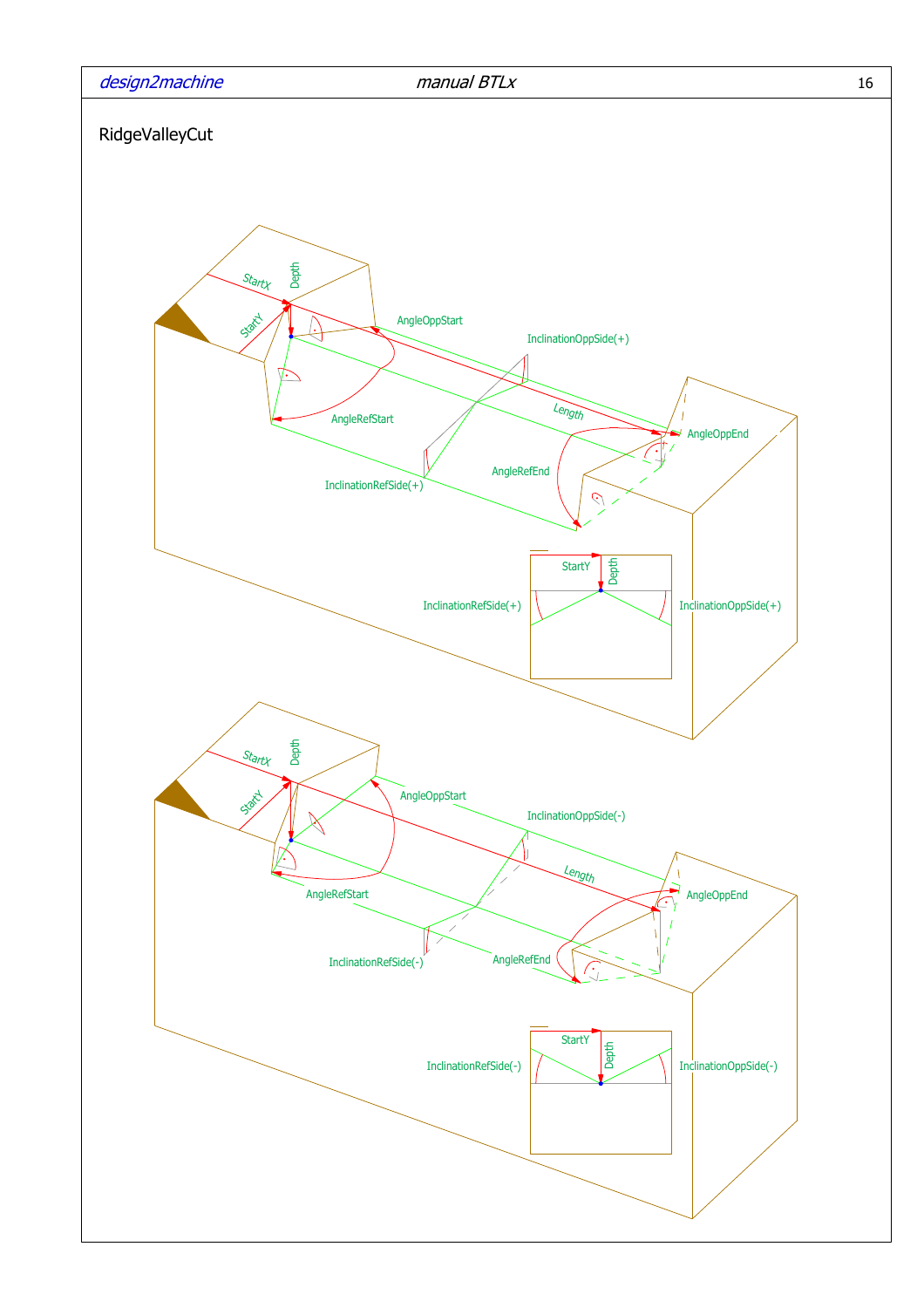RidgeValleyCut

StartX

Depth

StartY

AngleOppStart

InclinationOppSide(+)

Length

AngleRefStart

AngleOppEnd

AngleRefEnd

InclinationRefSide(+)

StartY

Depth

InclinationRefSide(+)

InclinationOppSide(+)

StartX

Depth

StartY

AngleOppStart

InclinationOppSide(-)

Length

AngleRefStart

AngleOppEnd

InclinationRefSide(-)

AngleRefEnd

StartY

Depth

InclinationRefSide(-)

InclinationOppSide(-)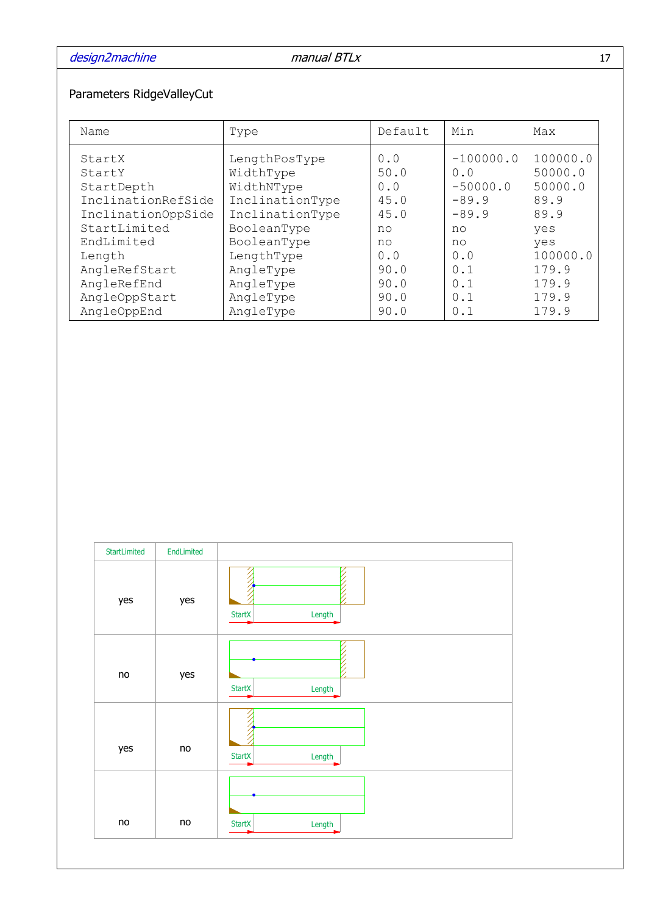Parameters RidgeValleyCut

| Name | Type | Default | Min | Max |
|---|---|---|---|---|
| StartX | LengthPosType | 0.0 | -100000.0 | 100000.0 |
| StartY | WidthType | 50.0 | 0.0 | 50000.0 |
| StartDepth | WidthNType | 0.0 | -50000.0 | 50000.0 |
| InclinationRefSide | InclinationType | 45.0 | -89.9 | 89.9 |
| InclinationOppSide | InclinationType | 45.0 | -89.9 | 89.9 |
| StartLimited | BooleanType | no | no | yes |
| EndLimited | BooleanType | no | no | yes |
| Length | LengthType | 0.0 | 0.0 | 100000.0 |
| AngleRefStart | AngleType | 90.0 | 0.1 | 179.9 |
| AngleRefEnd | AngleType | 90.0 | 0.1 | 179.9 |
| AngleOppStart | AngleType | 90.0 | 0.1 | 179.9 |
| AngleOppEnd | AngleType | 90.0 | 0.1 | 179.9 |

| StartLimited | EndLimited | |
|---|---|---|
| yes | yes | StartX Length |
| no | yes | StartX Length |
| yes | no | StartX Length |
| no | no | StartX Length |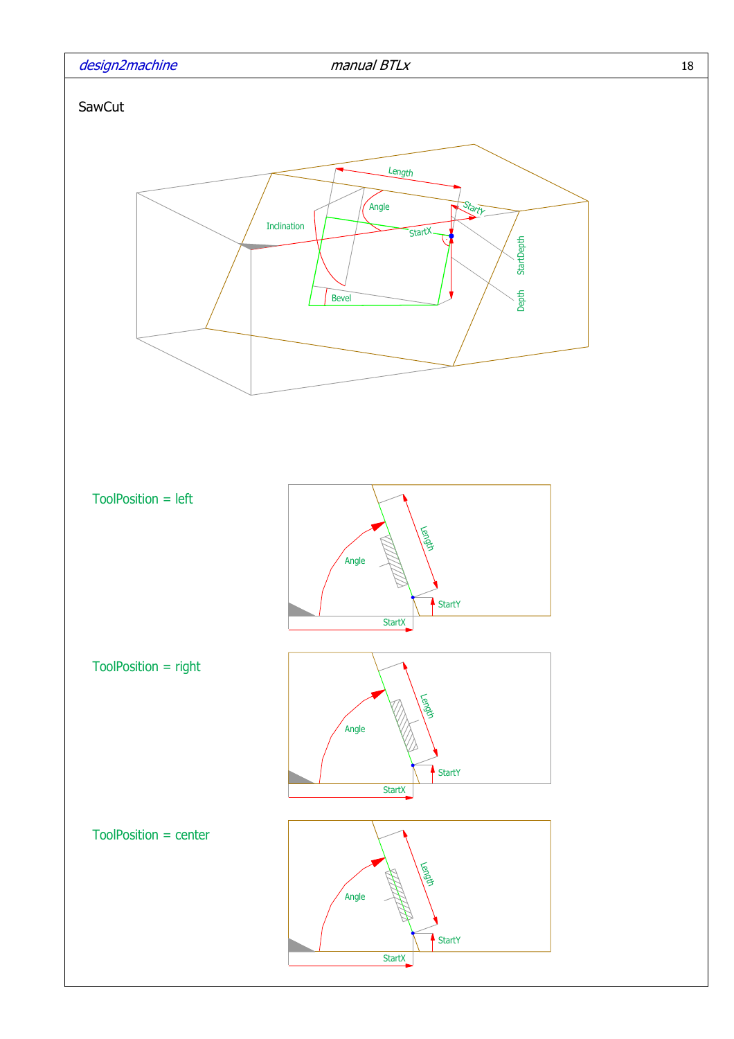## SawCut

ToolPosition = left

ToolPosition = right

ToolPosition = center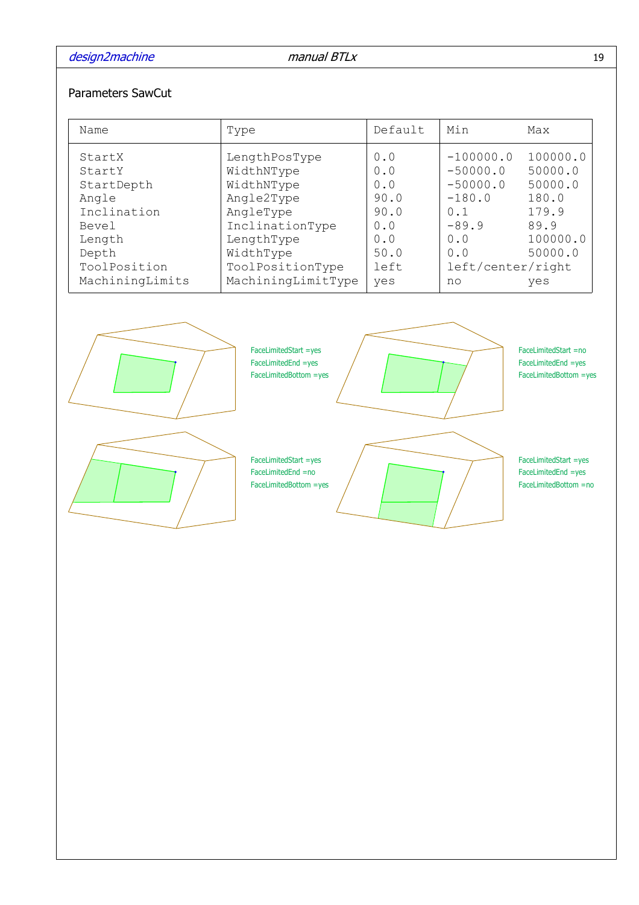Parameters SawCut

| Name | Type | Default | Min | Max |
|---|---|---|---|---|
| StartX | LengthPosType | 0.0 | -100000.0 | 100000.0 |
| StartY | WidthNType | 0.0 | -50000.0 | 50000.0 |
| StartDepth | WidthNType | 0.0 | -50000.0 | 50000.0 |
| Angle | Angle2Type | 90.0 | -180.0 | 180.0 |
| Inclination | AngleType | 90.0 | 0.1 | 179.9 |
| Bevel | InclinationType | 0.0 | -89.9 | 89.9 |
| Length | LengthType | 0.0 | 0.0 | 100000.0 |
| Depth | WidthType | 50.0 | 0.0 | 50000.0 |
| ToolPosition | ToolPositionType | left | left/center/right | |
| MachiningLimits | MachiningLimitType | yes | no | yes |

FaceLimitedStart =yes
FaceLimitedEnd =yes
FaceLimitedBottom =yes

FaceLimitedStart =no
FaceLimitedEnd =yes
FaceLimitedBottom =yes

FaceLimitedStart =yes
FaceLimitedEnd =no
FaceLimitedBottom =yes

FaceLimitedStart =yes
FaceLimitedEnd =yes
FaceLimitedBottom =no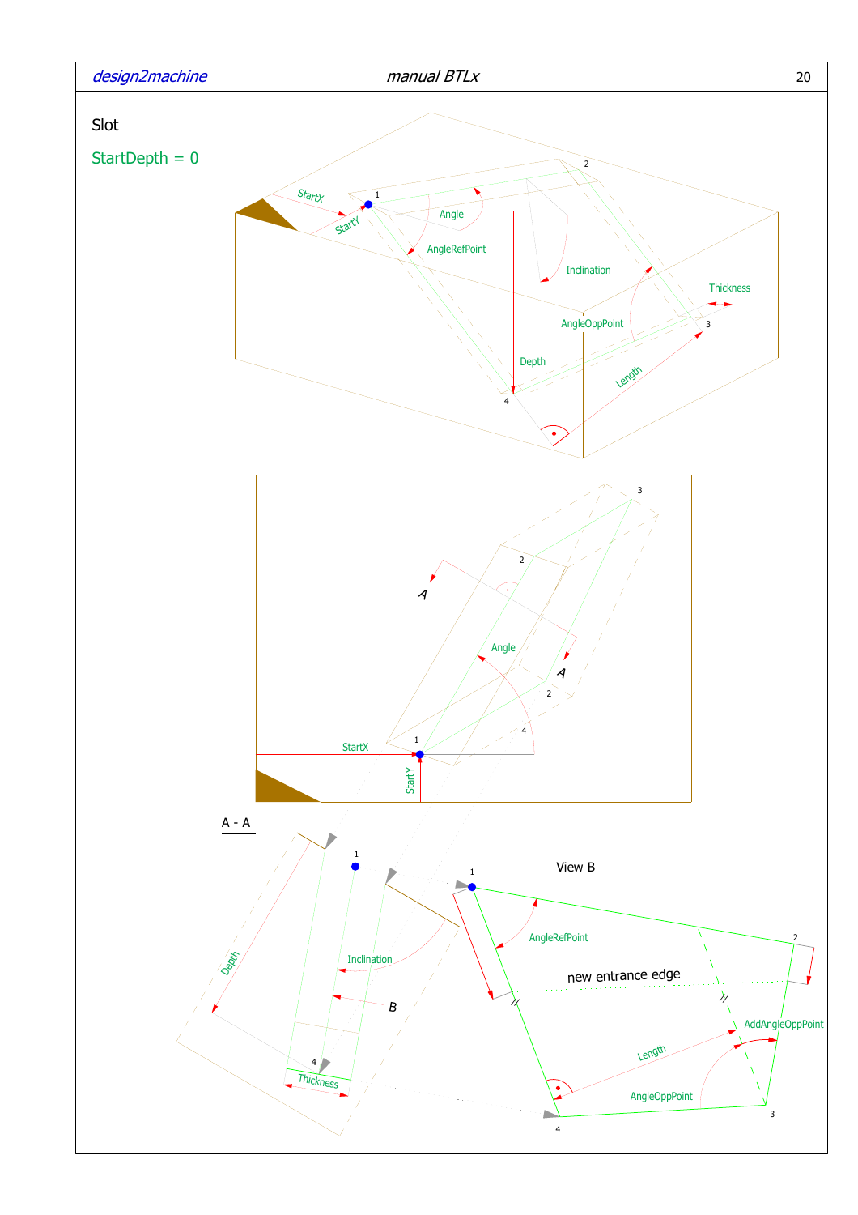Slot

StartDepth = 0

StartX

StartY

1

2

3

4

Angle

AngleRefPoint

Inclination

Thickness

AngleOppPoint

Depth

Length

A

A - A

View B

new entrance edge

AddAngleOppPoint

B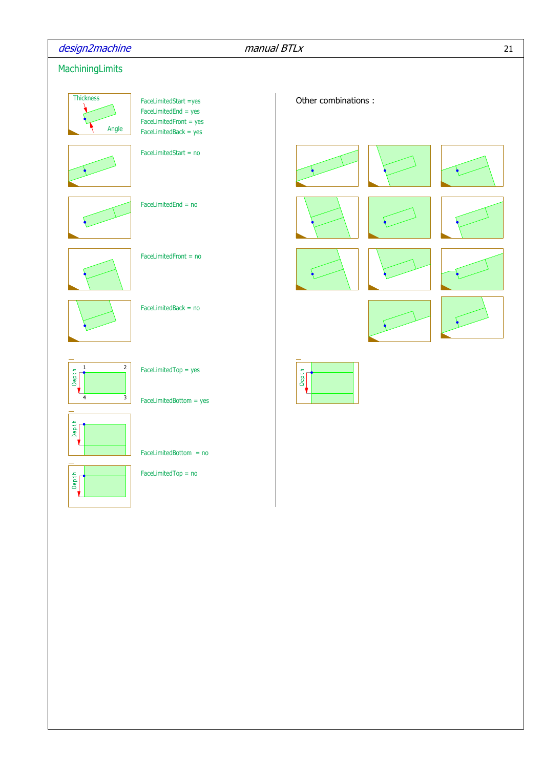## MachiningLimits

Thickness

Angle

FaceLimitedStart =yes
FaceLimitedEnd = yes
FaceLimitedFront = yes
FaceLimitedBack = yes

FaceLimitedStart = no

FaceLimitedEnd = no

FaceLimitedFront = no

FaceLimitedBack = no

Depth

1 2 4 3

FaceLimitedTop = yes

FaceLimitedBottom = yes

Depth

FaceLimitedBottom = no

Depth

FaceLimitedTop = no

Other combinations :

Depth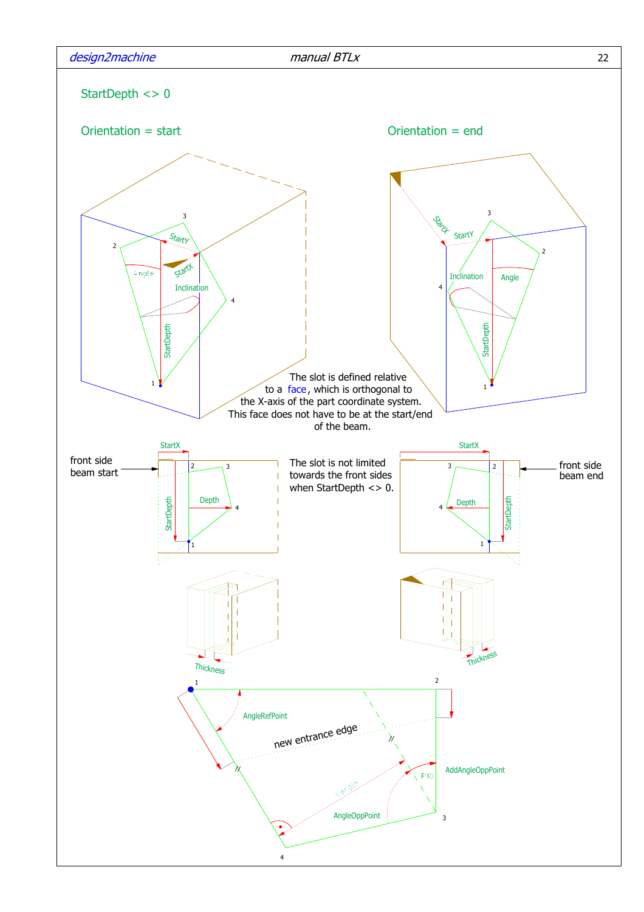## StartDepth <> 0

### Orientation = start

### Orientation = end

The slot is defined relative to a face, which is orthogonal to the X-axis of the part coordinate system. This face does not have to be at the start/end of the beam.

front side beam start

The slot is not limited towards the front sides when StartDepth <> 0.

front side beam end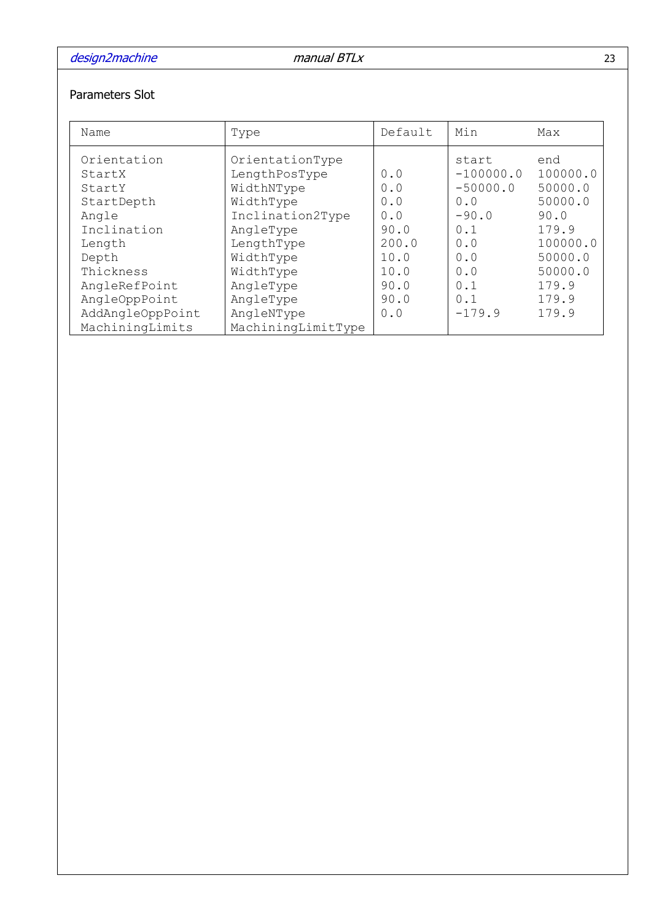Parameters Slot

| Name | Type | Default | Min | Max |
|---|---|---|---|---|
| Orientation | OrientationType | | start | end |
| StartX | LengthPosType | 0.0 | -100000.0 | 100000.0 |
| StartY | WidthNType | 0.0 | -50000.0 | 50000.0 |
| StartDepth | WidthType | 0.0 | 0.0 | 50000.0 |
| Angle | Inclination2Type | 0.0 | -90.0 | 90.0 |
| Inclination | AngleType | 90.0 | 0.1 | 179.9 |
| Length | LengthType | 200.0 | 0.0 | 100000.0 |
| Depth | WidthType | 10.0 | 0.0 | 50000.0 |
| Thickness | WidthType | 10.0 | 0.0 | 50000.0 |
| AngleRefPoint | AngleType | 90.0 | 0.1 | 179.9 |
| AngleOppPoint | AngleType | 90.0 | 0.1 | 179.9 |
| AddAngleOppPoint | AngleNType | 0.0 | -179.9 | 179.9 |
| MachiningLimits | MachiningLimitType | | | |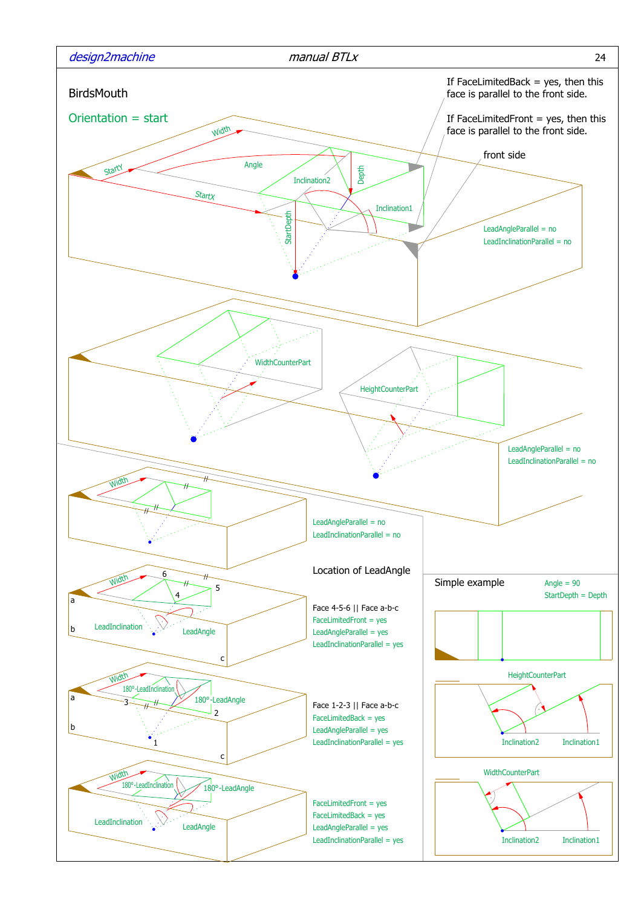# BirdsMouth

## Orientation = start

If FaceLimitedBack = yes, then this face is parallel to the front side.

If FaceLimitedFront = yes, then this face is parallel to the front side.

front side

Width
StartY
StartX
Angle
Inclination2
Depth
Inclination1
StartDepth

LeadAngleParallel = no
LeadInclinationParallel = no

WidthCounterPart

HeightCounterPart

LeadAngleParallel = no
LeadInclinationParallel = no

Width

LeadAngleParallel = no
LeadInclinationParallel = no

### Location of LeadAngle

Face 4-5-6 || Face a-b-c
FaceLimitedFront = yes
LeadAngleParallel = yes
LeadInclinationParallel = yes

Face 1-2-3 || Face a-b-c
FaceLimitedBack = yes
LeadAngleParallel = yes
LeadInclinationParallel = yes

FaceLimitedFront = yes
FaceLimitedBack = yes
LeadAngleParallel = yes
LeadInclinationParallel = yes

### Simple example

Angle = 90
StartDepth = Depth

HeightCounterPart

Inclination2 Inclination1

WidthCounterPart

Inclination2 Inclination1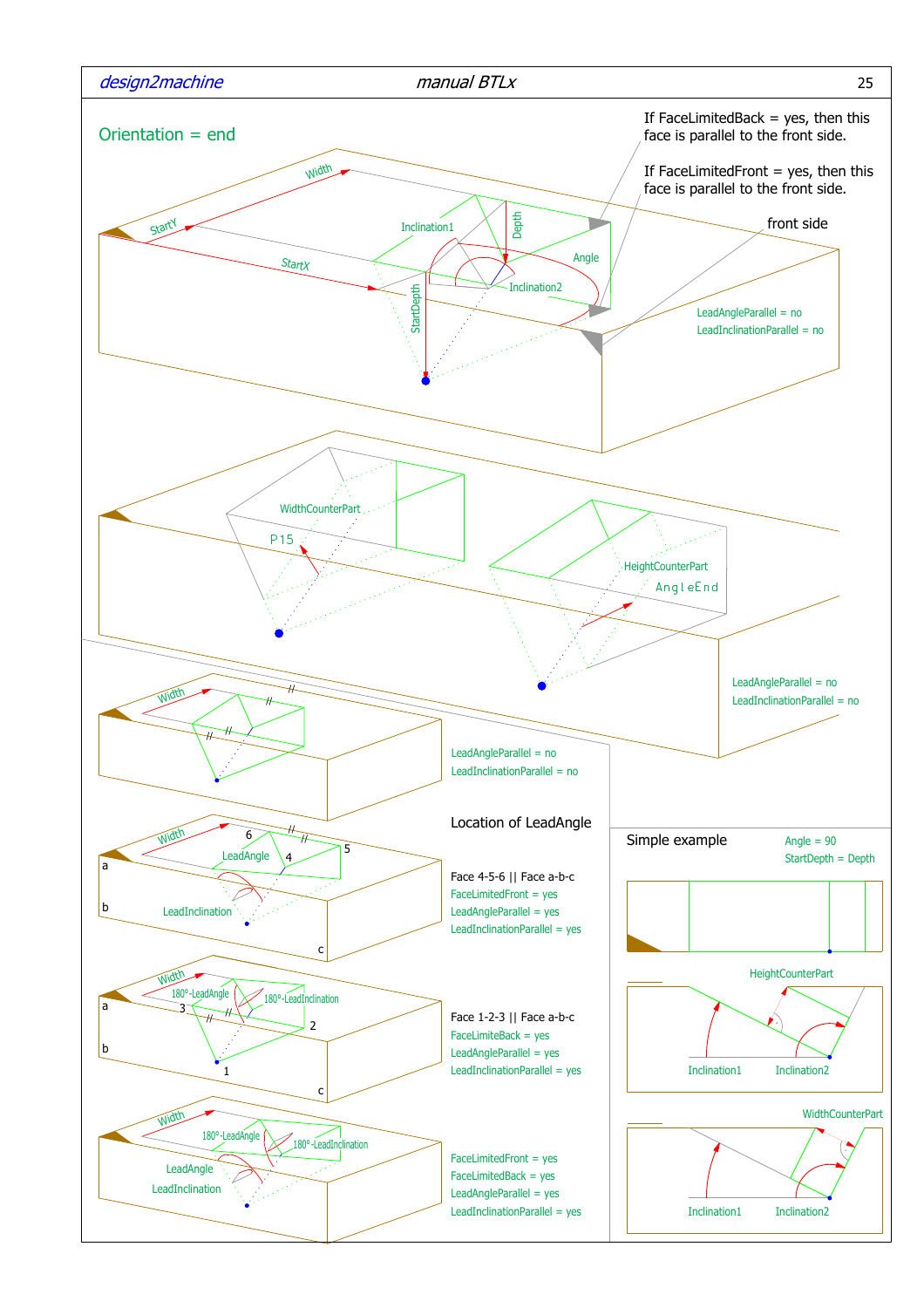## Orientation = end

If FaceLimitedBack = yes, then this face is parallel to the front side.

If FaceLimitedFront = yes, then this face is parallel to the front side.

front side

Width

StartY

StartX

Inclination1

Depth

Angle

Inclination2

StartDepth

LeadAngleParallel = no
LeadInclinationParallel = no

WidthCounterPart

P15

HeightCounterPart

AngleEnd

LeadAngleParallel = no
LeadInclinationParallel = no

Width

LeadAngleParallel = no
LeadInclinationParallel = no

Location of LeadAngle

Width

6

5

4

a

b

c

LeadAngle

LeadInclination

Face 4-5-6 || Face a-b-c
FaceLimitedFront = yes
LeadAngleParallel = yes
LeadInclinationParallel = yes

Width

180°-LeadAngle

180°-LeadInclination

3

2

1

a

b

c

Face 1-2-3 || Face a-b-c
FaceLimiteBack = yes
LeadAngleParallel = yes
LeadInclinationParallel = yes

Width

180°-LeadAngle

180°-LeadInclination

LeadAngle

LeadInclination

FaceLimitedFront = yes
FaceLimitedBack = yes
LeadAngleParallel = yes
LeadInclinationParallel = yes

Simple example

Angle = 90
StartDepth = Depth

HeightCounterPart

Inclination1

Inclination2

WidthCounterPart

Inclination1

Inclination2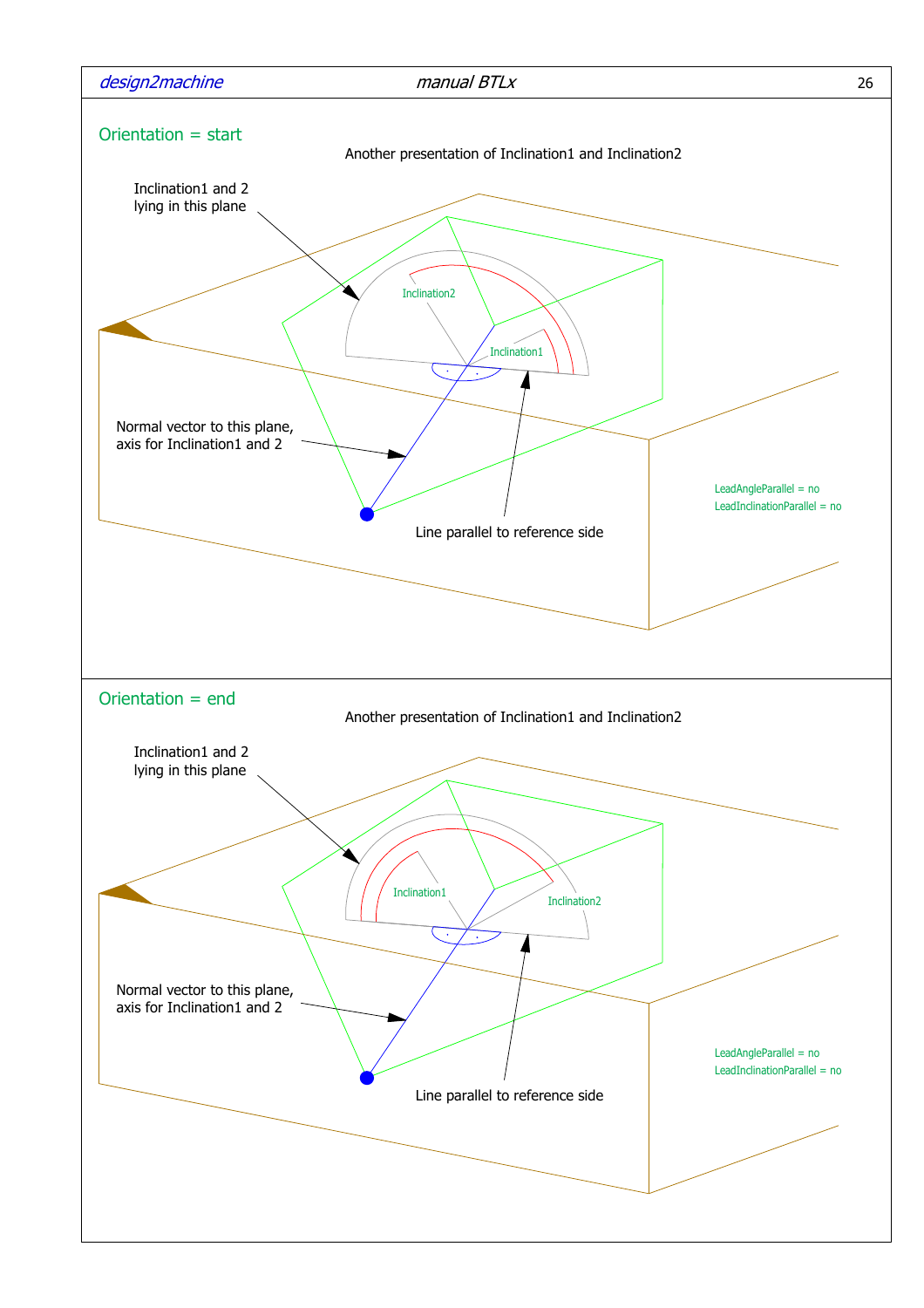## Orientation = start

Another presentation of Inclination1 and Inclination2

Inclination1 and 2 lying in this plane

Inclination2

Inclination1

Normal vector to this plane, axis for Inclination1 and 2

Line parallel to reference side

LeadAngleParallel = no
LeadInclinationParallel = no

## Orientation = end

Another presentation of Inclination1 and Inclination2

Inclination1 and 2 lying in this plane

Inclination1

Inclination2

Normal vector to this plane, axis for Inclination1 and 2

Line parallel to reference side

LeadAngleParallel = no
LeadInclinationParallel = no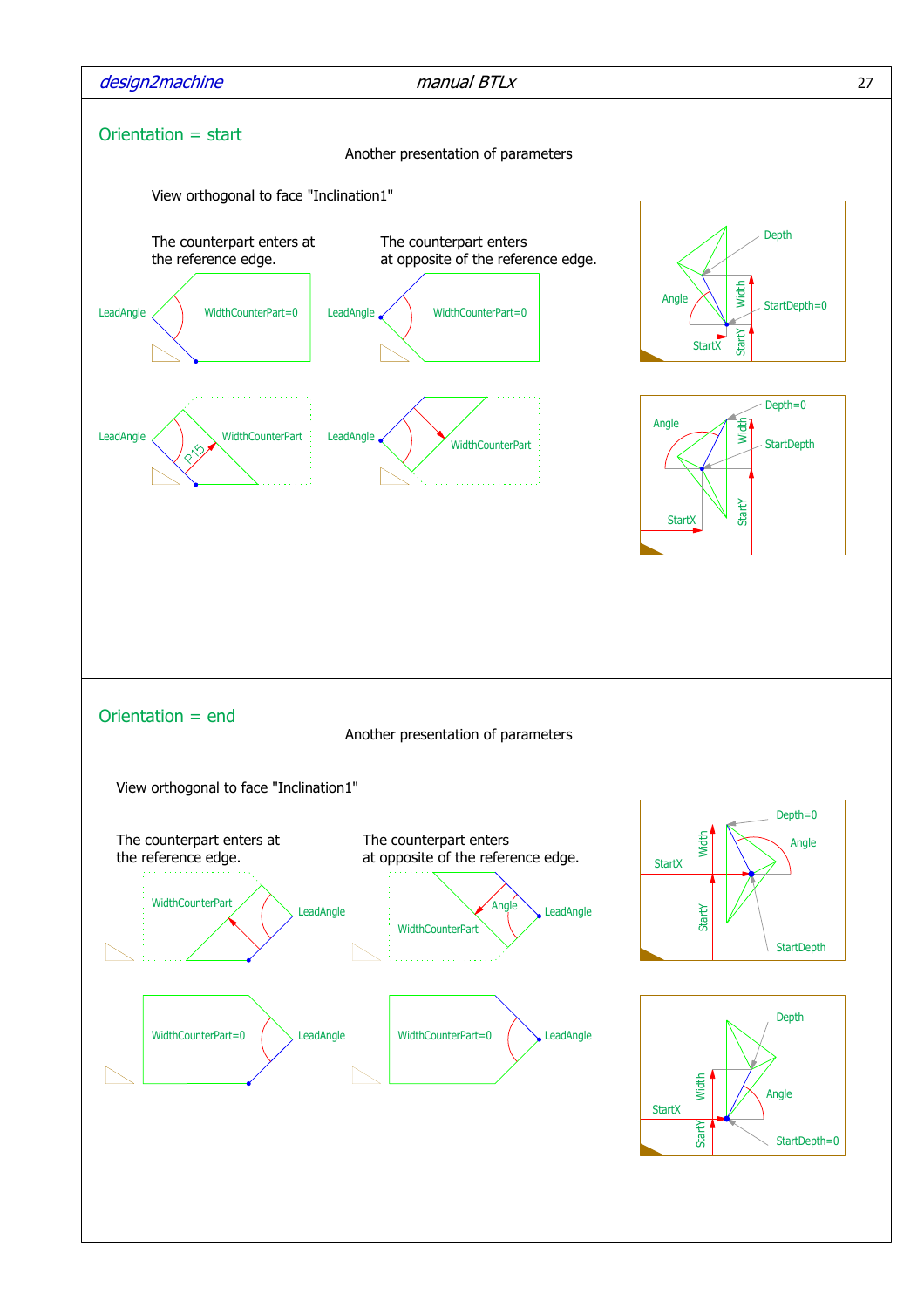## Orientation = start

Another presentation of parameters

View orthogonal to face "Inclination1"

The counterpart enters at the reference edge.

The counterpart enters at opposite of the reference edge.

LeadAngle WidthCounterPart=0

LeadAngle WidthCounterPart=0

LeadAngle WidthCounterPart P15

LeadAngle WidthCounterPart

Depth Angle Width StartDepth=0 StartX StartY

Depth=0 Angle Width StartDepth StartX StartY

## Orientation = end

Another presentation of parameters

View orthogonal to face "Inclination1"

The counterpart enters at the reference edge.

The counterpart enters at opposite of the reference edge.

WidthCounterPart LeadAngle

Angle LeadAngle WidthCounterPart

WidthCounterPart=0 LeadAngle

WidthCounterPart=0 LeadAngle

Depth=0 Width Angle StartX StartY StartDepth

Depth Width Angle StartX StartY StartDepth=0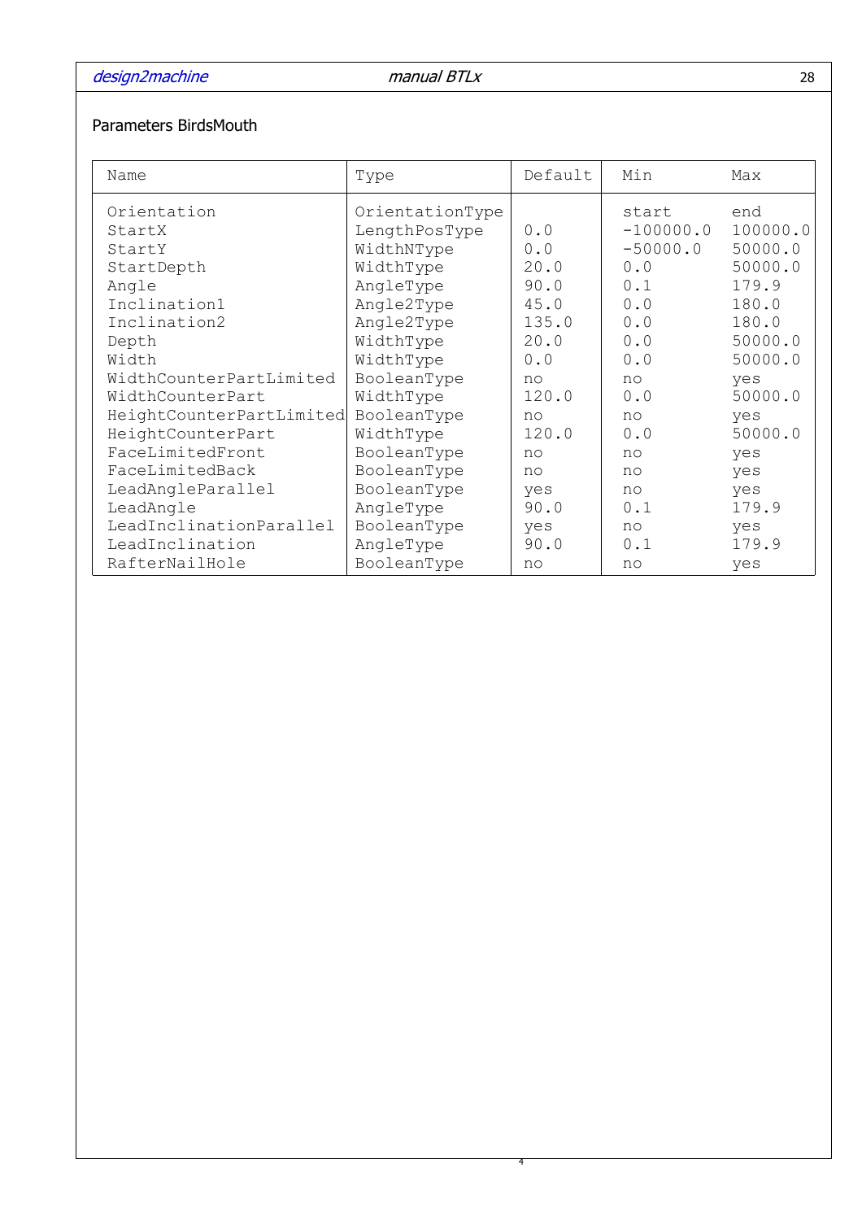## Parameters BirdsMouth

| Name | Type | Default | Min | Max |
|---|---|---|---|---|
| Orientation | OrientationType | | start | end |
| StartX | LengthPosType | 0.0 | -100000.0 | 100000.0 |
| StartY | WidthNType | 0.0 | -50000.0 | 50000.0 |
| StartDepth | WidthType | 20.0 | 0.0 | 50000.0 |
| Angle | AngleType | 90.0 | 0.1 | 179.9 |
| Inclination1 | Angle2Type | 45.0 | 0.0 | 180.0 |
| Inclination2 | Angle2Type | 135.0 | 0.0 | 180.0 |
| Depth | WidthType | 20.0 | 0.0 | 50000.0 |
| Width | WidthType | 0.0 | 0.0 | 50000.0 |
| WidthCounterPartLimited | BooleanType | no | no | yes |
| WidthCounterPart | WidthType | 120.0 | 0.0 | 50000.0 |
| HeightCounterPartLimited | BooleanType | no | no | yes |
| HeightCounterPart | WidthType | 120.0 | 0.0 | 50000.0 |
| FaceLimitedFront | BooleanType | no | no | yes |
| FaceLimitedBack | BooleanType | no | no | yes |
| LeadAngleParallel | BooleanType | yes | no | yes |
| LeadAngle | AngleType | 90.0 | 0.1 | 179.9 |
| LeadInclinationParallel | BooleanType | yes | no | yes |
| LeadInclination | AngleType | 90.0 | 0.1 | 179.9 |
| RafterNailHole | BooleanType | no | no | yes |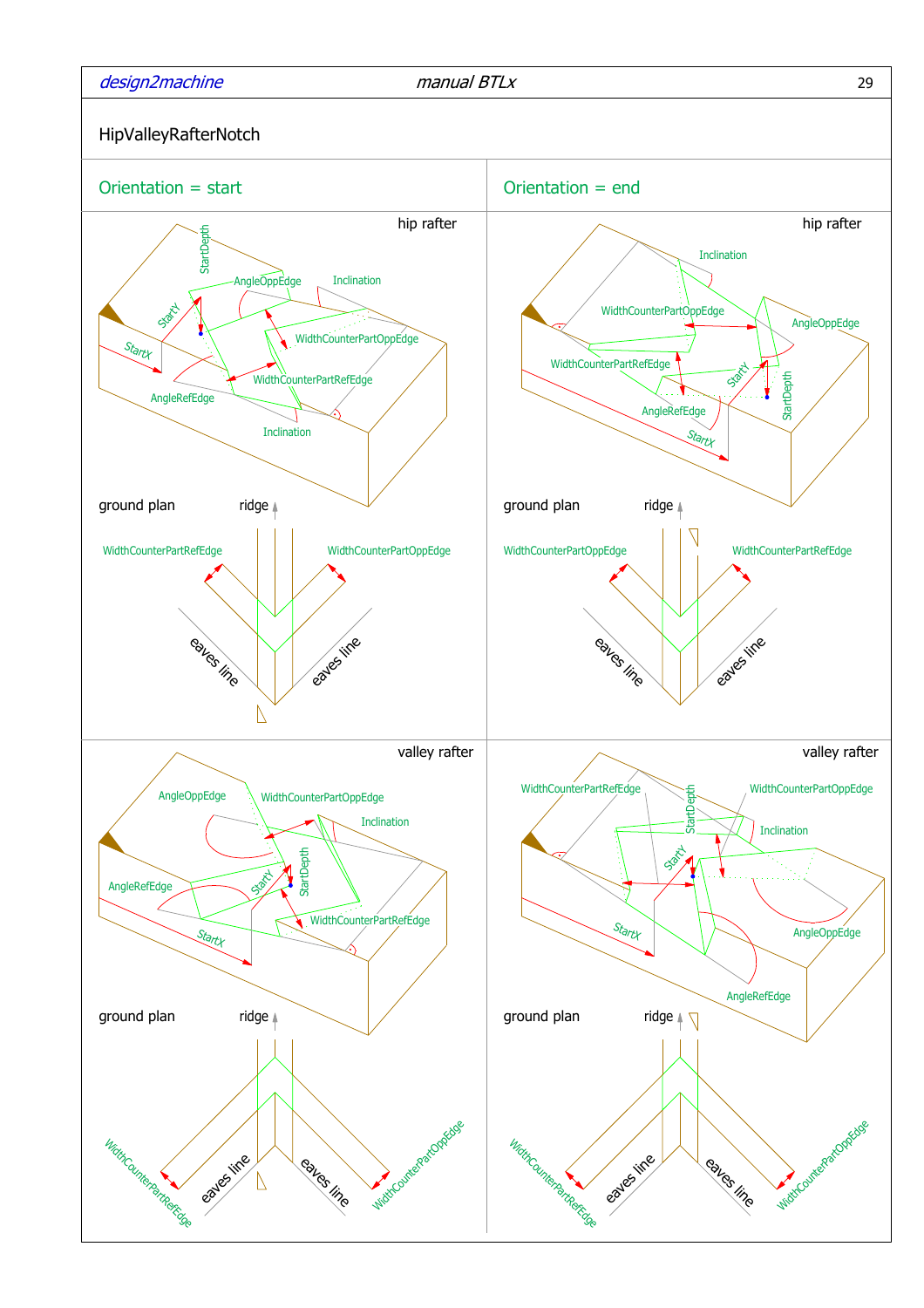## HipValleyRafterNotch

| Orientation = start | Orientation = end |
| --- | --- |

### hip rafter

Orientation = start: StartDepth, AngleOppEdge, Inclination, StartY, StartX, WidthCounterPartOppEdge, WidthCounterPartRefEdge, AngleRefEdge, Inclination

Orientation = end: Inclination, WidthCounterPartOppEdge, AngleOppEdge, WidthCounterPartRefEdge, StartY, StartDepth, AngleRefEdge, StartX

ground plan — ridge

WidthCounterPartRefEdge, WidthCounterPartOppEdge, eaves line, eaves line

ground plan — ridge

WidthCounterPartOppEdge, WidthCounterPartRefEdge, eaves line, eaves line

### valley rafter

Orientation = start: AngleOppEdge, WidthCounterPartOppEdge, Inclination, AngleRefEdge, StartY, StartDepth, WidthCounterPartRefEdge, StartX

Orientation = end: WidthCounterPartRefEdge, StartDepth, WidthCounterPartOppEdge, Inclination, StartY, StartX, AngleOppEdge, AngleRefEdge

ground plan — ridge

WidthCounterPartRefEdge, eaves line, eaves line, WidthCounterPartOppEdge

ground plan — ridge

WidthCounterPartRefEdge, eaves line, eaves line, WidthCounterPartOppEdge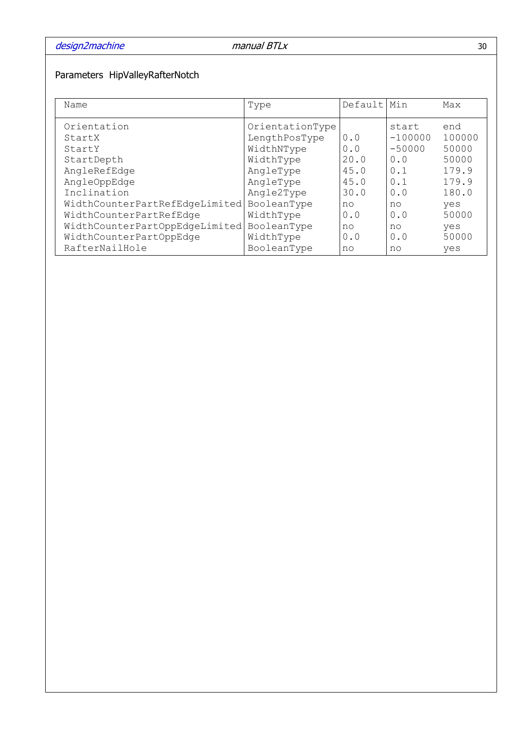## Parameters HipValleyRafterNotch

| Name | Type | Default | Min | Max |
|---|---|---|---|---|
| Orientation | OrientationType | | start | end |
| StartX | LengthPosType | 0.0 | -100000 | 100000 |
| StartY | WidthNType | 0.0 | -50000 | 50000 |
| StartDepth | WidthType | 20.0 | 0.0 | 50000 |
| AngleRefEdge | AngleType | 45.0 | 0.1 | 179.9 |
| AngleOppEdge | AngleType | 45.0 | 0.1 | 179.9 |
| Inclination | Angle2Type | 30.0 | 0.0 | 180.0 |
| WidthCounterPartRefEdgeLimited | BooleanType | no | no | yes |
| WidthCounterPartRefEdge | WidthType | 0.0 | 0.0 | 50000 |
| WidthCounterPartOppEdgeLimited | BooleanType | no | no | yes |
| WidthCounterPartOppEdge | WidthType | 0.0 | 0.0 | 50000 |
| RafterNailHole | BooleanType | no | no | yes |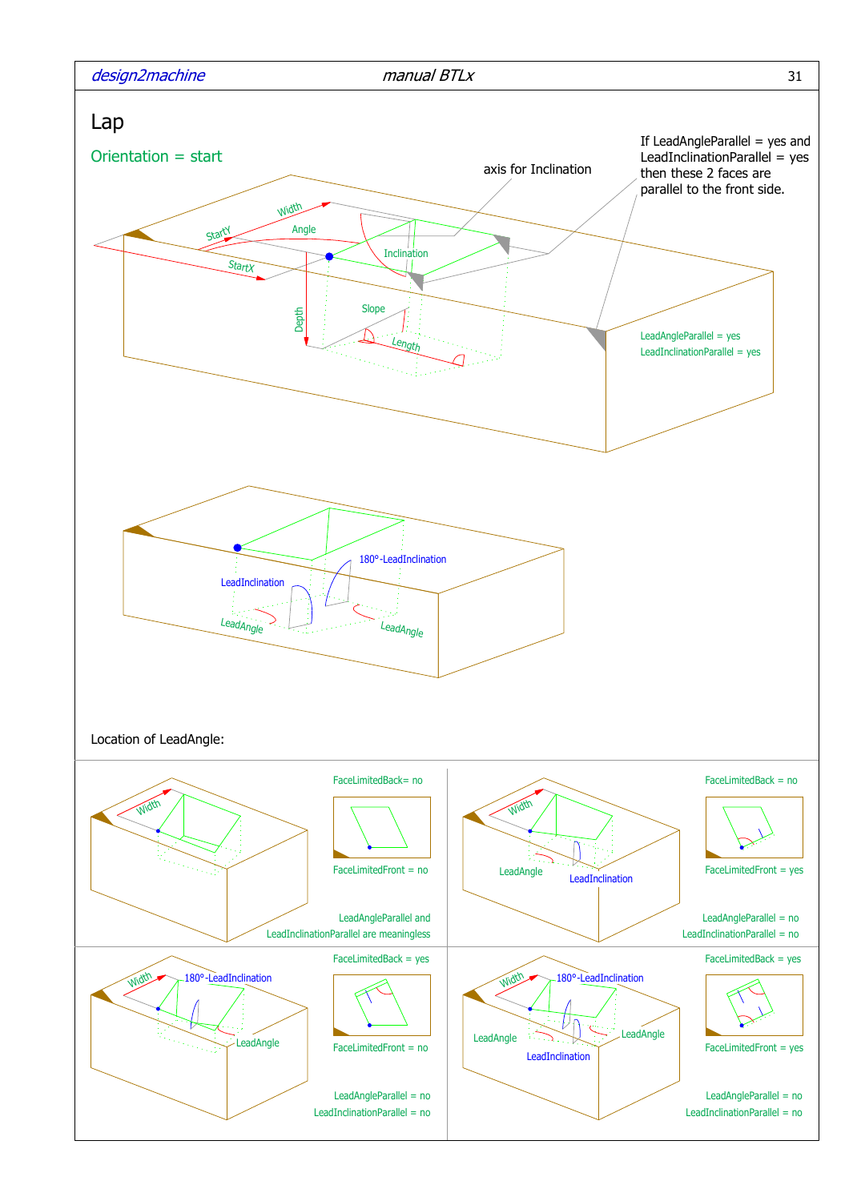# Lap

## Orientation = start

axis for Inclination

If LeadAngleParallel = yes and LeadInclinationParallel = yes then these 2 faces are parallel to the front side.

Width
StartY
Angle
Inclination
StartX
Depth
Slope
Length

LeadAngleParallel = yes
LeadInclinationParallel = yes

180°-LeadInclination
LeadInclination
LeadAngle
LeadAngle

Location of LeadAngle:

| | |
|---|---|
| Width<br>FaceLimitedBack= no<br>FaceLimitedFront = no<br>LeadAngleParallel and LeadInclinationParallel are meaningless | Width<br>LeadAngle<br>LeadInclination<br>FaceLimitedBack = no<br>FaceLimitedFront = yes<br>LeadAngleParallel = no<br>LeadInclinationParallel = no |
| Width<br>180°-LeadInclination<br>LeadAngle<br>FaceLimitedBack = yes<br>FaceLimitedFront = no<br>LeadAngleParallel = no<br>LeadInclinationParallel = no | Width<br>180°-LeadInclination<br>LeadAngle<br>LeadAngle<br>LeadInclination<br>FaceLimitedBack = yes<br>FaceLimitedFront = yes<br>LeadAngleParallel = no<br>LeadInclinationParallel = no |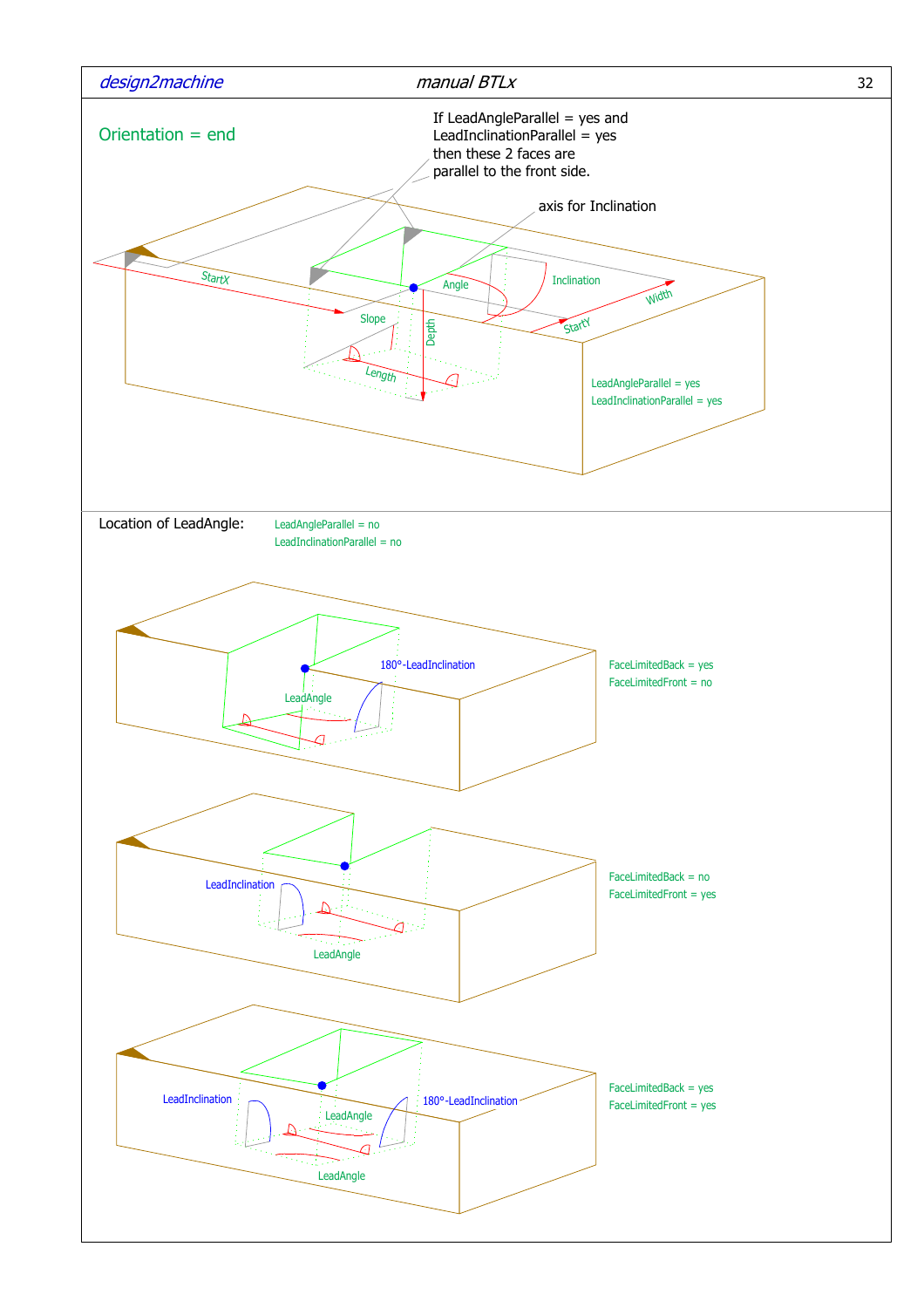## Orientation = end

If LeadAngleParallel = yes and LeadInclinationParallel = yes then these 2 faces are parallel to the front side.

axis for Inclination

StartX

Angle

Inclination

Width

StartY

Slope

Depth

Length

LeadAngleParallel = yes
LeadInclinationParallel = yes

Location of LeadAngle:

LeadAngleParallel = no
LeadInclinationParallel = no

180°-LeadInclination

LeadAngle

FaceLimitedBack = yes
FaceLimitedFront = no

LeadInclination

LeadAngle

FaceLimitedBack = no
FaceLimitedFront = yes

LeadInclination

LeadAngle

180°-LeadInclination

LeadAngle

FaceLimitedBack = yes
FaceLimitedFront = yes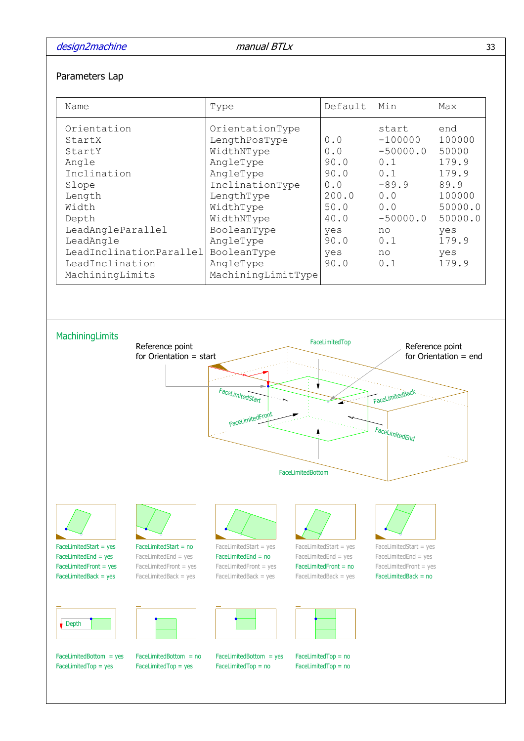## Parameters Lap

| Name | Type | Default | Min | Max |
|---|---|---|---|---|
| Orientation | OrientationType | | start | end |
| StartX | LengthPosType | 0.0 | -100000 | 100000 |
| StartY | WidthNType | 0.0 | -50000.0 | 50000 |
| Angle | AngleType | 90.0 | 0.1 | 179.9 |
| Inclination | AngleType | 90.0 | 0.1 | 179.9 |
| Slope | InclinationType | 0.0 | -89.9 | 89.9 |
| Length | LengthType | 200.0 | 0.0 | 100000 |
| Width | WidthType | 50.0 | 0.0 | 50000.0 |
| Depth | WidthNType | 40.0 | -50000.0 | 50000.0 |
| LeadAngleParallel | BooleanType | yes | no | yes |
| LeadAngle | AngleType | 90.0 | 0.1 | 179.9 |
| LeadInclinationParallel | BooleanType | yes | no | yes |
| LeadInclination | AngleType | 90.0 | 0.1 | 179.9 |
| MachiningLimits | MachiningLimitType | | | |

## MachiningLimits

Reference point for Orientation = start

Reference point for Orientation = end

FaceLimitedTop

FaceLimitedStart

FaceLimitedBack

FaceLimitedFront

FaceLimitedEnd

FaceLimitedBottom

FaceLimitedStart = yes
FaceLimitedEnd = yes
FaceLimitedFront = yes
FaceLimitedBack = yes

FaceLimitedStart = no
FaceLimitedEnd = yes
FaceLimitedFront = yes
FaceLimitedBack = yes

FaceLimitedStart = yes
FaceLimitedEnd = no
FaceLimitedFront = yes
FaceLimitedBack = yes

FaceLimitedStart = yes
FaceLimitedEnd = yes
FaceLimitedFront = no
FaceLimitedBack = yes

FaceLimitedStart = yes
FaceLimitedEnd = yes
FaceLimitedFront = yes
FaceLimitedBack = no

Depth

FaceLimitedBottom = yes
FaceLimitedTop = yes

FaceLimitedBottom = no
FaceLimitedTop = yes

FaceLimitedBottom = yes
FaceLimitedTop = no

FaceLimitedTop = no
FaceLimitedTop = no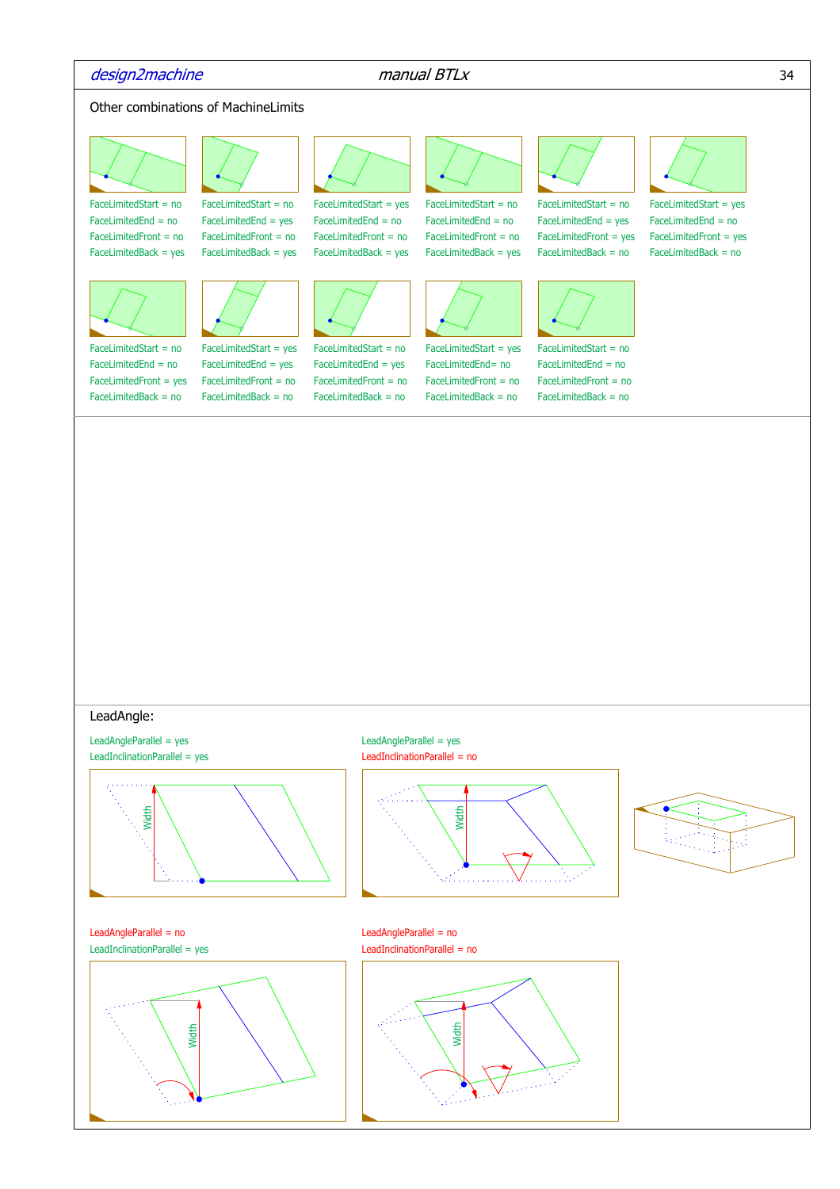Other combinations of MachineLimits

FaceLimitedStart = no
FaceLimitedEnd = no
FaceLimitedFront = no
FaceLimitedBack = yes

FaceLimitedStart = no
FaceLimitedEnd = yes
FaceLimitedFront = no
FaceLimitedBack = yes

FaceLimitedStart = yes
FaceLimitedEnd = no
FaceLimitedFront = no
FaceLimitedBack = yes

FaceLimitedStart = no
FaceLimitedEnd = no
FaceLimitedFront = no
FaceLimitedBack = yes

FaceLimitedStart = no
FaceLimitedEnd = yes
FaceLimitedFront = yes
FaceLimitedBack = no

FaceLimitedStart = yes
FaceLimitedEnd = no
FaceLimitedFront = yes
FaceLimitedBack = no

FaceLimitedStart = no
FaceLimitedEnd = no
FaceLimitedFront = yes
FaceLimitedBack = no

FaceLimitedStart = yes
FaceLimitedEnd = yes
FaceLimitedFront = no
FaceLimitedBack = no

FaceLimitedStart = no
FaceLimitedEnd = yes
FaceLimitedFront = no
FaceLimitedBack = no

FaceLimitedStart = yes
FaceLimitedEnd= no
FaceLimitedFront = no
FaceLimitedBack = no

FaceLimitedStart = no
FaceLimitedEnd = no
FaceLimitedFront = no
FaceLimitedBack = no

LeadAngle:

LeadAngleParallel = yes
LeadInclinationParallel = yes

LeadAngleParallel = yes
LeadInclinationParallel = no

LeadAngleParallel = no
LeadInclinationParallel = yes

LeadAngleParallel = no
LeadInclinationParallel = no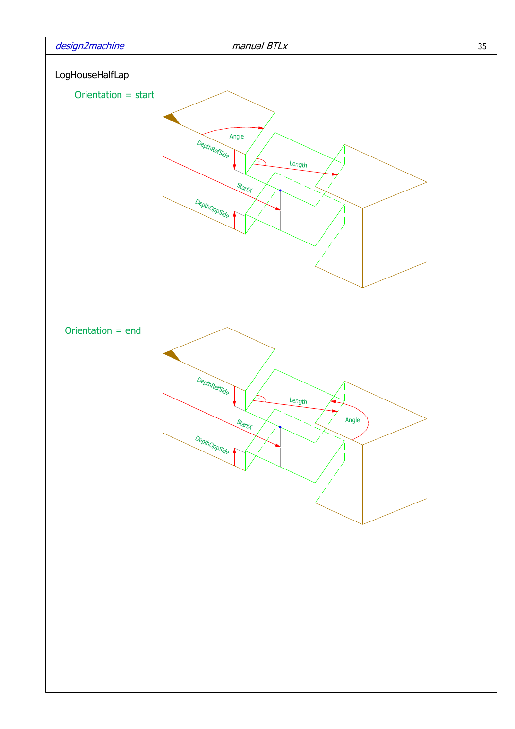LogHouseHalfLap

Orientation = start

Angle

DepthRefSide

Length

StartX

DepthOppSide

Orientation = end

DepthRefSide

Length

Angle

StartX

DepthOppSide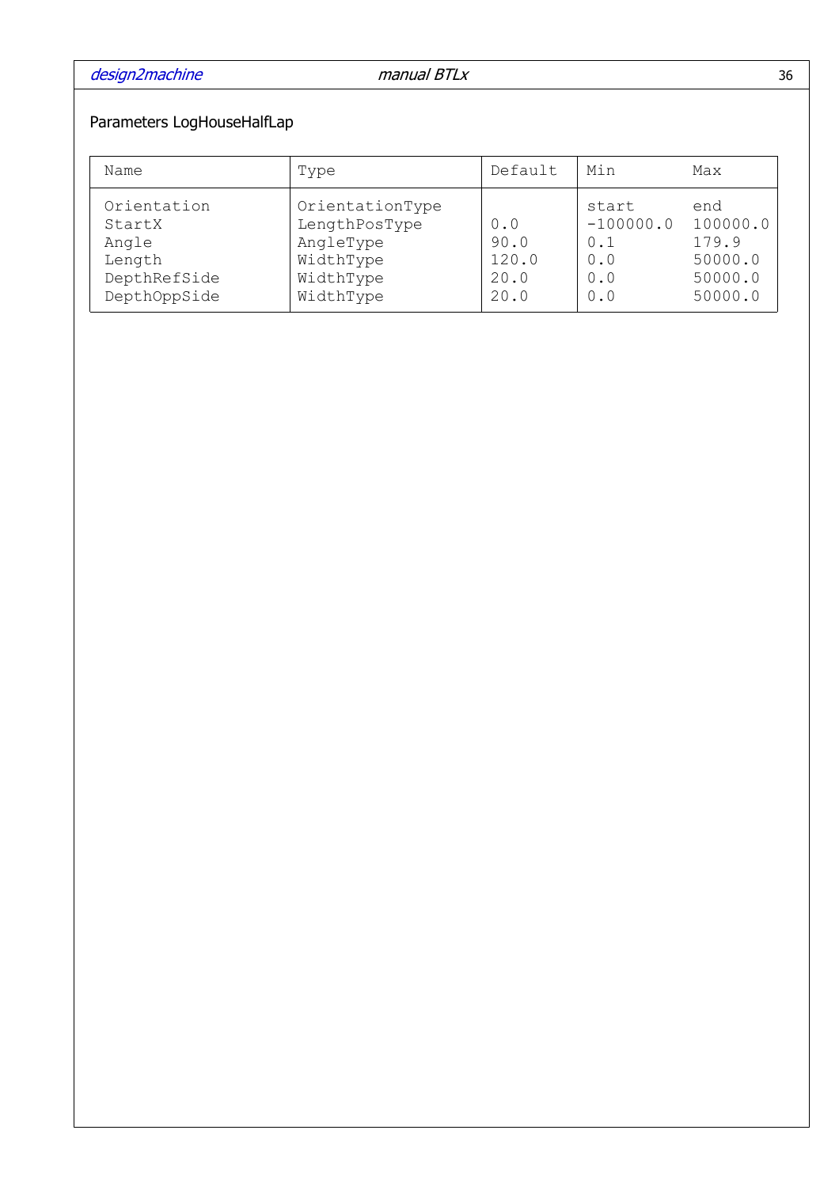## Parameters LogHouseHalfLap

| Name | Type | Default | Min | Max |
|---|---|---|---|---|
| Orientation | OrientationType | | start | end |
| StartX | LengthPosType | 0.0 | -100000.0 | 100000.0 |
| Angle | AngleType | 90.0 | 0.1 | 179.9 |
| Length | WidthType | 120.0 | 0.0 | 50000.0 |
| DepthRefSide | WidthType | 20.0 | 0.0 | 50000.0 |
| DepthOppSide | WidthType | 20.0 | 0.0 | 50000.0 |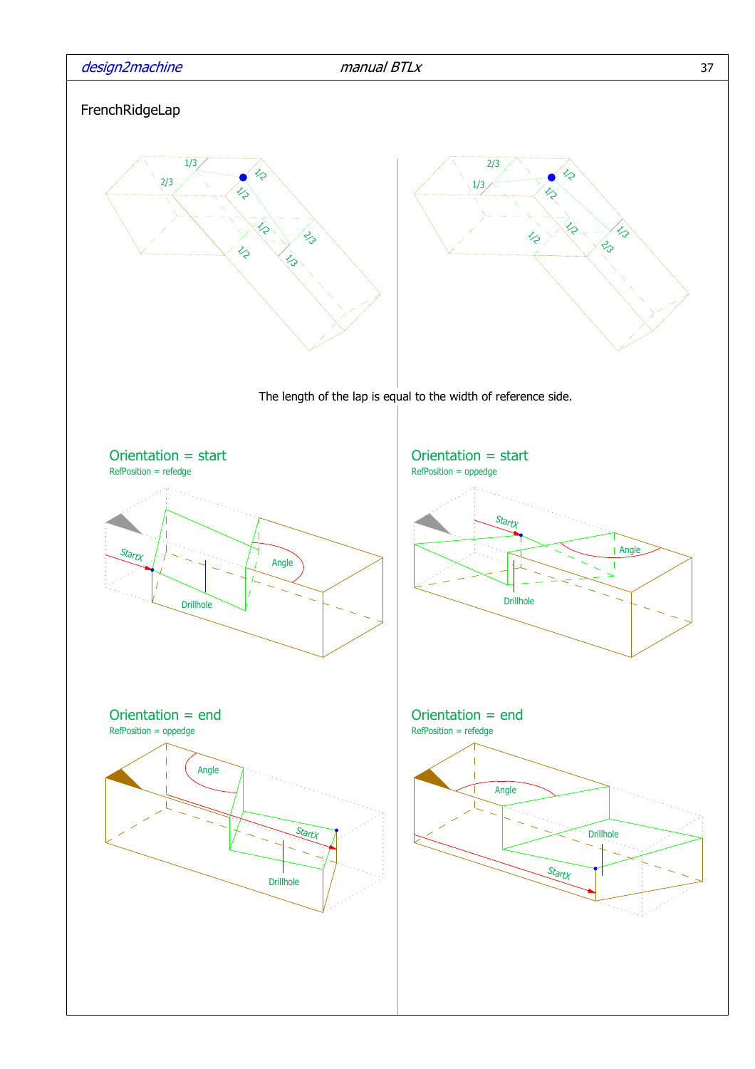# FrenchRidgeLap

The length of the lap is equal to the width of reference side.

## Orientation = start

RefPosition = refedge

## Orientation = start

RefPosition = oppedge

## Orientation = end

RefPosition = oppedge

## Orientation = end

RefPosition = refedge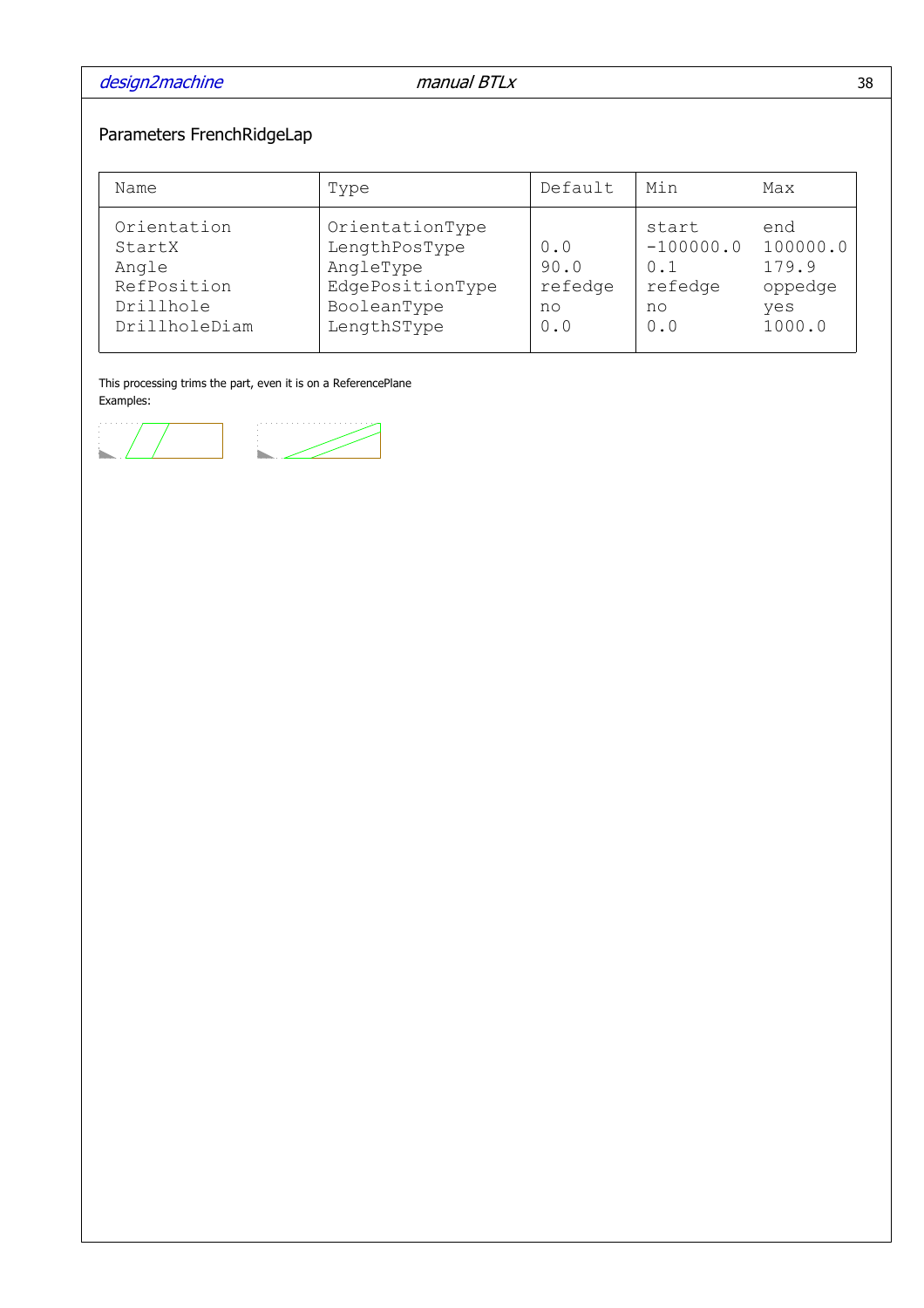## Parameters FrenchRidgeLap

| Name | Type | Default | Min | Max |
|---|---|---|---|---|
| Orientation | OrientationType | | start | end |
| StartX | LengthPosType | 0.0 | -100000.0 | 100000.0 |
| Angle | AngleType | 90.0 | 0.1 | 179.9 |
| RefPosition | EdgePositionType | refedge | refedge | oppedge |
| Drillhole | BooleanType | no | no | yes |
| DrillholeDiam | LengthSType | 0.0 | 0.0 | 1000.0 |

This processing trims the part, even it is on a ReferencePlane

Examples: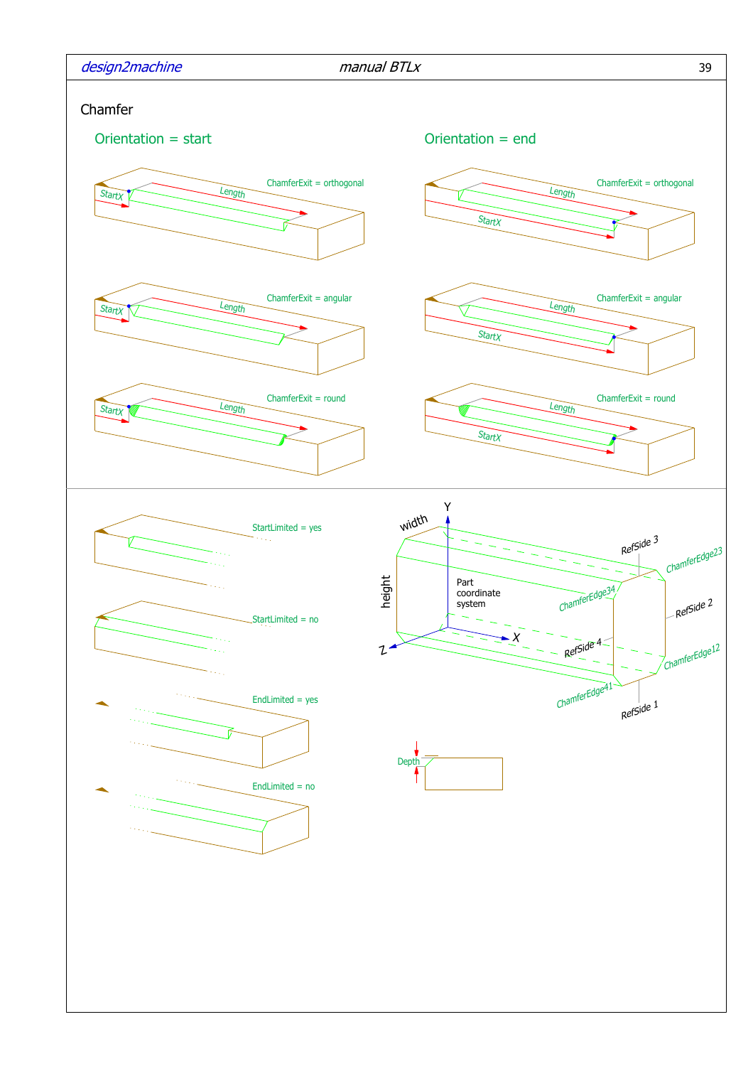Chamfer

Orientation = start

StartX Length ChamferExit = orthogonal

StartX Length ChamferExit = angular

StartX Length ChamferExit = round

Orientation = end

Length ChamferExit = orthogonal StartX

Length ChamferExit = angular StartX

Length ChamferExit = round StartX

StartLimited = yes

StartLimited = no

EndLimited = yes

EndLimited = no

Y width height Part coordinate system Z X RefSide 3 ChamferEdge23 ChamferEdge34 RefSide 2 RefSide 4 ChamferEdge12 ChamferEdge41 RefSide 1

Depth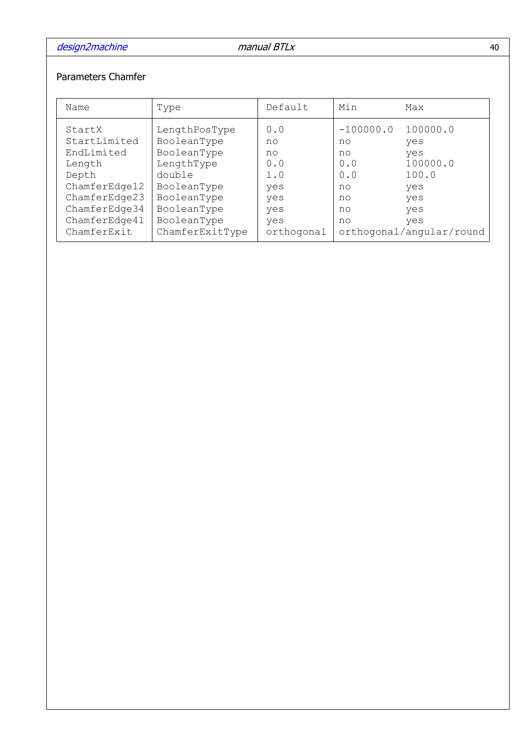Parameters Chamfer

| Name | Type | Default | Min | Max |
| --- | --- | --- | --- | --- |
| StartX | LengthPosType | 0.0 | -100000.0 | 100000.0 |
| StartLimited | BooleanType | no | no | yes |
| EndLimited | BooleanType | no | no | yes |
| Length | LengthType | 0.0 | 0.0 | 100000.0 |
| Depth | double | 1.0 | 0.0 | 100.0 |
| ChamferEdge12 | BooleanType | yes | no | yes |
| ChamferEdge23 | BooleanType | yes | no | yes |
| ChamferEdge34 | BooleanType | yes | no | yes |
| ChamferEdge41 | BooleanType | yes | no | yes |
| ChamferExit | ChamferExitType | orthogonal | orthogonal/angular/round | |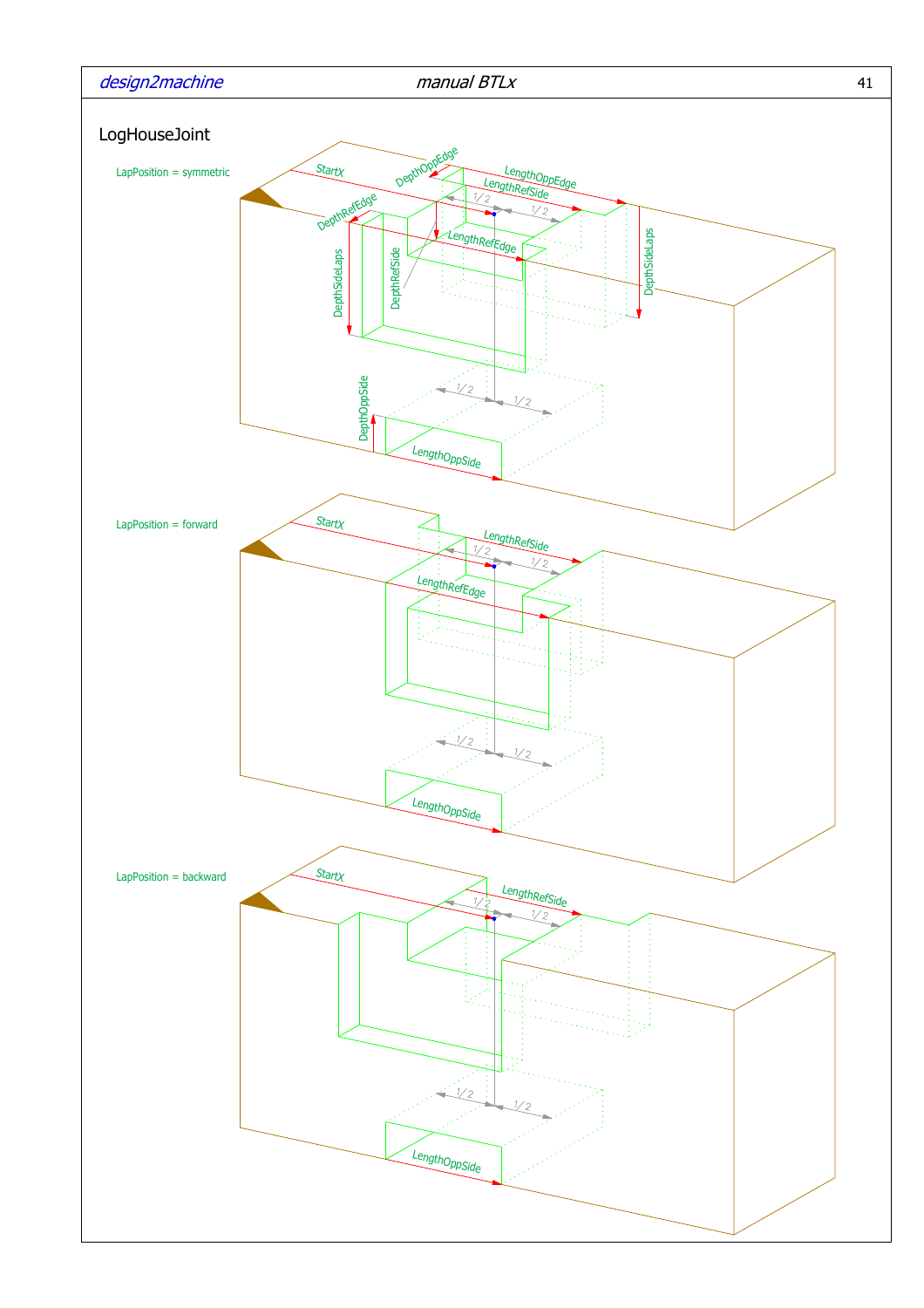## LogHouseJoint

LapPosition = symmetric

StartX
DepthOppEdge
LengthOppEdge
LengthRefSide
DepthRefEdge
1/2
1/2
LengthRefEdge
DepthSideLaps
DepthRefSide
DepthSideLaps
1/2
1/2
DepthOppSide
LengthOppSide

LapPosition = forward

StartX
LengthRefSide
1/2
1/2
LengthRefEdge
1/2
1/2
LengthOppSide

LapPosition = backward

StartX
LengthRefSide
1/2
1/2
1/2
1/2
LengthOppSide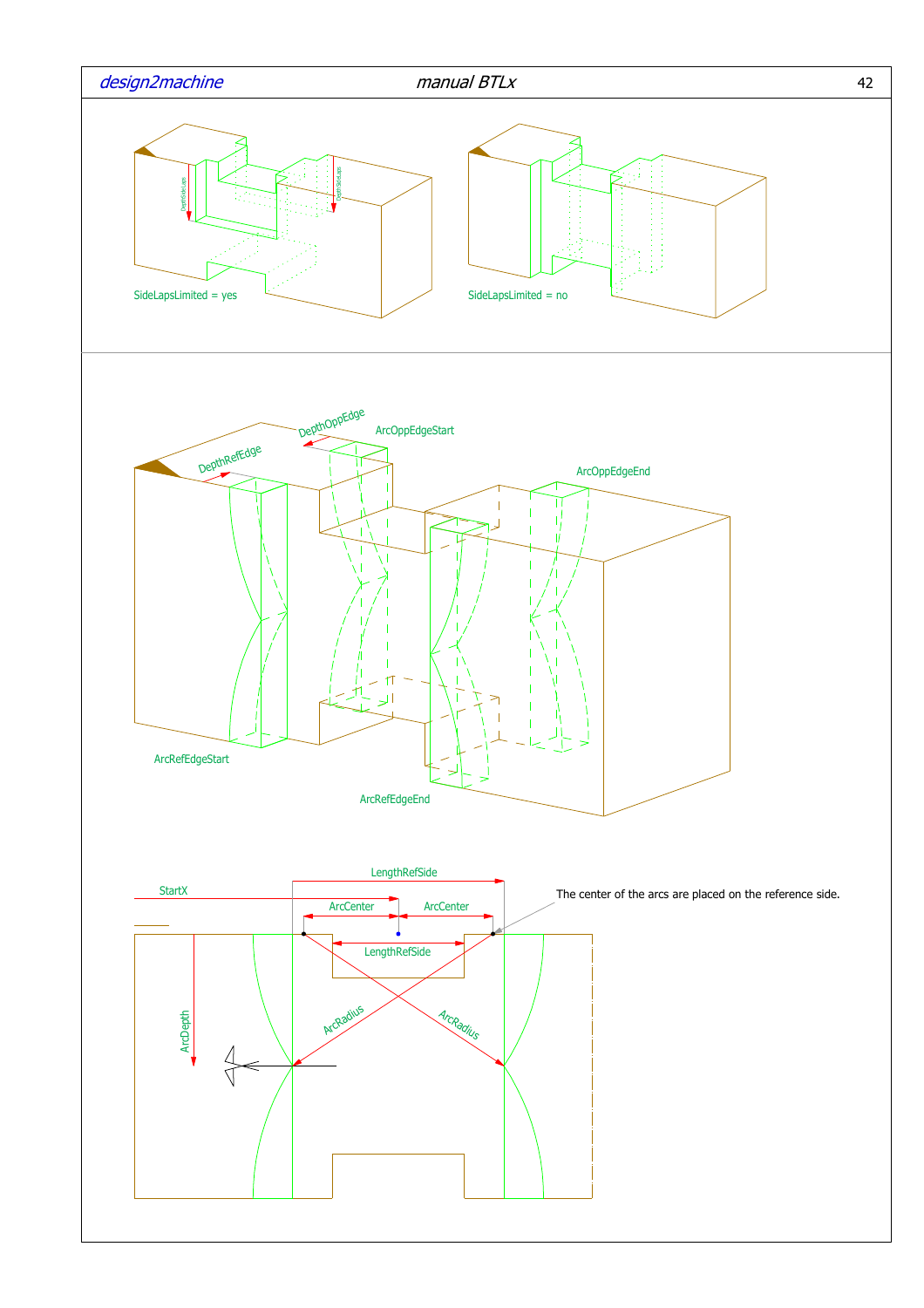SideLapsLimited = yes

SideLapsLimited = no

DepthOppEdge

ArcOppEdgeStart

DepthRefEdge

ArcOppEdgeEnd

ArcRefEdgeStart

ArcRefEdgeEnd

LengthRefSide

StartX

ArcCenter

ArcCenter

The center of the arcs are placed on the reference side.

LengthRefSide

ArcDepth

ArcRadius

ArcRadius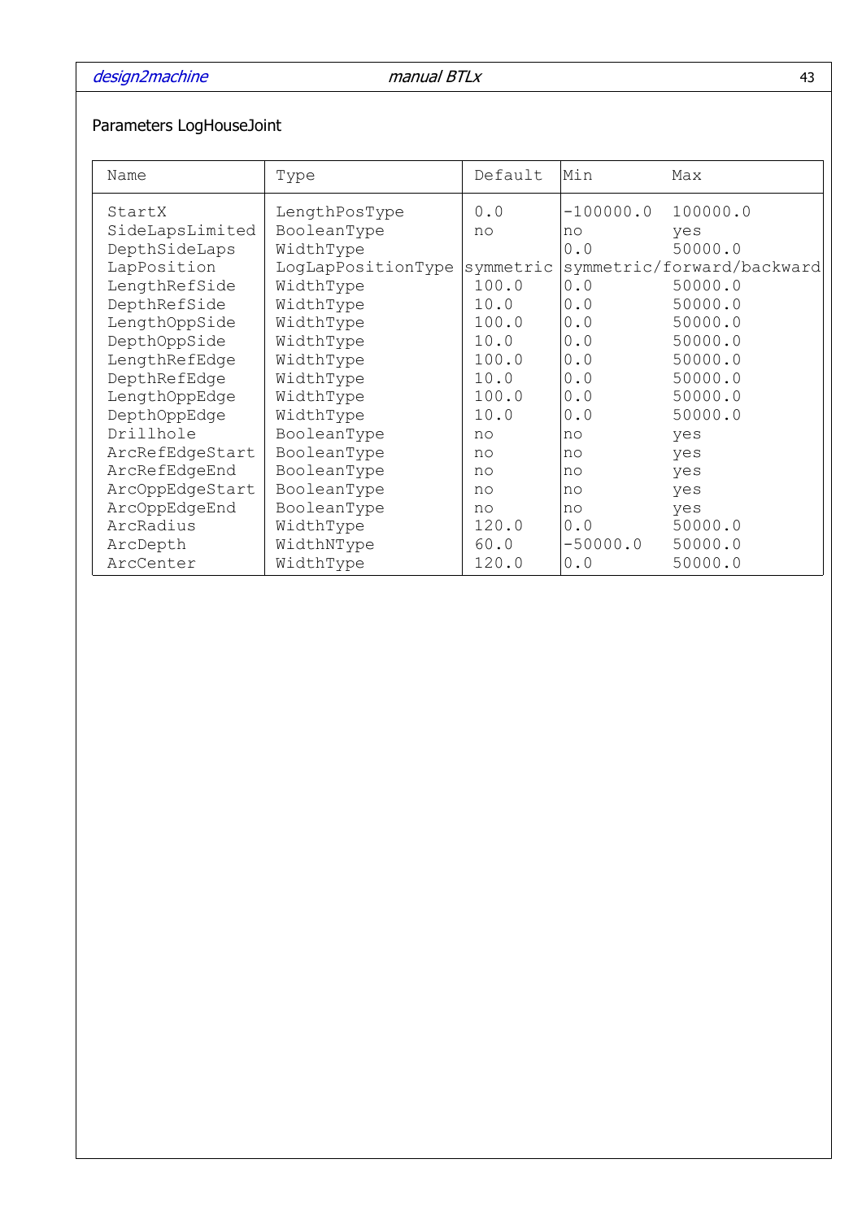Parameters LogHouseJoint

| Name | Type | Default | Min | Max |
|---|---|---|---|---|
| StartX | LengthPosType | 0.0 | -100000.0 | 100000.0 |
| SideLapsLimited | BooleanType | no | no | yes |
| DepthSideLaps | WidthType | | 0.0 | 50000.0 |
| LapPosition | LogLapPositionType | symmetric | symmetric/forward/backward | |
| LengthRefSide | WidthType | 100.0 | 0.0 | 50000.0 |
| DepthRefSide | WidthType | 10.0 | 0.0 | 50000.0 |
| LengthOppSide | WidthType | 100.0 | 0.0 | 50000.0 |
| DepthOppSide | WidthType | 10.0 | 0.0 | 50000.0 |
| LengthRefEdge | WidthType | 100.0 | 0.0 | 50000.0 |
| DepthRefEdge | WidthType | 10.0 | 0.0 | 50000.0 |
| LengthOppEdge | WidthType | 100.0 | 0.0 | 50000.0 |
| DepthOppEdge | WidthType | 10.0 | 0.0 | 50000.0 |
| Drillhole | BooleanType | no | no | yes |
| ArcRefEdgeStart | BooleanType | no | no | yes |
| ArcRefEdgeEnd | BooleanType | no | no | yes |
| ArcOppEdgeStart | BooleanType | no | no | yes |
| ArcOppEdgeEnd | BooleanType | no | no | yes |
| ArcRadius | WidthType | 120.0 | 0.0 | 50000.0 |
| ArcDepth | WidthNType | 60.0 | -50000.0 | 50000.0 |
| ArcCenter | WidthType | 120.0 | 0.0 | 50000.0 |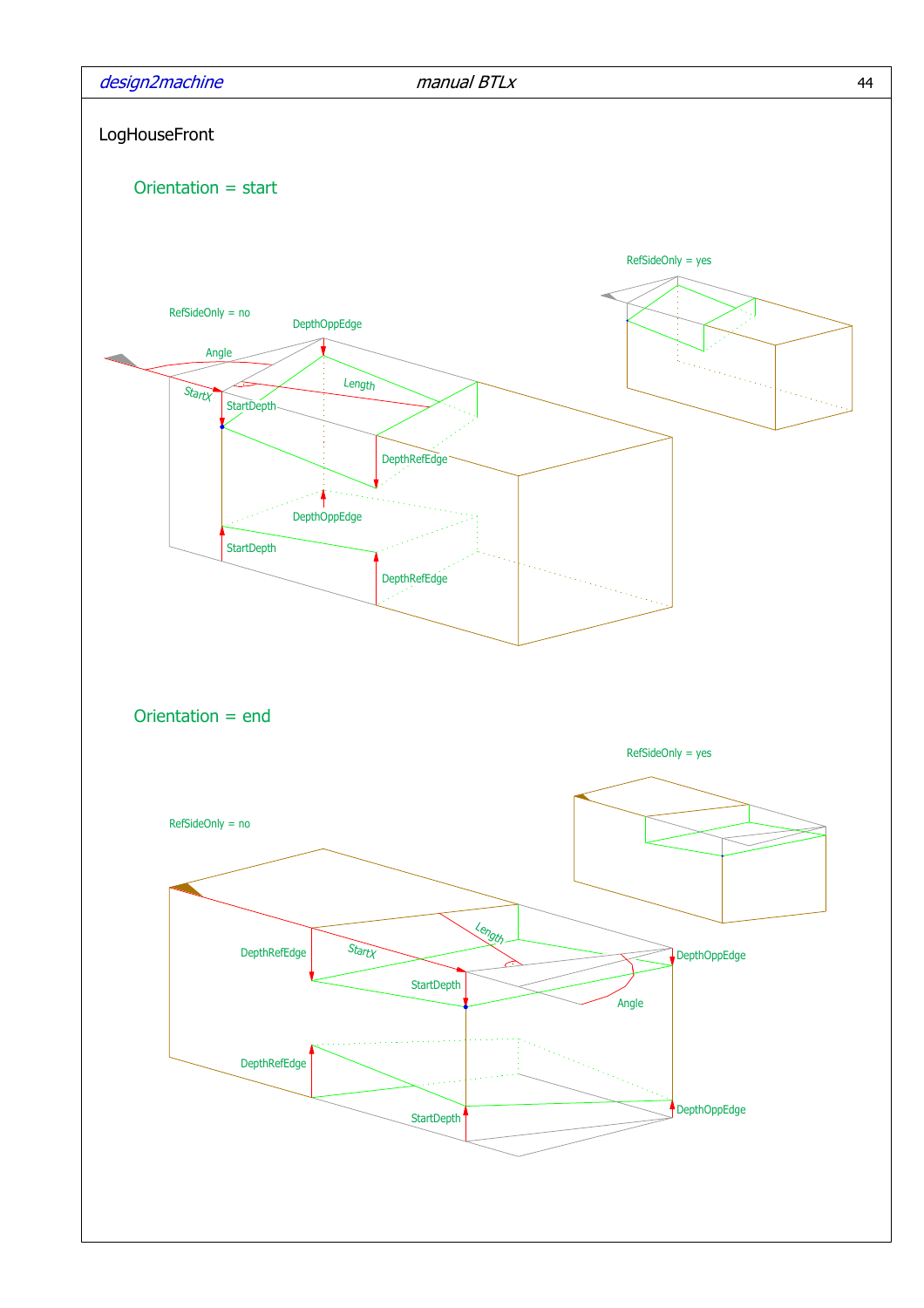LogHouseFront

Orientation = start

RefSideOnly = yes

RefSideOnly = no

DepthOppEdge

Angle

Length

StartX

StartDepth

DepthRefEdge

DepthOppEdge

StartDepth

DepthRefEdge

Orientation = end

RefSideOnly = yes

RefSideOnly = no

Length

DepthRefEdge

StartX

DepthOppEdge

StartDepth

Angle

DepthRefEdge

StartDepth

DepthOppEdge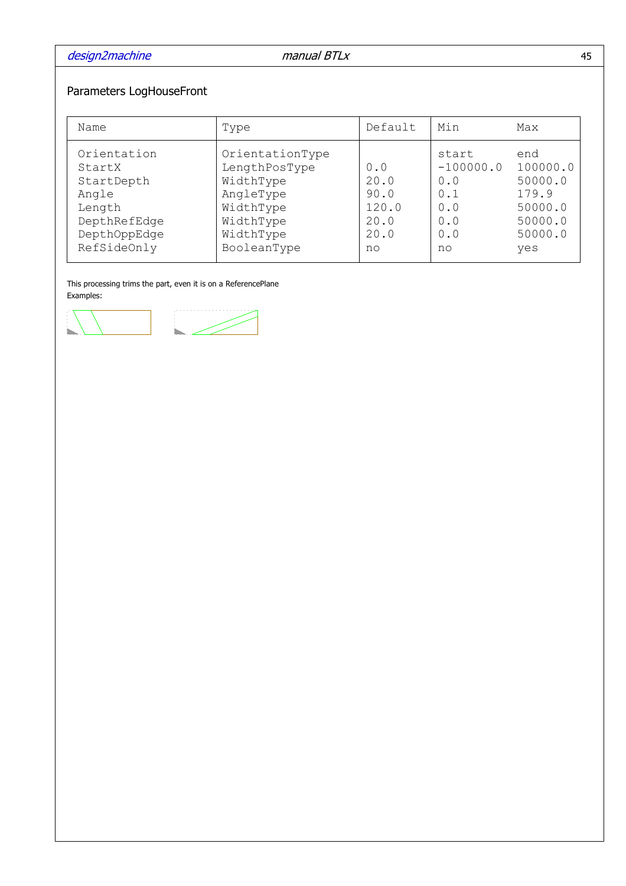## Parameters LogHouseFront

| Name | Type | Default | Min | Max |
|---|---|---|---|---|
| Orientation | OrientationType | | start | end |
| StartX | LengthPosType | 0.0 | -100000.0 | 100000.0 |
| StartDepth | WidthType | 20.0 | 0.0 | 50000.0 |
| Angle | AngleType | 90.0 | 0.1 | 179.9 |
| Length | WidthType | 120.0 | 0.0 | 50000.0 |
| DepthRefEdge | WidthType | 20.0 | 0.0 | 50000.0 |
| DepthOppEdge | WidthType | 20.0 | 0.0 | 50000.0 |
| RefSideOnly | BooleanType | no | no | yes |

This processing trims the part, even it is on a ReferencePlane

Examples: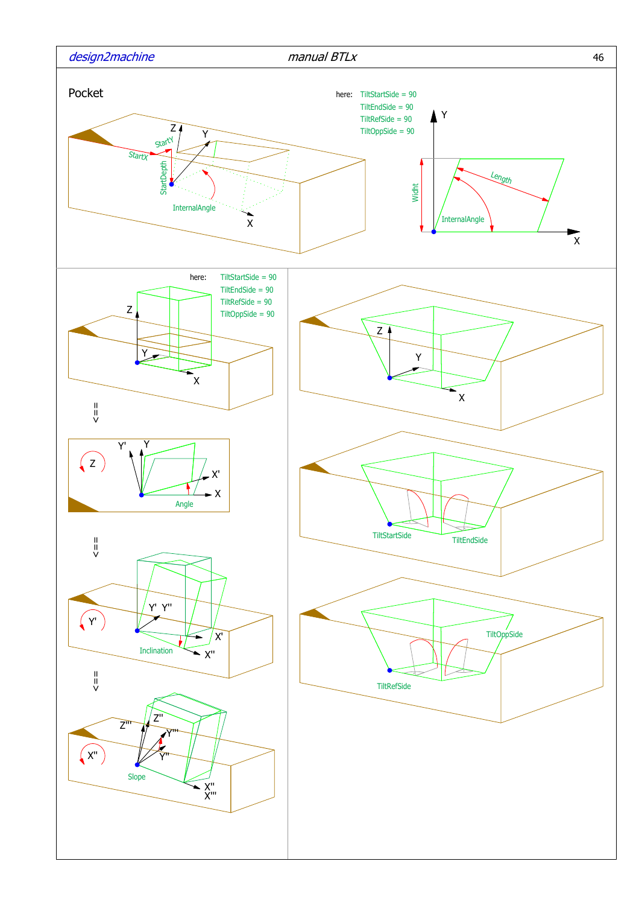# Pocket

here: TiltStartSide = 90
TiltEndSide = 90
TiltRefSide = 90
TiltOppSide = 90

StartX
StartY
StartDepth
InternalAngle
Z
Y
X

Y
X
Widht
Length
InternalAngle

here: TiltStartSide = 90
TiltEndSide = 90
TiltRefSide = 90
TiltOppSide = 90

Z
Y
X

Y'
Y
Z
X'
X
Angle

Y'
Y' Y''
X'
Inclination
X''

X''
Z''' Z''
Y'''
Y''
Slope
X''
X'''

Z
Y
X

TiltStartSide
TiltEndSide

TiltOppSide
TiltRefSide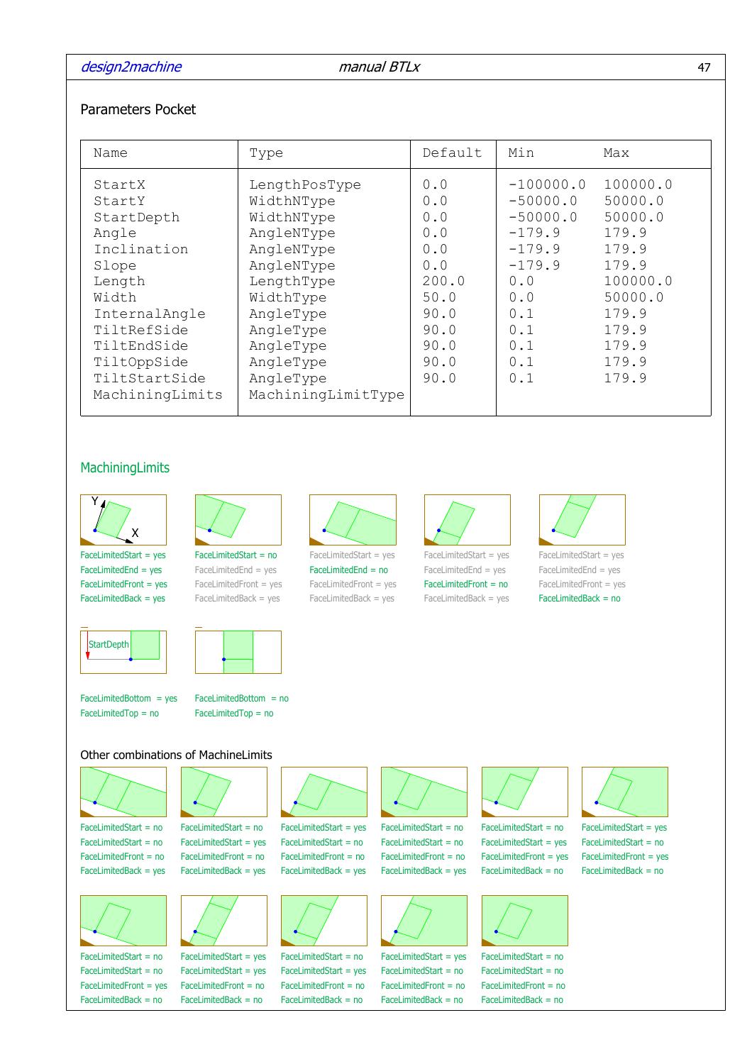## Parameters Pocket

| Name | Type | Default | Min | Max |
|---|---|---|---|---|
| StartX | LengthPosType | 0.0 | -100000.0 | 100000.0 |
| StartY | WidthNType | 0.0 | -50000.0 | 50000.0 |
| StartDepth | WidthNType | 0.0 | -50000.0 | 50000.0 |
| Angle | AngleNType | 0.0 | -179.9 | 179.9 |
| Inclination | AngleNType | 0.0 | -179.9 | 179.9 |
| Slope | AngleNType | 0.0 | -179.9 | 179.9 |
| Length | LengthType | 200.0 | 0.0 | 100000.0 |
| Width | WidthType | 50.0 | 0.0 | 50000.0 |
| InternalAngle | AngleType | 90.0 | 0.1 | 179.9 |
| TiltRefSide | AngleType | 90.0 | 0.1 | 179.9 |
| TiltEndSide | AngleType | 90.0 | 0.1 | 179.9 |
| TiltOppSide | AngleType | 90.0 | 0.1 | 179.9 |
| TiltStartSide | AngleType | 90.0 | 0.1 | 179.9 |
| MachiningLimits | MachiningLimitType | | | |

### MachiningLimits

Y X

FaceLimitedStart = yes
FaceLimitedEnd = yes
FaceLimitedFront = yes
FaceLimitedBack = yes

FaceLimitedStart = no
FaceLimitedEnd = yes
FaceLimitedFront = yes
FaceLimitedBack = yes

FaceLimitedStart = yes
FaceLimitedEnd = no
FaceLimitedFront = yes
FaceLimitedBack = yes

FaceLimitedStart = yes
FaceLimitedEnd = yes
FaceLimitedFront = no
FaceLimitedBack = yes

FaceLimitedStart = yes
FaceLimitedEnd = yes
FaceLimitedFront = yes
FaceLimitedBack = no

StartDepth

FaceLimitedBottom = yes
FaceLimitedTop = no

FaceLimitedBottom = no
FaceLimitedTop = no

### Other combinations of MachineLimits

FaceLimitedStart = no
FaceLimitedStart = no
FaceLimitedFront = no
FaceLimitedBack = yes

FaceLimitedStart = no
FaceLimitedStart = yes
FaceLimitedFront = no
FaceLimitedBack = yes

FaceLimitedStart = yes
FaceLimitedStart = no
FaceLimitedFront = no
FaceLimitedBack = yes

FaceLimitedStart = no
FaceLimitedStart = no
FaceLimitedFront = no
FaceLimitedBack = yes

FaceLimitedStart = no
FaceLimitedStart = yes
FaceLimitedFront = yes
FaceLimitedBack = no

FaceLimitedStart = yes
FaceLimitedStart = no
FaceLimitedFront = yes
FaceLimitedBack = no

FaceLimitedStart = no
FaceLimitedStart = no
FaceLimitedFront = yes
FaceLimitedBack = no

FaceLimitedStart = yes
FaceLimitedStart = yes
FaceLimitedFront = no
FaceLimitedBack = no

FaceLimitedStart = no
FaceLimitedStart = yes
FaceLimitedFront = no
FaceLimitedBack = no

FaceLimitedStart = yes
FaceLimitedStart = no
FaceLimitedFront = no
FaceLimitedBack = no

FaceLimitedStart = no
FaceLimitedStart = no
FaceLimitedFront = no
FaceLimitedBack = no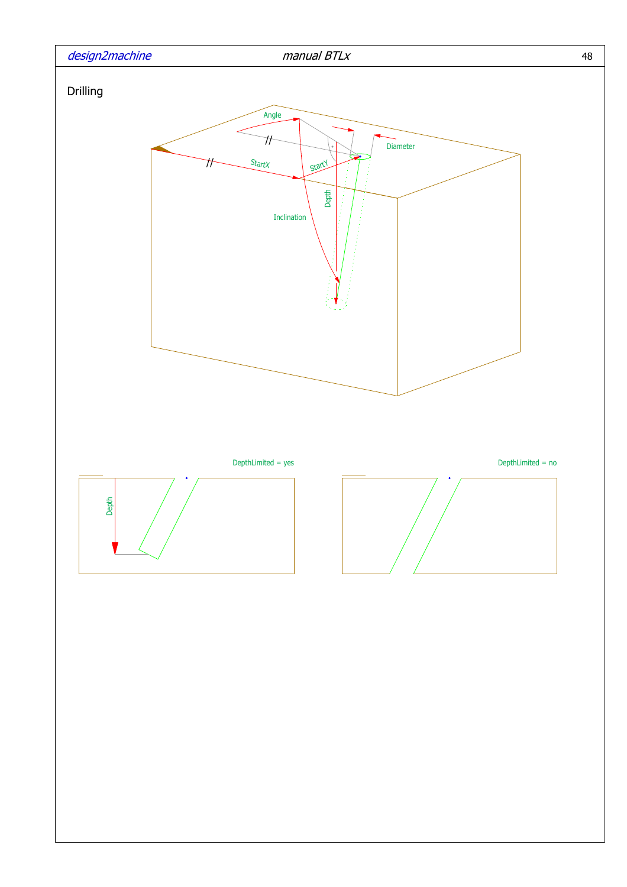# Drilling

Angle

Diameter

StartX

StartY

Depth

Inclination

DepthLimited = yes

Depth

DepthLimited = no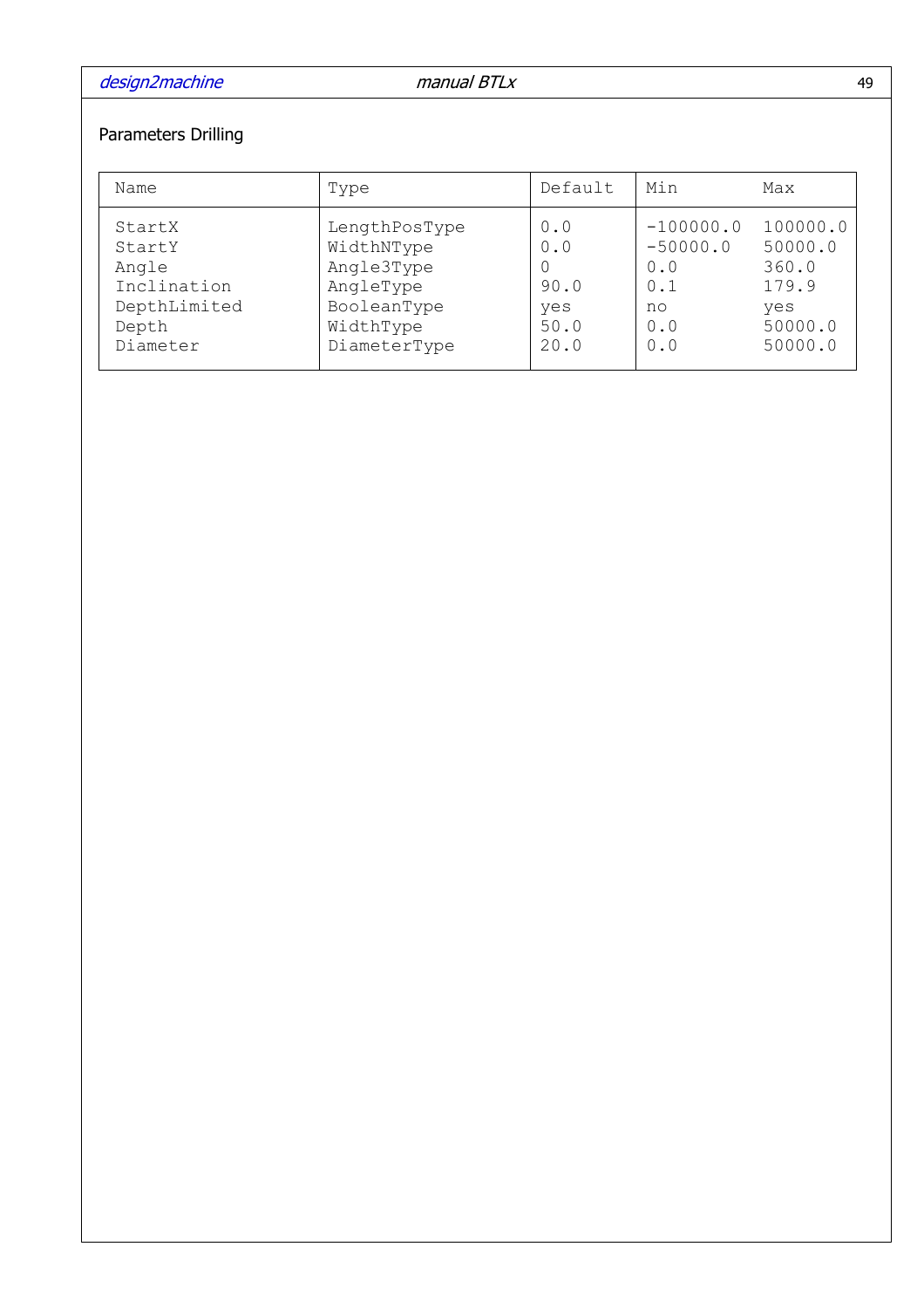Parameters Drilling

| Name | Type | Default | Min | Max |
|---|---|---|---|---|
| StartX | LengthPosType | 0.0 | -100000.0 | 100000.0 |
| StartY | WidthNType | 0.0 | -50000.0 | 50000.0 |
| Angle | Angle3Type | 0 | 0.0 | 360.0 |
| Inclination | AngleType | 90.0 | 0.1 | 179.9 |
| DepthLimited | BooleanType | yes | no | yes |
| Depth | WidthType | 50.0 | 0.0 | 50000.0 |
| Diameter | DiameterType | 20.0 | 0.0 | 50000.0 |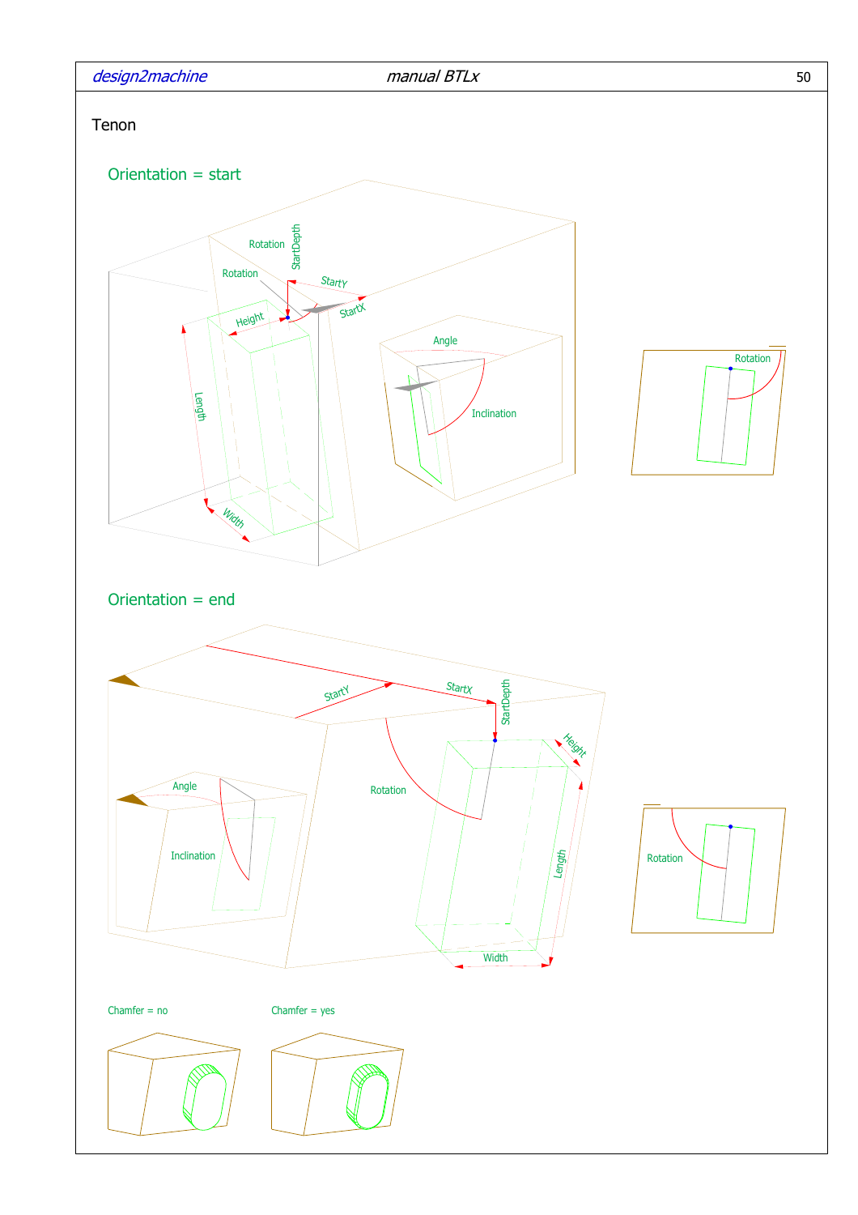# Tenon

## Orientation = start

Rotation

StartDepth

Rotation

StartY

StartX

Height

Length

Width

Angle

Inclination

Rotation

## Orientation = end

StartY

StartX

StartDepth

Height

Angle

Inclination

Rotation

Length

Width

Rotation

Chamfer = no

Chamfer = yes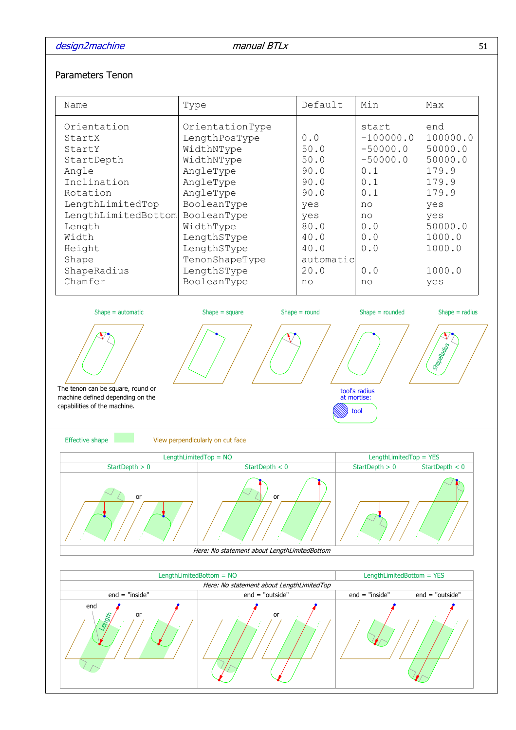## Parameters Tenon

| Name | Type | Default | Min | Max |
|---|---|---|---|---|
| Orientation | OrientationType | | start | end |
| StartX | LengthPosType | 0.0 | -100000.0 | 100000.0 |
| StartY | WidthNType | 50.0 | -50000.0 | 50000.0 |
| StartDepth | WidthNType | 50.0 | -50000.0 | 50000.0 |
| Angle | AngleType | 90.0 | 0.1 | 179.9 |
| Inclination | AngleType | 90.0 | 0.1 | 179.9 |
| Rotation | AngleType | 90.0 | 0.1 | 179.9 |
| LengthLimitedTop | BooleanType | yes | no | yes |
| LengthLimitedBottom | BooleanType | yes | no | yes |
| Length | WidthType | 80.0 | 0.0 | 50000.0 |
| Width | LengthSType | 40.0 | 0.0 | 1000.0 |
| Height | LengthSType | 40.0 | 0.0 | 1000.0 |
| Shape | TenonShapeType | automatic | | |
| ShapeRadius | LengthSType | 20.0 | 0.0 | 1000.0 |
| Chamfer | BooleanType | no | no | yes |

Shape = automatic Shape = square Shape = round Shape = rounded Shape = radius

ShapeRadius

The tenon can be square, round or machine defined depending on the capabilities of the machine.

tool's radius at mortise:

tool

Effective shape View perpendicularly on cut face

| LengthLimitedTop = NO | | LengthLimitedTop = YES | |
|---|---|---|---|
| StartDepth > 0 | StartDepth < 0 | StartDepth > 0 | StartDepth < 0 |
| or | or | | |

*Here: No statement about LengthLimitedBottom*

| LengthLimitedBottom = NO | | LengthLimitedBottom = YES | |
|---|---|---|---|
| *Here: No statement about LengthLimitedTop* | | | |
| end = "inside" | end = "outside" | end = "inside" | end = "outside" |
| end, Length, or | or | | |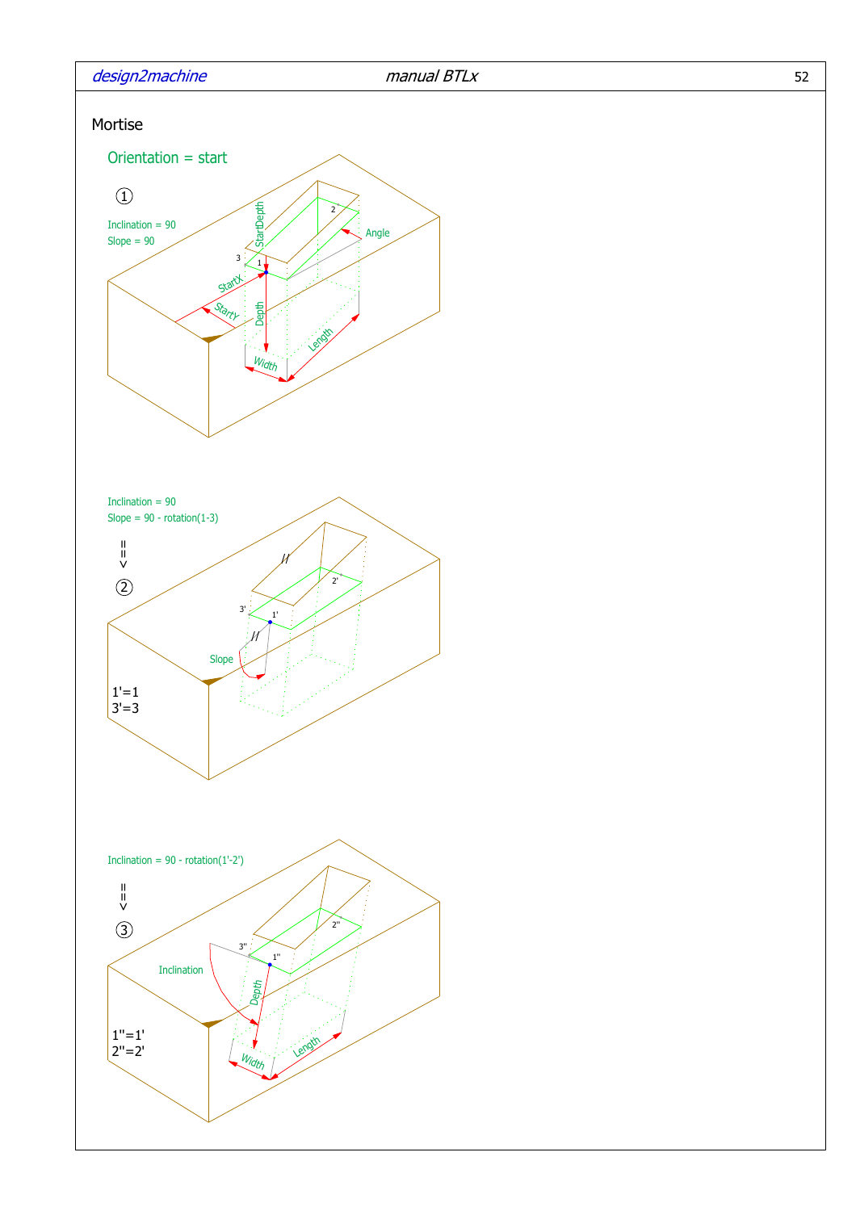# Mortise

## Orientation = start

①

Inclination = 90
Slope = 90

Inclination = 90
Slope = 90 - rotation(1-3)

=>

②

1'=1
3'=3

Inclination = 90 - rotation(1'-2')

=>

③

1''=1'
2''=2'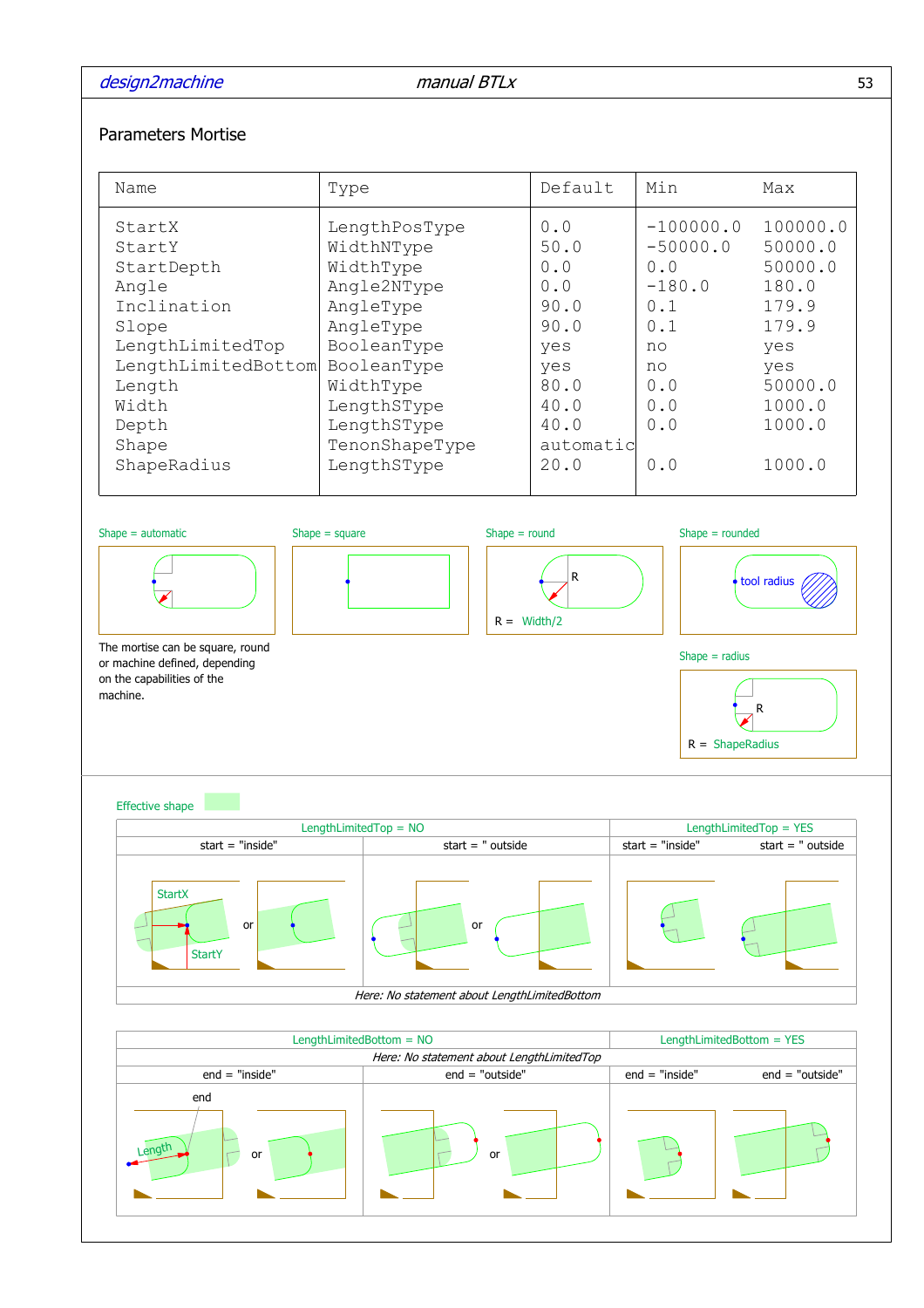## Parameters Mortise

| Name | Type | Default | Min | Max |
|---|---|---|---|---|
| StartX | LengthPosType | 0.0 | -100000.0 | 100000.0 |
| StartY | WidthNType | 50.0 | -50000.0 | 50000.0 |
| StartDepth | WidthType | 0.0 | 0.0 | 50000.0 |
| Angle | Angle2NType | 0.0 | -180.0 | 180.0 |
| Inclination | AngleType | 90.0 | 0.1 | 179.9 |
| Slope | AngleType | 90.0 | 0.1 | 179.9 |
| LengthLimitedTop | BooleanType | yes | no | yes |
| LengthLimitedBottom | BooleanType | yes | no | yes |
| Length | WidthType | 80.0 | 0.0 | 50000.0 |
| Width | LengthSType | 40.0 | 0.0 | 1000.0 |
| Depth | LengthSType | 40.0 | 0.0 | 1000.0 |
| Shape | TenonShapeType | automatic | | |
| ShapeRadius | LengthSType | 20.0 | 0.0 | 1000.0 |

Shape = automatic

Shape = square

Shape = round

R = Width/2

Shape = rounded

tool radius

The mortise can be square, round or machine defined, depending on the capabilities of the machine.

Shape = radius

R = ShapeRadius

Effective shape

| LengthLimitedTop = NO | | LengthLimitedTop = YES | |
|---|---|---|---|
| start = "inside" | start = " outside | start = "inside" | start = " outside |

StartX, StartY, or

*Here: No statement about LengthLimitedBottom*

| LengthLimitedBottom = NO | | LengthLimitedBottom = YES | |
|---|---|---|---|
| *Here: No statement about LengthLimitedTop* | | | |
| end = "inside" | end = "outside" | end = "inside" | end = "outside" |

end, Length, or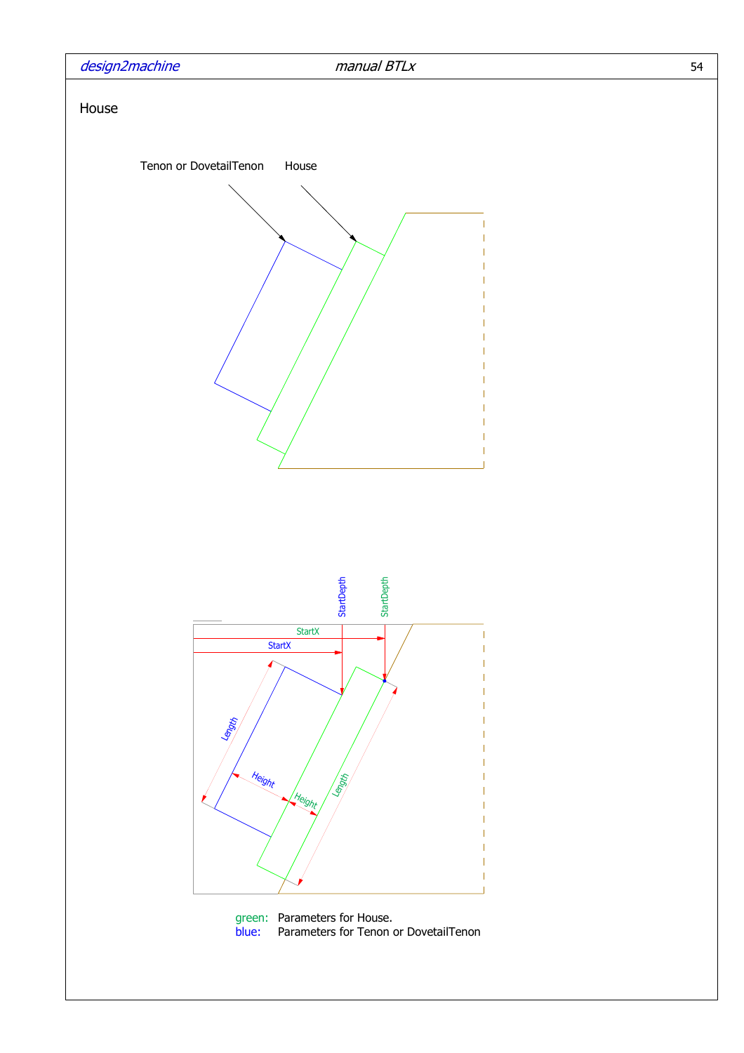# House

Tenon or DovetailTenon House

StartDepth StartDepth

StartX

StartX

Length

Height

Height

Length

green: Parameters for House.
blue: Parameters for Tenon or DovetailTenon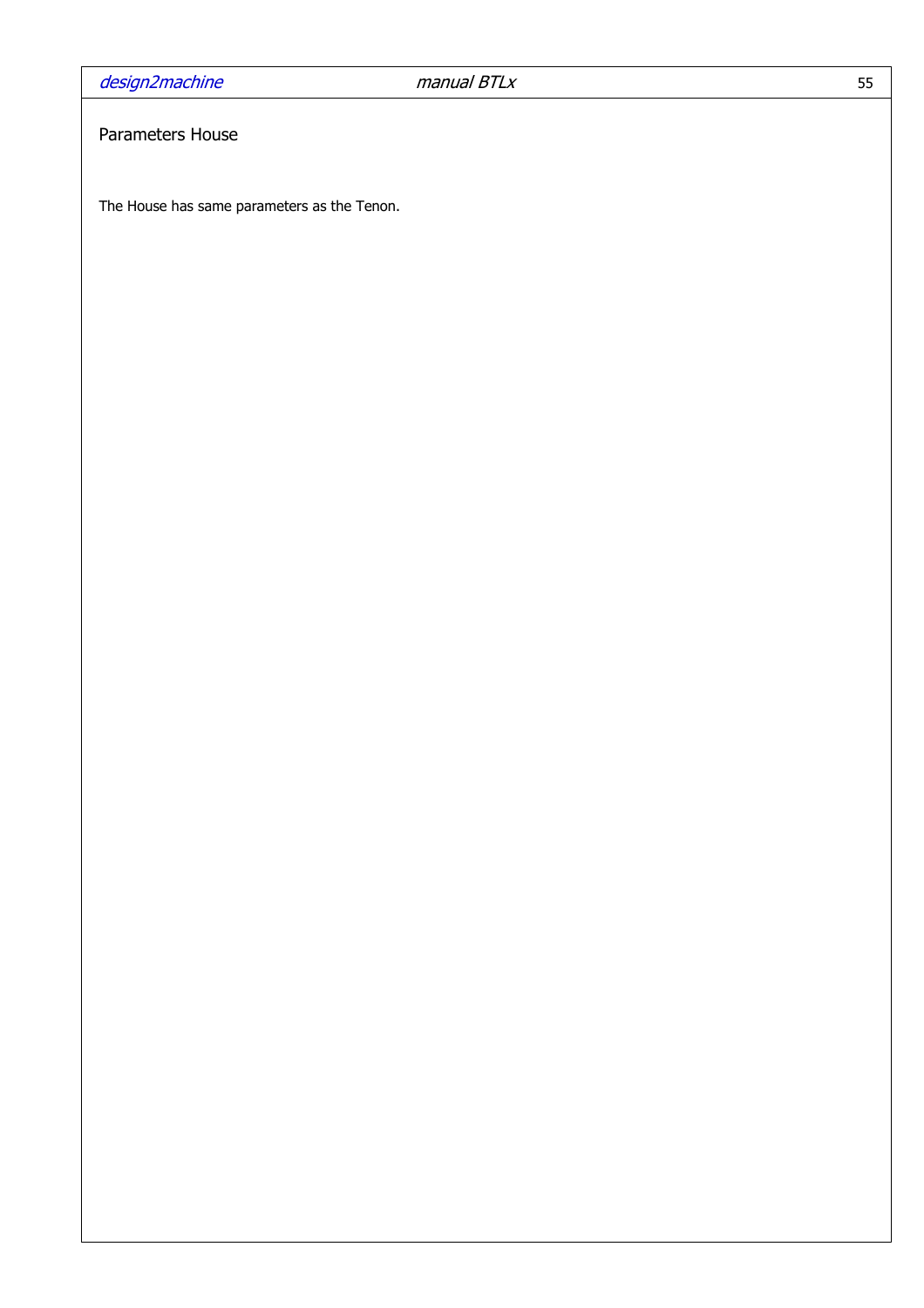## Parameters House

The House has same parameters as the Tenon.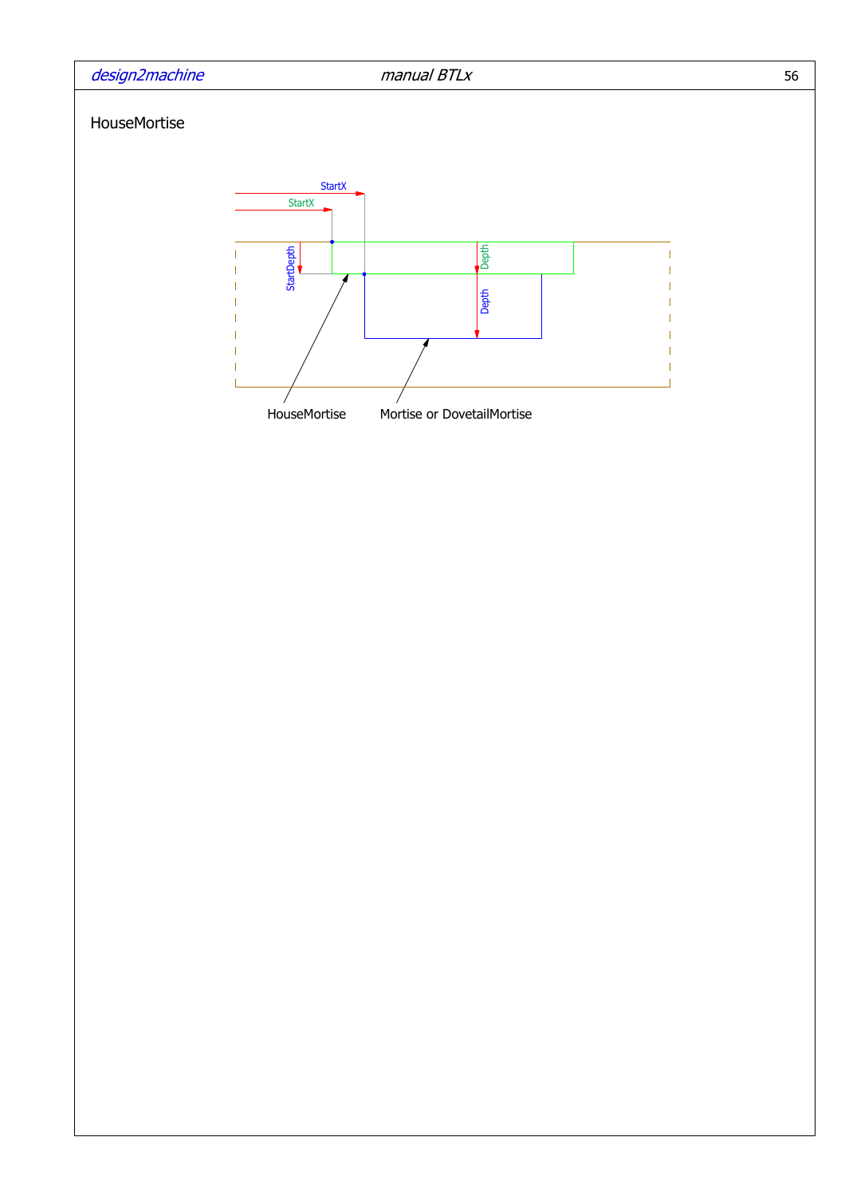# HouseMortise

StartX

StartX

StartDepth

Depth

Depth

HouseMortise

Mortise or DovetailMortise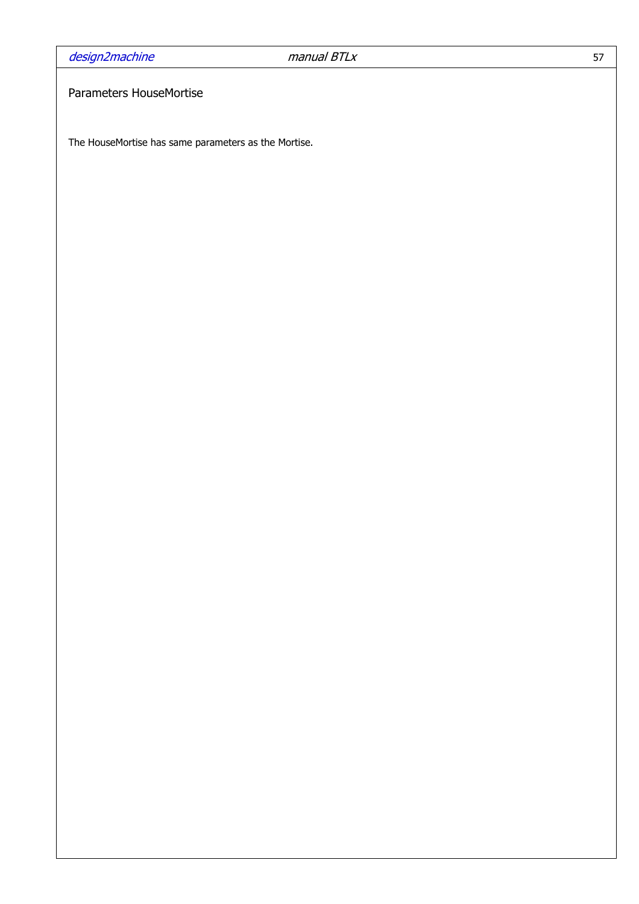## Parameters HouseMortise

The HouseMortise has same parameters as the Mortise.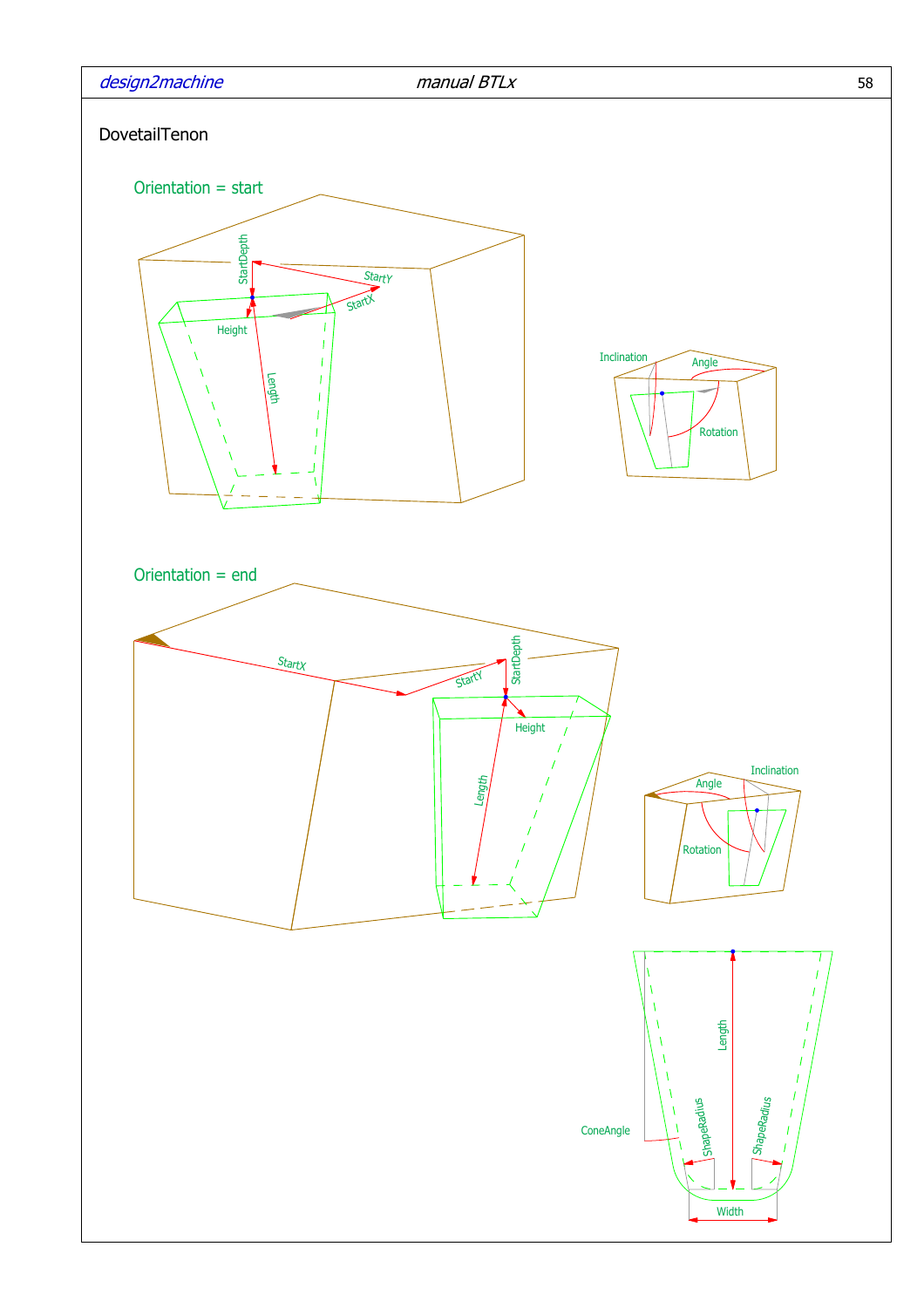DovetailTenon

Orientation = start

Orientation = end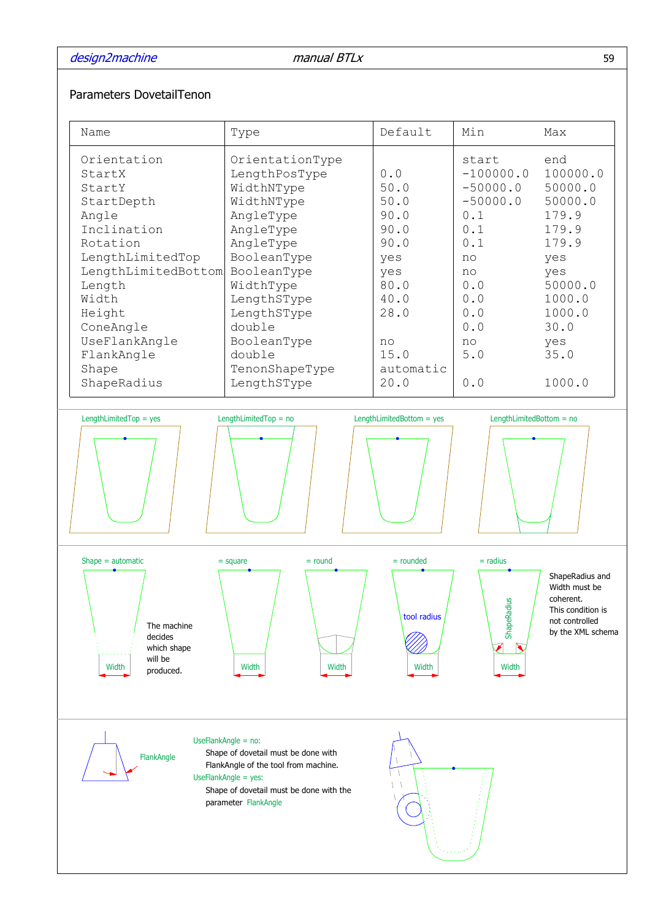## Parameters DovetailTenon

| Name | Type | Default | Min | Max |
|---|---|---|---|---|
| Orientation | OrientationType | | start | end |
| StartX | LengthPosType | 0.0 | -100000.0 | 100000.0 |
| StartY | WidthNType | 50.0 | -50000.0 | 50000.0 |
| StartDepth | WidthNType | 50.0 | -50000.0 | 50000.0 |
| Angle | AngleType | 90.0 | 0.1 | 179.9 |
| Inclination | AngleType | 90.0 | 0.1 | 179.9 |
| Rotation | AngleType | 90.0 | 0.1 | 179.9 |
| LengthLimitedTop | BooleanType | yes | no | yes |
| LengthLimitedBottom | BooleanType | yes | no | yes |
| Length | WidthType | 80.0 | 0.0 | 50000.0 |
| Width | LengthSType | 40.0 | 0.0 | 1000.0 |
| Height | LengthSType | 28.0 | 0.0 | 1000.0 |
| ConeAngle | double | | 0.0 | 30.0 |
| UseFlankAngle | BooleanType | no | no | yes |
| FlankAngle | double | 15.0 | 5.0 | 35.0 |
| Shape | TenonShapeType | automatic | | |
| ShapeRadius | LengthSType | 20.0 | 0.0 | 1000.0 |

LengthLimitedTop = yes

LengthLimitedTop = no

LengthLimitedBottom = yes

LengthLimitedBottom = no

Shape = automatic

= square

= round

= rounded

= radius

The machine decides which shape will be produced.

tool radius

ShapeRadius

Width

ShapeRadius and Width must be coherent. This condition is not controlled by the XML schema

FlankAngle

UseFlankAngle = no:

Shape of dovetail must be done with FlankAngle of the tool from machine.

UseFlankAngle = yes:

Shape of dovetail must be done with the parameter FlankAngle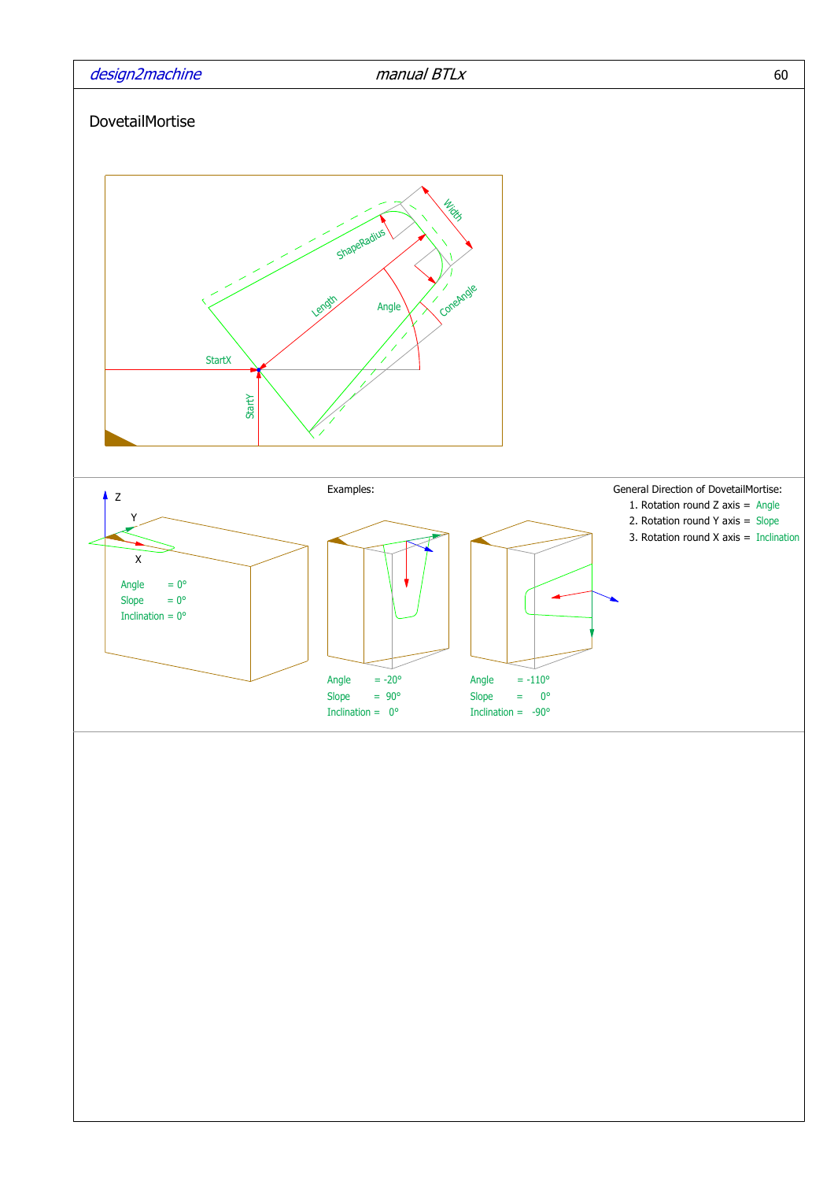## DovetailMortise

Examples:

| Angle | Slope | Inclination |
|---|---|---|
| = 0° | = 0° | = 0° |
| = -20° | = 90° | = 0° |
| = -110° | = 0° | = -90° |

General Direction of DovetailMortise:

1. Rotation round Z axis = Angle
2. Rotation round Y axis = Slope
3. Rotation round X axis = Inclination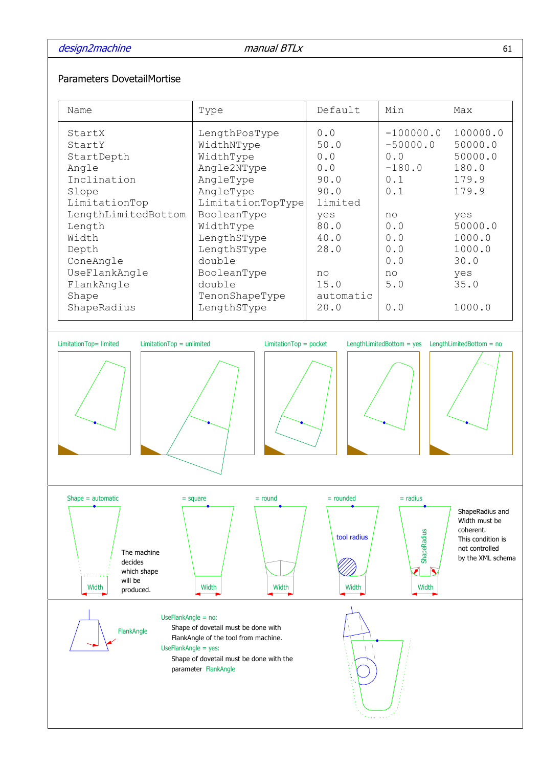## Parameters DovetailMortise

| Name | Type | Default | Min | Max |
|---|---|---|---|---|
| StartX | LengthPosType | 0.0 | -100000.0 | 100000.0 |
| StartY | WidthNType | 50.0 | -50000.0 | 50000.0 |
| StartDepth | WidthType | 0.0 | 0.0 | 50000.0 |
| Angle | Angle2NType | 0.0 | -180.0 | 180.0 |
| Inclination | AngleType | 90.0 | 0.1 | 179.9 |
| Slope | AngleType | 90.0 | 0.1 | 179.9 |
| LimitationTop | LimitationTopType | limited | | |
| LengthLimitedBottom | BooleanType | yes | no | yes |
| Length | WidthType | 80.0 | 0.0 | 50000.0 |
| Width | LengthSType | 40.0 | 0.0 | 1000.0 |
| Depth | LengthSType | 28.0 | 0.0 | 1000.0 |
| ConeAngle | double | | 0.0 | 30.0 |
| UseFlankAngle | BooleanType | no | no | yes |
| FlankAngle | double | 15.0 | 5.0 | 35.0 |
| Shape | TenonShapeType | automatic | | |
| ShapeRadius | LengthSType | 20.0 | 0.0 | 1000.0 |

LimitationTop= limited LimitationTop = unlimited LimitationTop = pocket LengthLimitedBottom = yes LengthLimitedBottom = no

Shape = automatic = square = round = rounded = radius

The machine decides which shape will be produced.

tool radius

ShapeRadius

Width

ShapeRadius and Width must be coherent. This condition is not controlled by the XML schema

FlankAngle

UseFlankAngle = no:
Shape of dovetail must be done with FlankAngle of the tool from machine.

UseFlankAngle = yes:
Shape of dovetail must be done with the parameter FlankAngle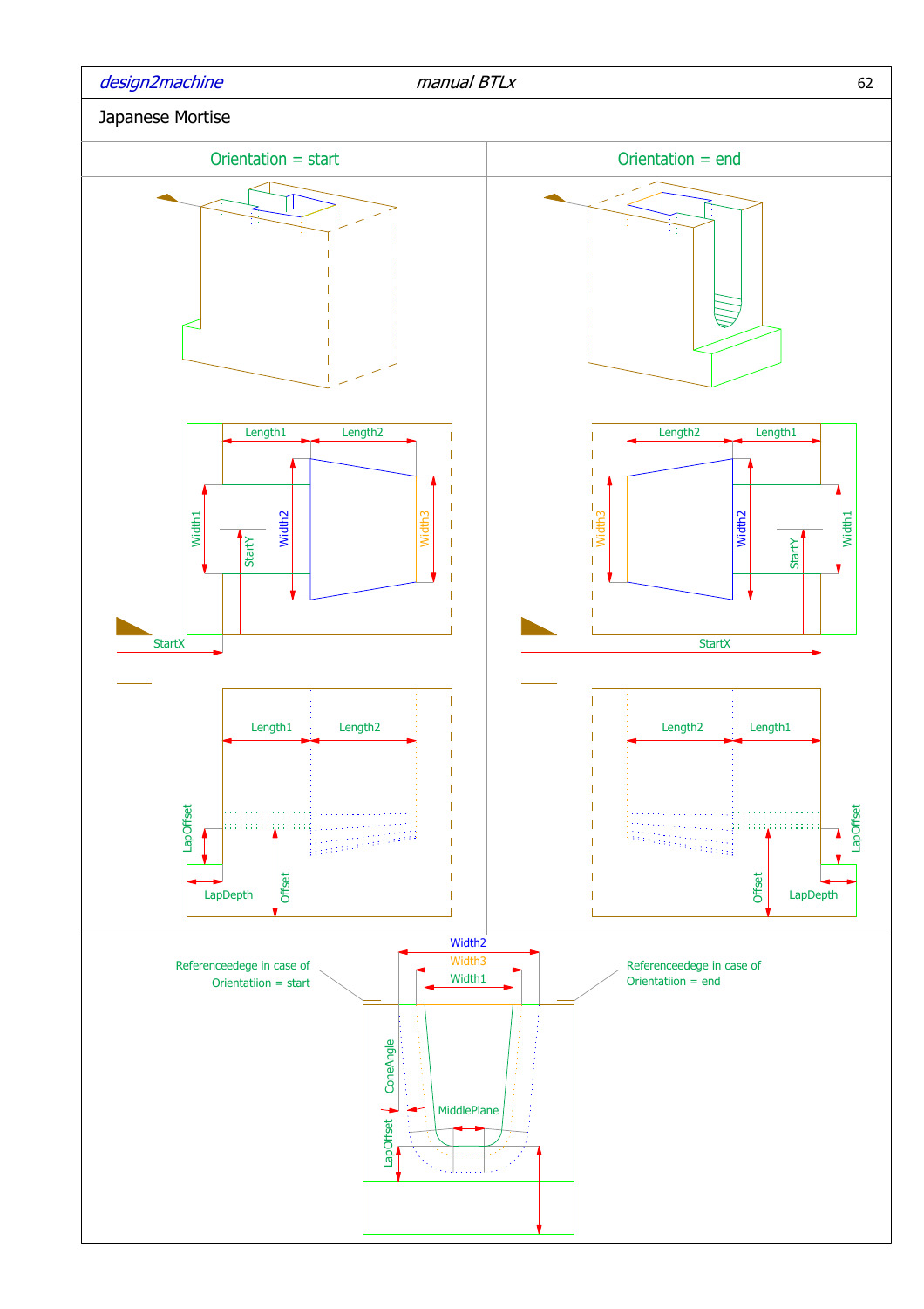# Japanese Mortise

| Orientation = start | Orientation = end |
| --- | --- |

Length1 Length2

Width1 StartY Width2 Width3

StartX

Length1 Length2

LapOffset LapDepth Offset

Length2 Length1

Width3 Width2 StartY Width1

StartX

Length2 Length1

Offset LapDepth LapOffset

Referenceedege in case of Orientatiion = start

Width2

Width3

Width1

Referenceedege in case of Orientatiion = end

ConeAngle

MiddlePlane

LapOffset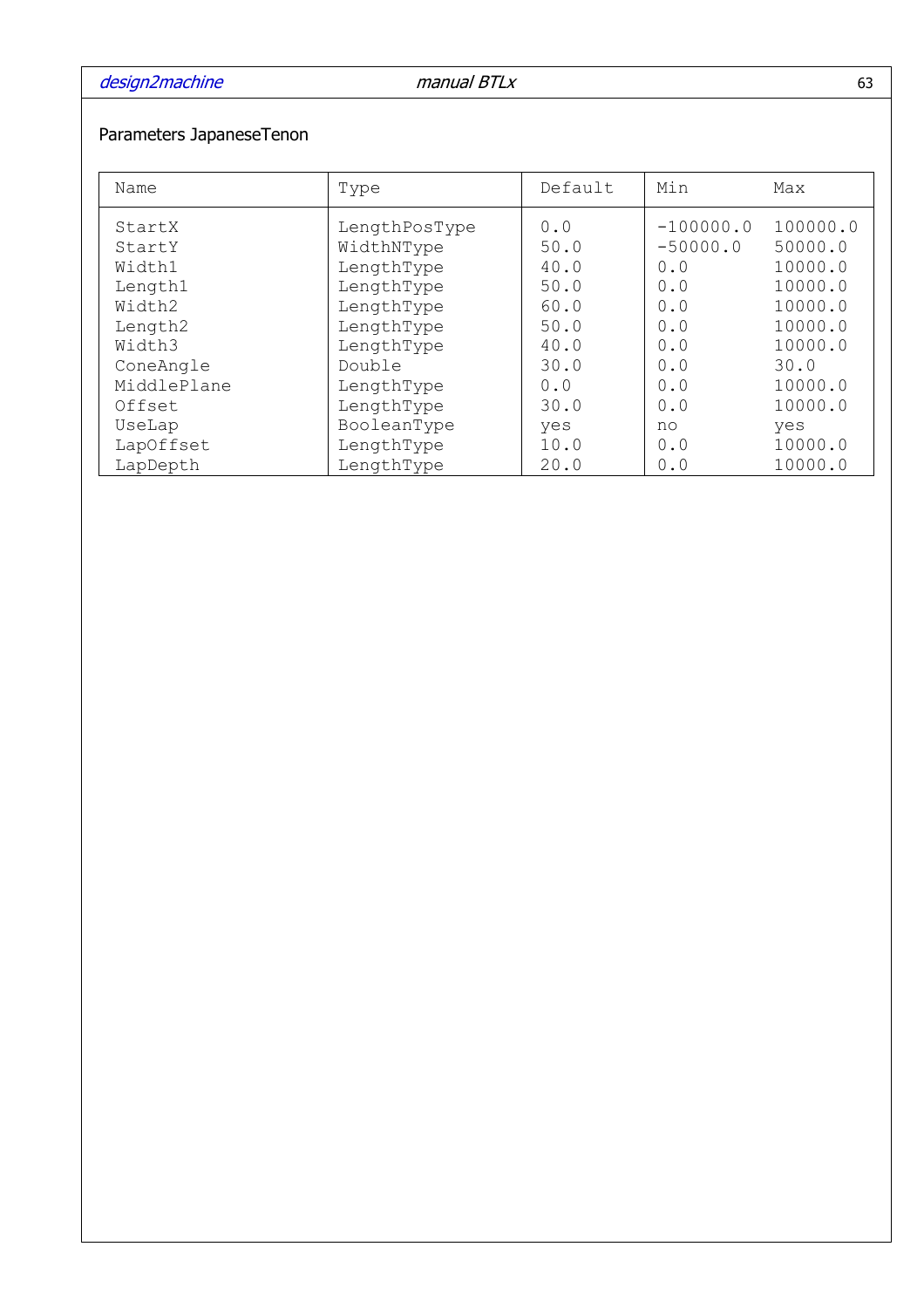Parameters JapaneseTenon

| Name | Type | Default | Min | Max |
|---|---|---|---|---|
| StartX | LengthPosType | 0.0 | -100000.0 | 100000.0 |
| StartY | WidthNType | 50.0 | -50000.0 | 50000.0 |
| Width1 | LengthType | 40.0 | 0.0 | 10000.0 |
| Length1 | LengthType | 50.0 | 0.0 | 10000.0 |
| Width2 | LengthType | 60.0 | 0.0 | 10000.0 |
| Length2 | LengthType | 50.0 | 0.0 | 10000.0 |
| Width3 | LengthType | 40.0 | 0.0 | 10000.0 |
| ConeAngle | Double | 30.0 | 0.0 | 30.0 |
| MiddlePlane | LengthType | 0.0 | 0.0 | 10000.0 |
| Offset | LengthType | 30.0 | 0.0 | 10000.0 |
| UseLap | BooleanType | yes | no | yes |
| LapOffset | LengthType | 10.0 | 0.0 | 10000.0 |
| LapDepth | LengthType | 20.0 | 0.0 | 10000.0 |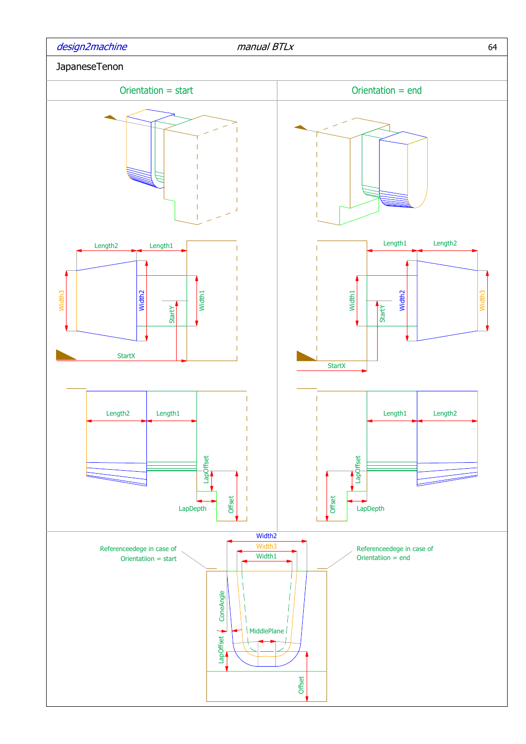# JapaneseTenon

| Orientation = start | Orientation = end |
| --- | --- |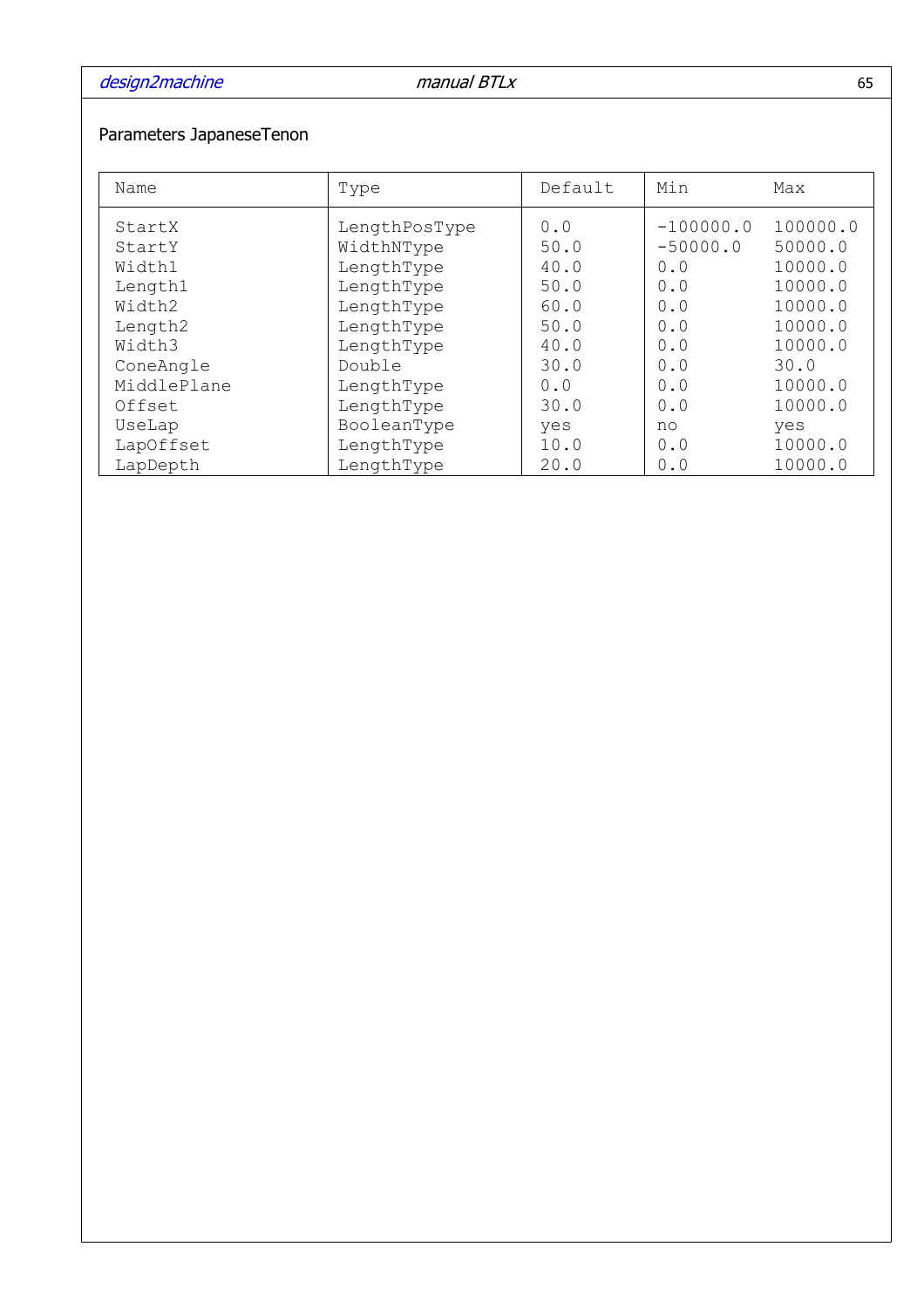Parameters JapaneseTenon

| Name | Type | Default | Min | Max |
|---|---|---|---|---|
| StartX | LengthPosType | 0.0 | -100000.0 | 100000.0 |
| StartY | WidthNType | 50.0 | -50000.0 | 50000.0 |
| Width1 | LengthType | 40.0 | 0.0 | 10000.0 |
| Length1 | LengthType | 50.0 | 0.0 | 10000.0 |
| Width2 | LengthType | 60.0 | 0.0 | 10000.0 |
| Length2 | LengthType | 50.0 | 0.0 | 10000.0 |
| Width3 | LengthType | 40.0 | 0.0 | 10000.0 |
| ConeAngle | Double | 30.0 | 0.0 | 30.0 |
| MiddlePlane | LengthType | 0.0 | 0.0 | 10000.0 |
| Offset | LengthType | 30.0 | 0.0 | 10000.0 |
| UseLap | BooleanType | yes | no | yes |
| LapOffset | LengthType | 10.0 | 0.0 | 10000.0 |
| LapDepth | LengthType | 20.0 | 0.0 | 10000.0 |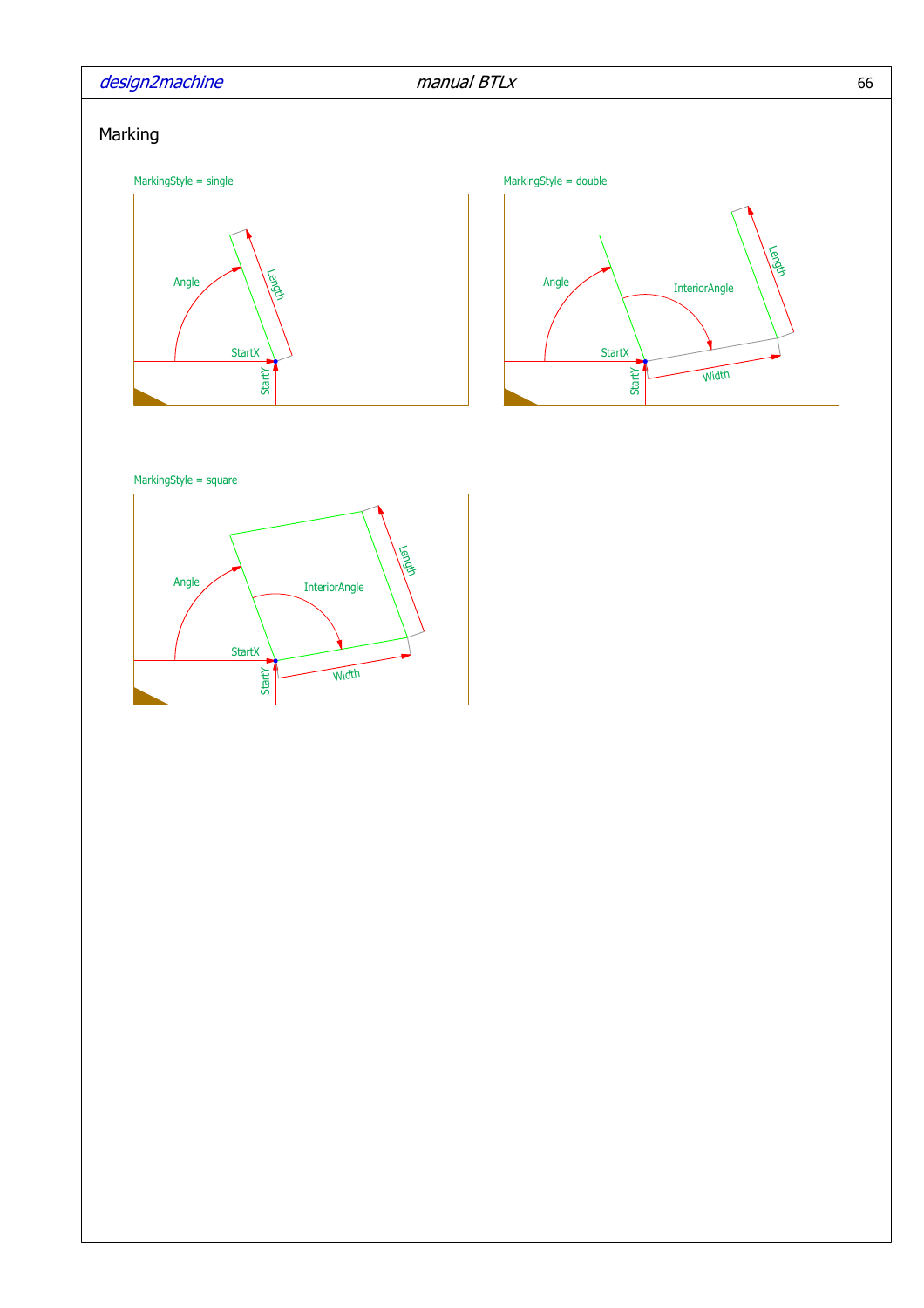## Marking

MarkingStyle = single

Angle

Length

StartX

StartY

MarkingStyle = double

Angle

InteriorAngle

Length

StartX

StartY

Width

MarkingStyle = square

Angle

InteriorAngle

Length

StartX

StartY

Width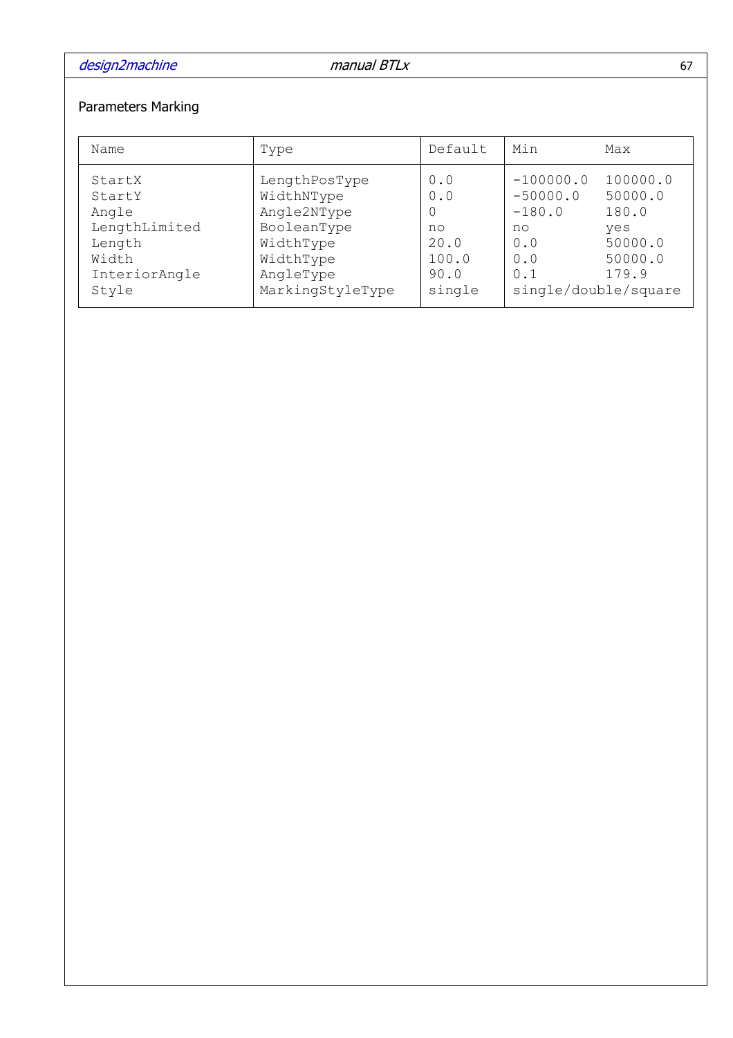Parameters Marking

| Name | Type | Default | Min | Max |
|---|---|---|---|---|
| StartX | LengthPosType | 0.0 | -100000.0 | 100000.0 |
| StartY | WidthNType | 0.0 | -50000.0 | 50000.0 |
| Angle | Angle2NType | 0 | -180.0 | 180.0 |
| LengthLimited | BooleanType | no | no | yes |
| Length | WidthType | 20.0 | 0.0 | 50000.0 |
| Width | WidthType | 100.0 | 0.0 | 50000.0 |
| InteriorAngle | AngleType | 90.0 | 0.1 | 179.9 |
| Style | MarkingStyleType | single | single/double/square | |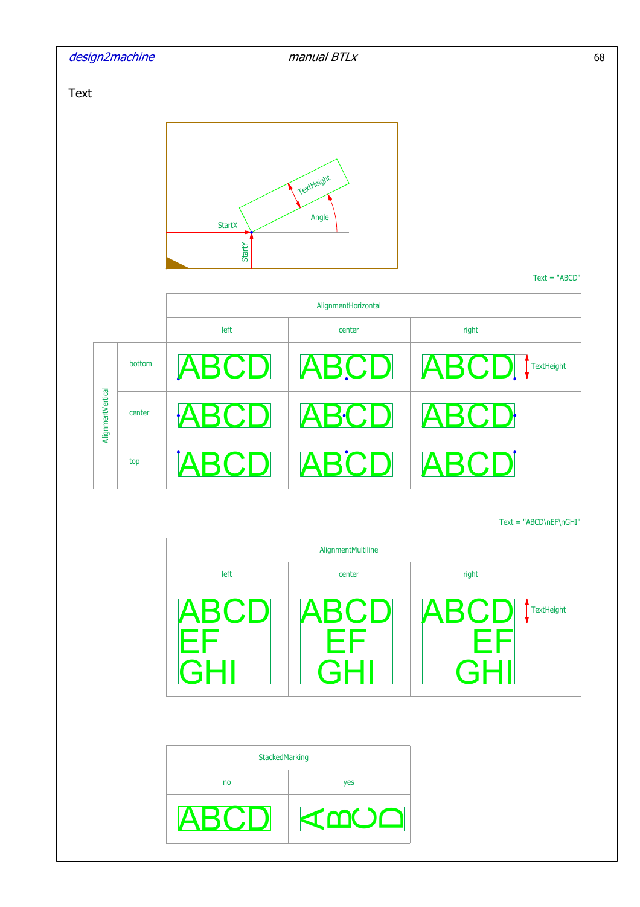## Text

StartX

StartY

TextHeight

Angle

Text = "ABCD"

| | | AlignmentHorizontal | | |
|---|---|---|---|---|
| | | left | center | right |
| AlignmentVertical | bottom | ABCD | ABCD | ABCD TextHeight |
| | center | ABCD | ABCD | ABCD |
| | top | ABCD | ABCD | ABCD |

Text = "ABCD\nEF\nGHI"

| AlignmentMultiline | | |
|---|---|---|
| left | center | right |
| ABCD EF GHI | ABCD EF GHI | ABCD EF GHI TextHeight |

| StackedMarking | |
|---|---|
| no | yes |
| ABCD | ABCD |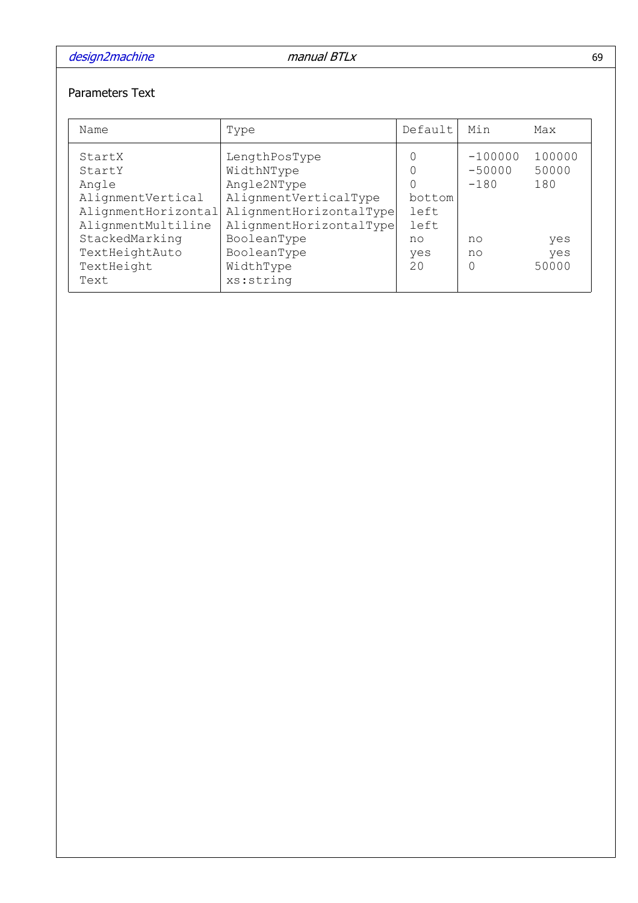Parameters Text

| Name | Type | Default | Min | Max |
|---|---|---|---|---|
| StartX | LengthPosType | 0 | -100000 | 100000 |
| StartY | WidthNType | 0 | -50000 | 50000 |
| Angle | Angle2NType | 0 | -180 | 180 |
| AlignmentVertical | AlignmentVerticalType | bottom | | |
| AlignmentHorizontal | AlignmentHorizontalType | left | | |
| AlignmentMultiline | AlignmentHorizontalType | left | | |
| StackedMarking | BooleanType | no | no | yes |
| TextHeightAuto | BooleanType | yes | no | yes |
| TextHeight | WidthType | 20 | 0 | 50000 |
| Text | xs:string | | | |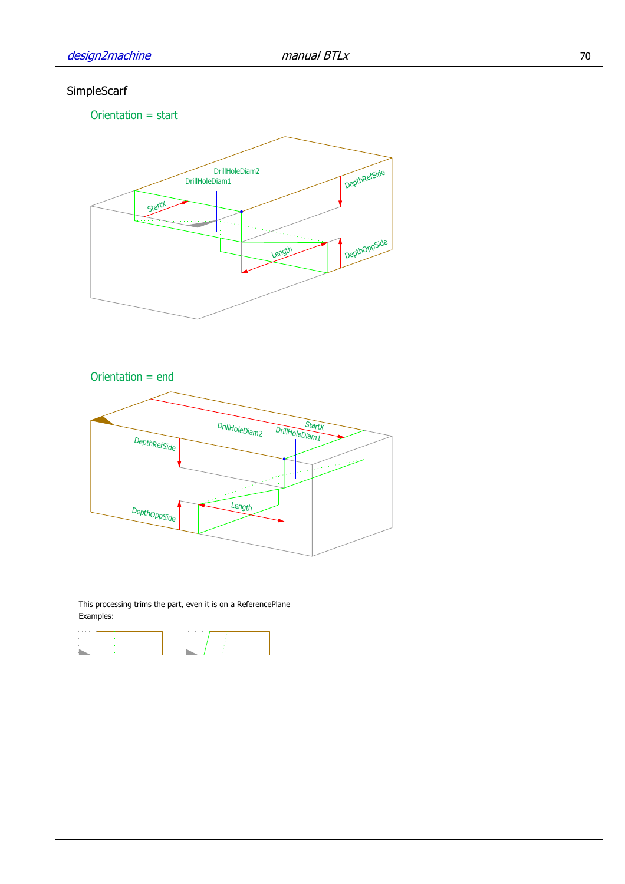# SimpleScarf

## Orientation = start

## Orientation = end

This processing trims the part, even it is on a ReferencePlane
Examples: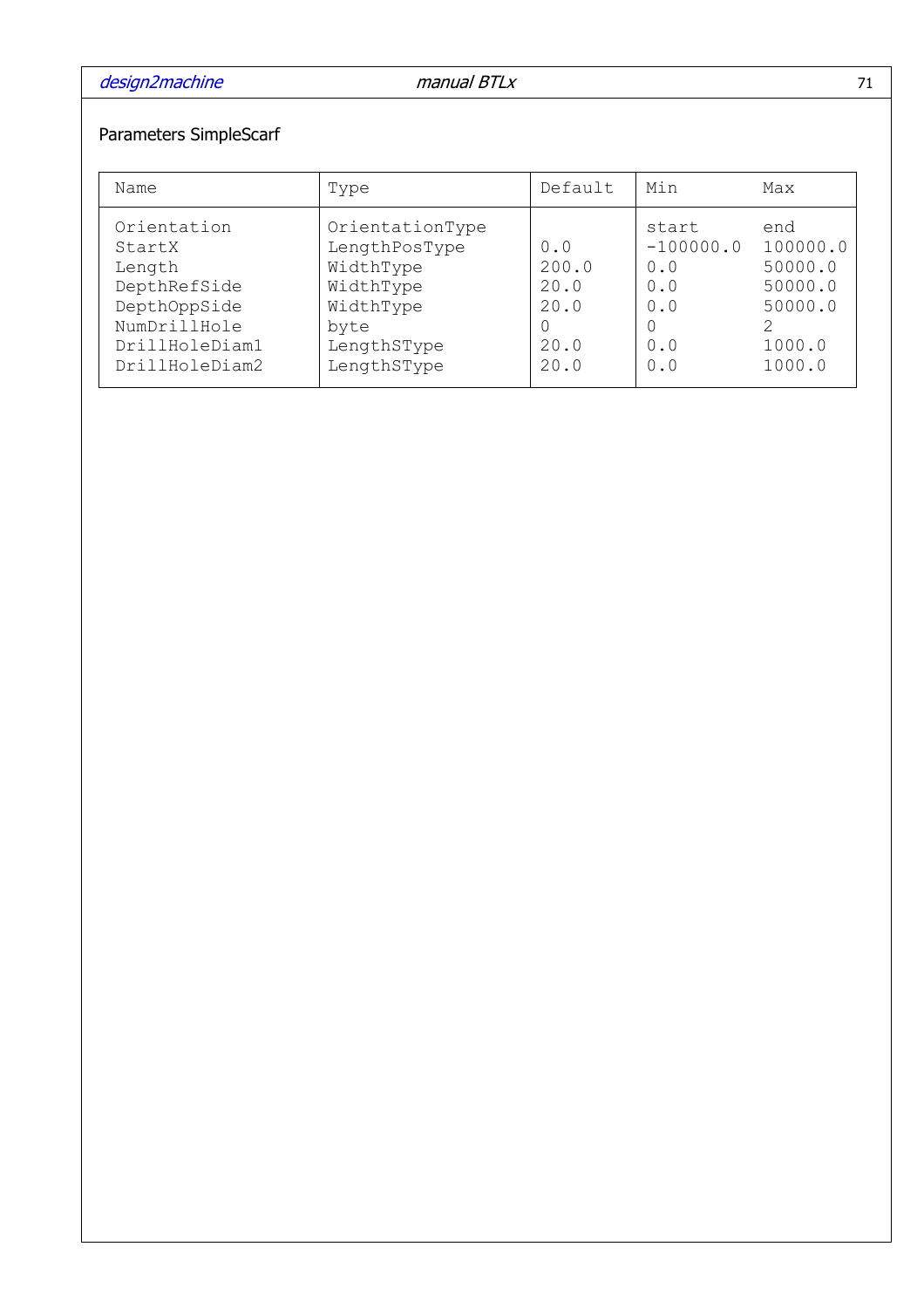Parameters SimpleScarf

| Name | Type | Default | Min | Max |
|---|---|---|---|---|
| Orientation | OrientationType | | start | end |
| StartX | LengthPosType | 0.0 | -100000.0 | 100000.0 |
| Length | WidthType | 200.0 | 0.0 | 50000.0 |
| DepthRefSide | WidthType | 20.0 | 0.0 | 50000.0 |
| DepthOppSide | WidthType | 20.0 | 0.0 | 50000.0 |
| NumDrillHole | byte | 0 | 0 | 2 |
| DrillHoleDiam1 | LengthSType | 20.0 | 0.0 | 1000.0 |
| DrillHoleDiam2 | LengthSType | 20.0 | 0.0 | 1000.0 |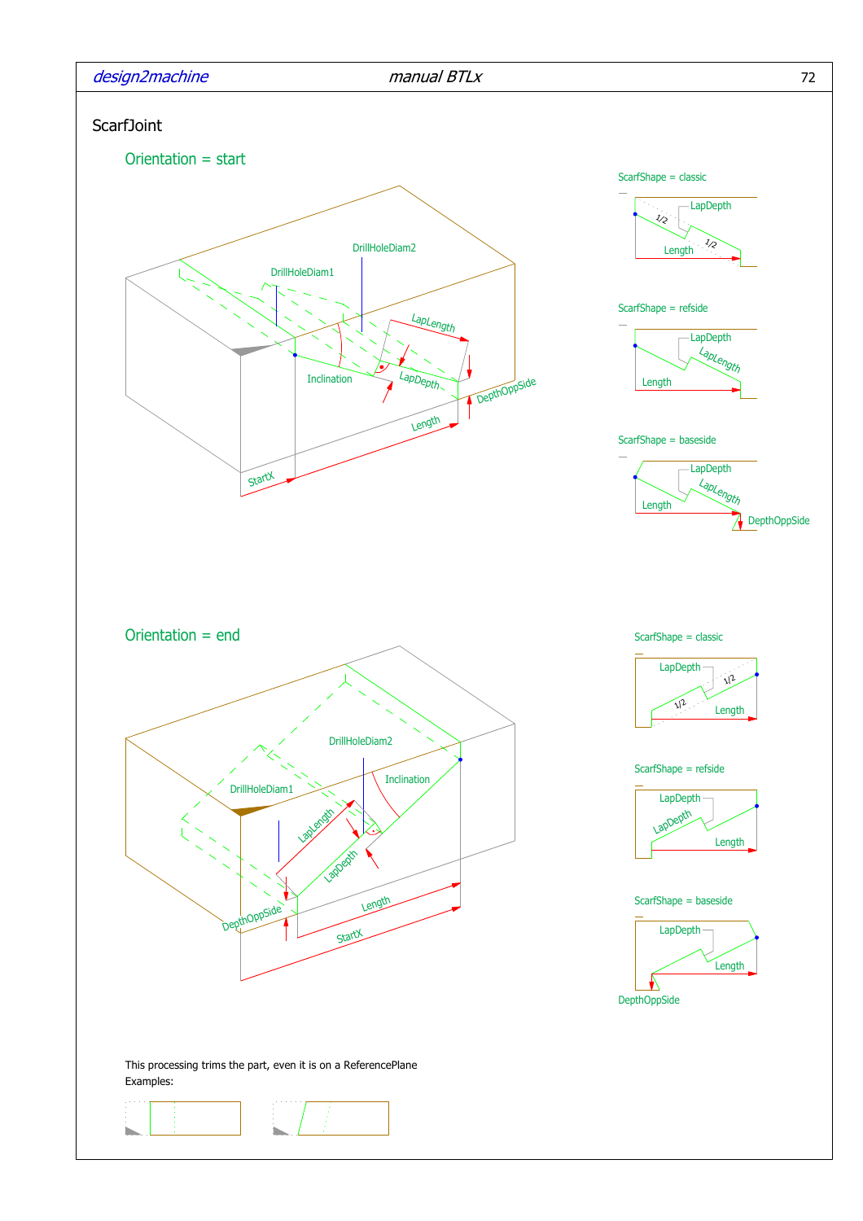# ScarfJoint

## Orientation = start

DrillHoleDiam2

DrillHoleDiam1

LapLength

Inclination

LapDepth

DepthOppSide

Length

StartX

ScarfShape = classic

LapDepth

1/2

1/2

Length

ScarfShape = refside

LapDepth

LapLength

Length

ScarfShape = baseside

LapDepth

LapLength

Length

DepthOppSide

## Orientation = end

DrillHoleDiam2

Inclination

DrillHoleDiam1

LapLength

LapDepth

DepthOppSide

Length

StartX

ScarfShape = classic

LapDepth

1/2

1/2

Length

ScarfShape = refside

LapDepth

LapDepth

Length

ScarfShape = baseside

LapDepth

Length

DepthOppSide

This processing trims the part, even it is on a ReferencePlane
Examples: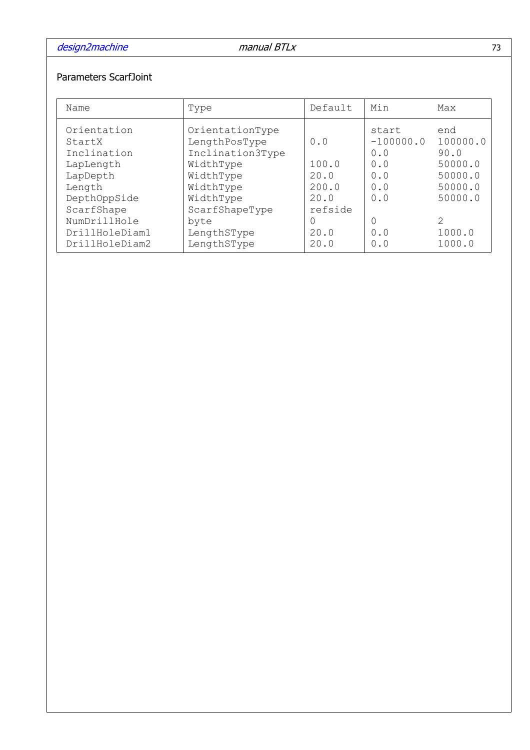Parameters ScarfJoint

| Name | Type | Default | Min | Max |
|---|---|---|---|---|
| Orientation | OrientationType | | start | end |
| StartX | LengthPosType | 0.0 | -100000.0 | 100000.0 |
| Inclination | Inclination3Type | | 0.0 | 90.0 |
| LapLength | WidthType | 100.0 | 0.0 | 50000.0 |
| LapDepth | WidthType | 20.0 | 0.0 | 50000.0 |
| Length | WidthType | 200.0 | 0.0 | 50000.0 |
| DepthOppSide | WidthType | 20.0 | 0.0 | 50000.0 |
| ScarfShape | ScarfShapeType | refside | | |
| NumDrillHole | byte | 0 | 0 | 2 |
| DrillHoleDiam1 | LengthSType | 20.0 | 0.0 | 1000.0 |
| DrillHoleDiam2 | LengthSType | 20.0 | 0.0 | 1000.0 |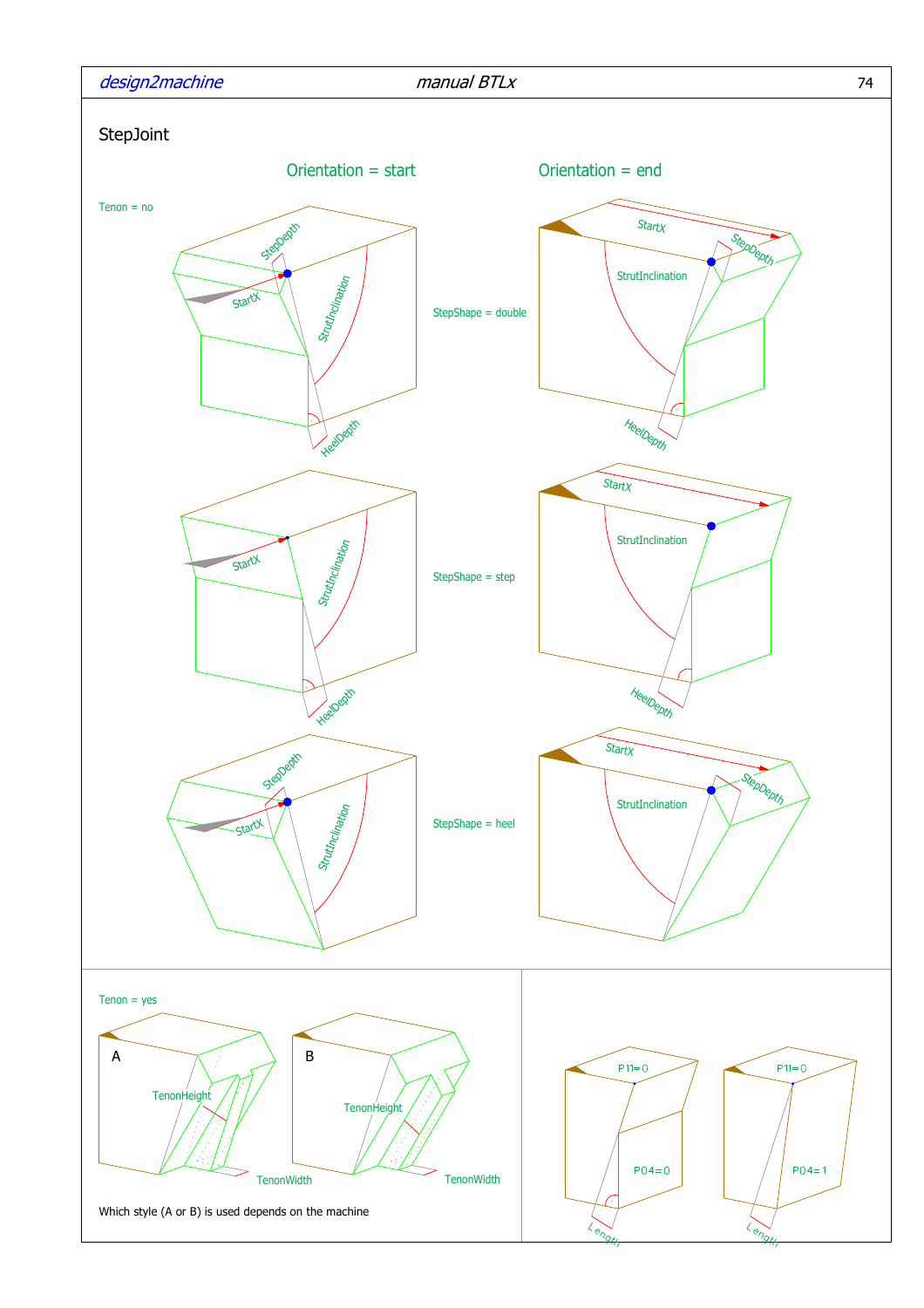# StepJoint

Orientation = start

Orientation = end

Tenon = no

StepShape = double

StepShape = step

StepShape = heel

Tenon = yes

Which style (A or B) is used depends on the machine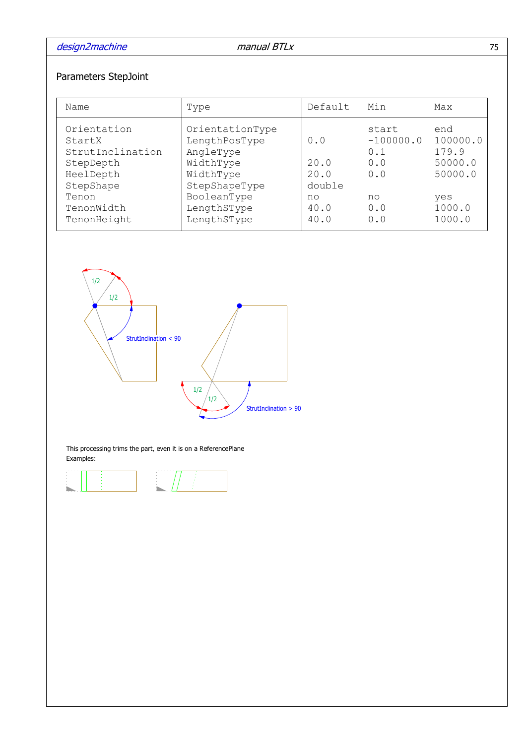## Parameters StepJoint

| Name | Type | Default | Min | Max |
|---|---|---|---|---|
| Orientation | OrientationType | | start | end |
| StartX | LengthPosType | 0.0 | -100000.0 | 100000.0 |
| StrutInclination | AngleType | | 0.1 | 179.9 |
| StepDepth | WidthType | 20.0 | 0.0 | 50000.0 |
| HeelDepth | WidthType | 20.0 | 0.0 | 50000.0 |
| StepShape | StepShapeType | double | | |
| Tenon | BooleanType | no | no | yes |
| TenonWidth | LengthSType | 40.0 | 0.0 | 1000.0 |
| TenonHeight | LengthSType | 40.0 | 0.0 | 1000.0 |

1/2

1/2

StrutInclination < 90

1/2

1/2

StrutInclination > 90

This processing trims the part, even it is on a ReferencePlane

Examples: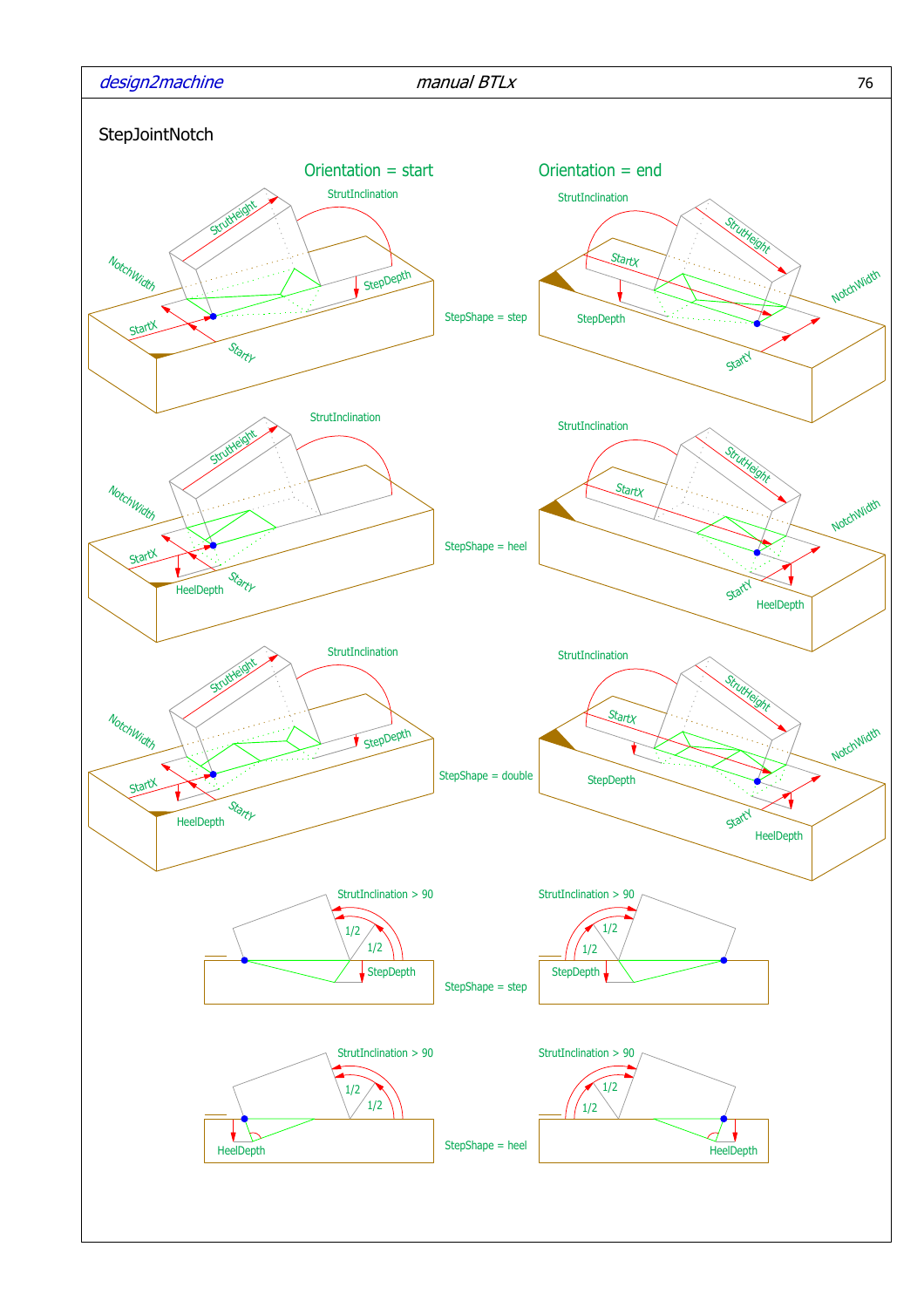## StepJointNotch

Orientation = start

Orientation = end

StepShape = step

StepShape = heel

StepShape = double

StepShape = step

StepShape = heel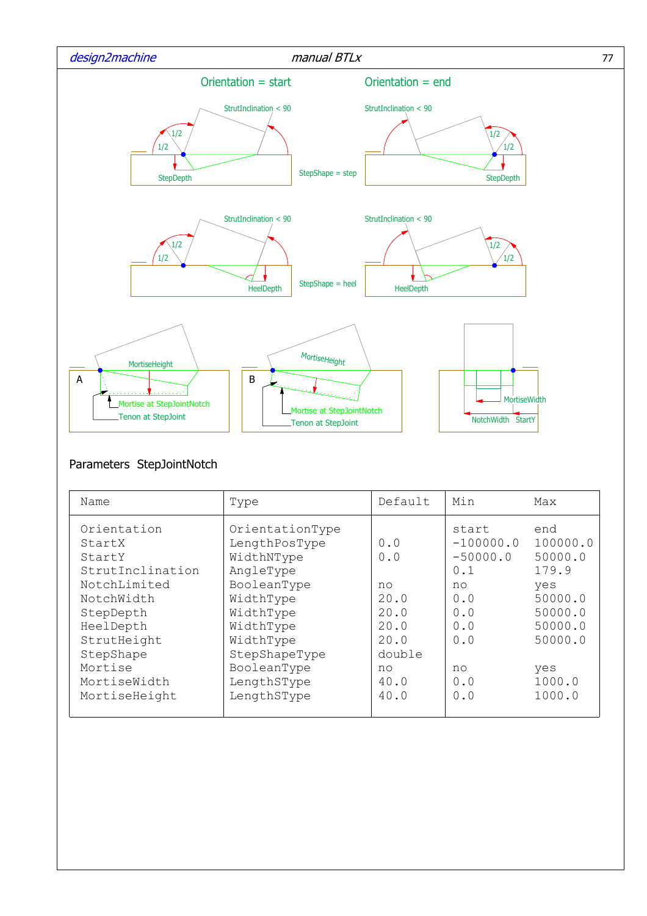Orientation = start

Orientation = end

StrutInclination < 90

StepShape = step

StepDepth

StepShape = heel

HeelDepth

MortiseHeight

Mortise at StepJointNotch

Tenon at StepJoint

MortiseWidth

NotchWidth StartY

## Parameters StepJointNotch

| Name | Type | Default | Min | Max |
|---|---|---|---|---|
| Orientation | OrientationType | | start | end |
| StartX | LengthPosType | 0.0 | -100000.0 | 100000.0 |
| StartY | WidthNType | 0.0 | -50000.0 | 50000.0 |
| StrutInclination | AngleType | | 0.1 | 179.9 |
| NotchLimited | BooleanType | no | no | yes |
| NotchWidth | WidthType | 20.0 | 0.0 | 50000.0 |
| StepDepth | WidthType | 20.0 | 0.0 | 50000.0 |
| HeelDepth | WidthType | 20.0 | 0.0 | 50000.0 |
| StrutHeight | WidthType | 20.0 | 0.0 | 50000.0 |
| StepShape | StepShapeType | double | | |
| Mortise | BooleanType | no | no | yes |
| MortiseWidth | LengthSType | 40.0 | 0.0 | 1000.0 |
| MortiseHeight | LengthSType | 40.0 | 0.0 | 1000.0 |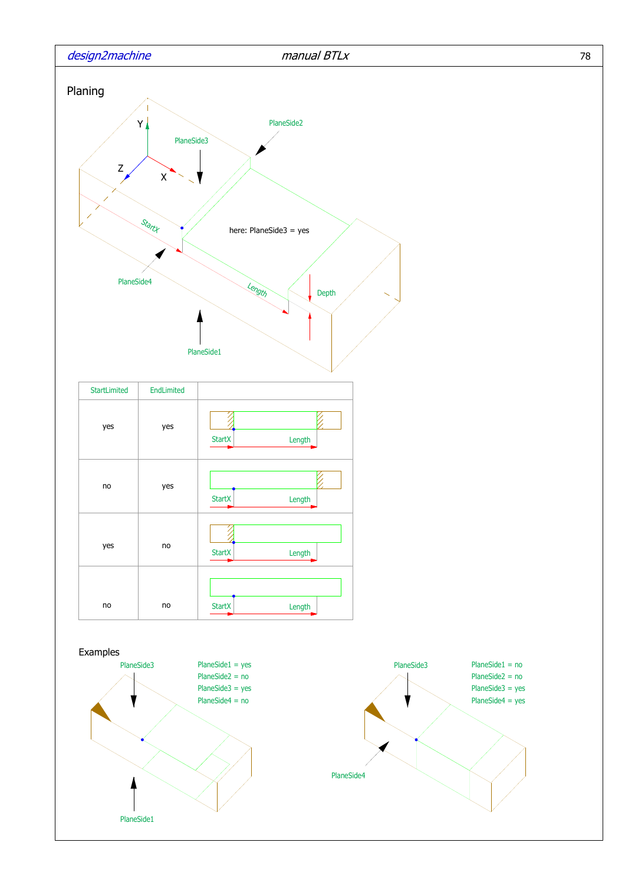# Planing

PlaneSide2

PlaneSide3

here: PlaneSide3 = yes

StartX

Length

Depth

PlaneSide4

PlaneSide1

| StartLimited | EndLimited | |
|---|---|---|
| yes | yes | StartX Length |
| no | yes | StartX Length |
| yes | no | StartX Length |
| no | no | StartX Length |

## Examples

PlaneSide3

PlaneSide1

PlaneSide1 = yes
PlaneSide2 = no
PlaneSide3 = yes
PlaneSide4 = no

PlaneSide3

PlaneSide4

PlaneSide1 = no
PlaneSide2 = no
PlaneSide3 = yes
PlaneSide4 = yes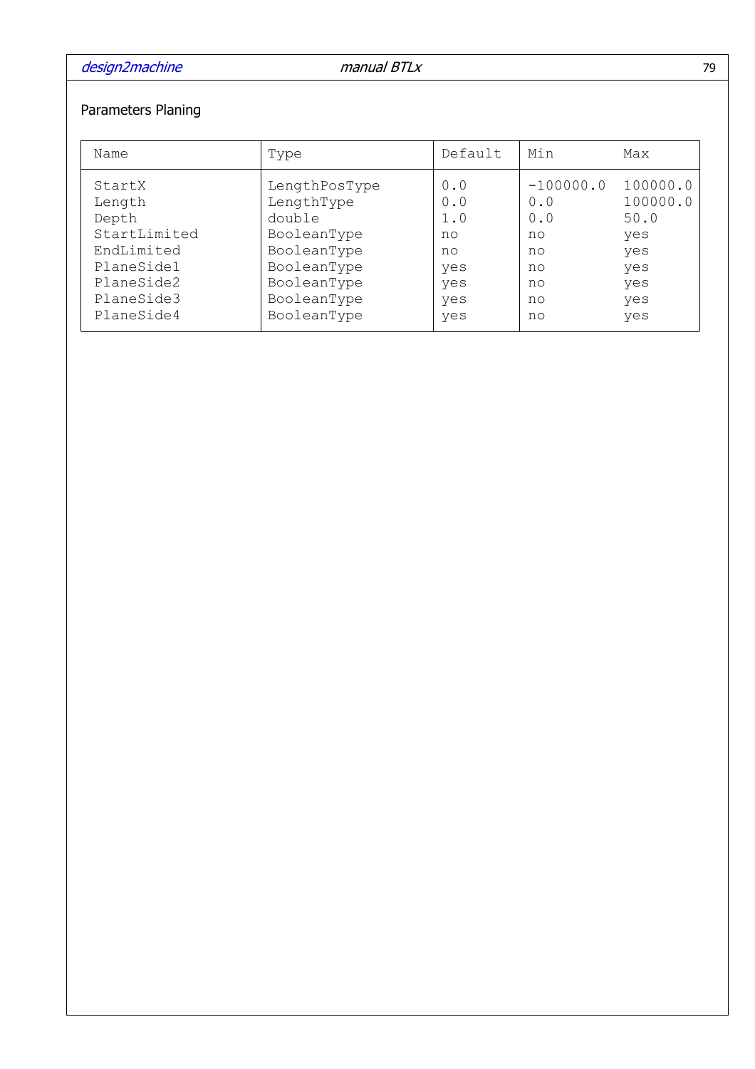Parameters Planing

| Name | Type | Default | Min | Max |
|---|---|---|---|---|
| StartX | LengthPosType | 0.0 | -100000.0 | 100000.0 |
| Length | LengthType | 0.0 | 0.0 | 100000.0 |
| Depth | double | 1.0 | 0.0 | 50.0 |
| StartLimited | BooleanType | no | no | yes |
| EndLimited | BooleanType | no | no | yes |
| PlaneSide1 | BooleanType | yes | no | yes |
| PlaneSide2 | BooleanType | yes | no | yes |
| PlaneSide3 | BooleanType | yes | no | yes |
| PlaneSide4 | BooleanType | yes | no | yes |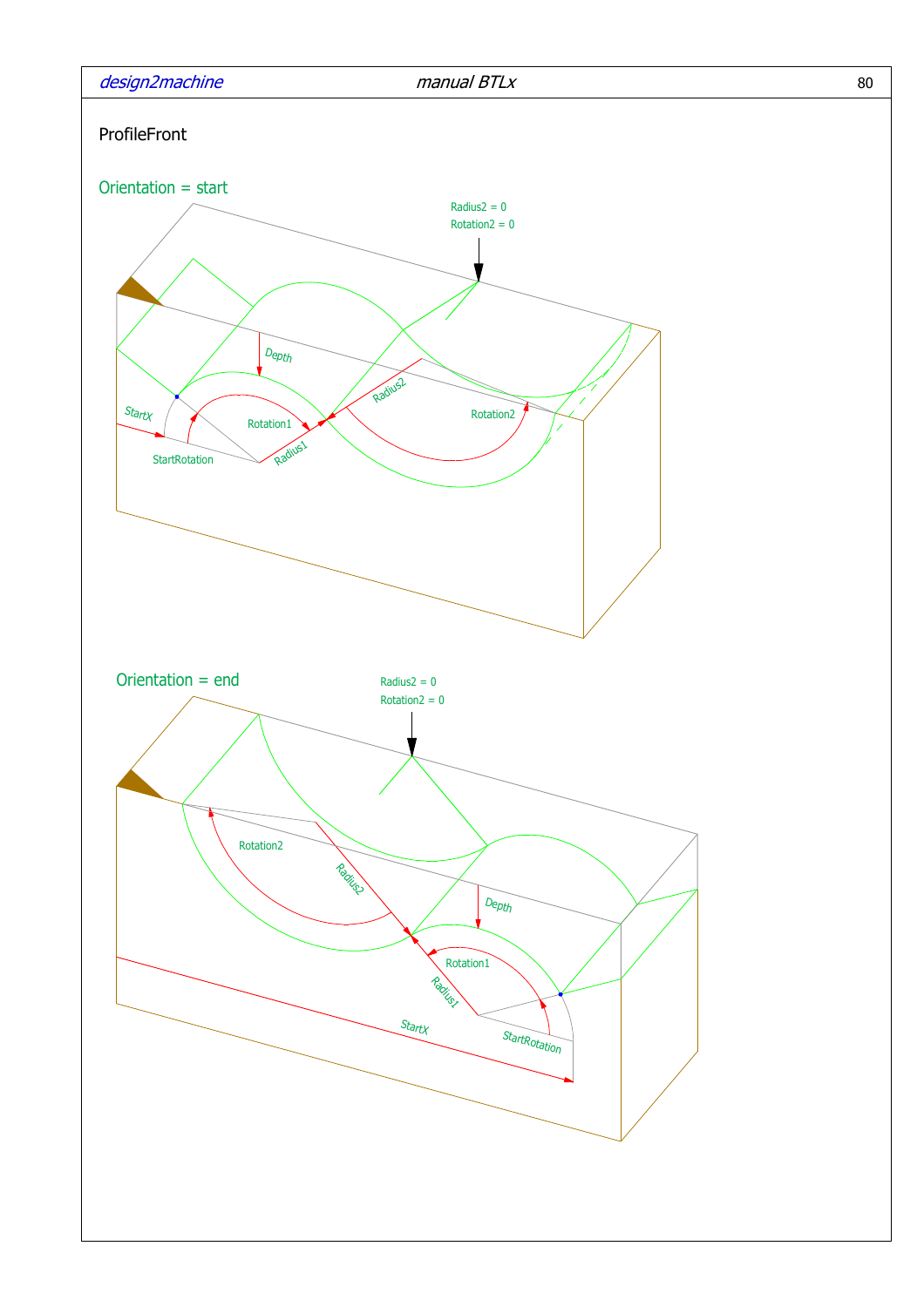ProfileFront

Orientation = start

Radius2 = 0
Rotation2 = 0

Depth

StartX

Rotation1

Radius2

Rotation2

StartRotation

Radius1

Orientation = end

Radius2 = 0
Rotation2 = 0

Rotation2

Radius2

Depth

Rotation1

Radius1

StartX

StartRotation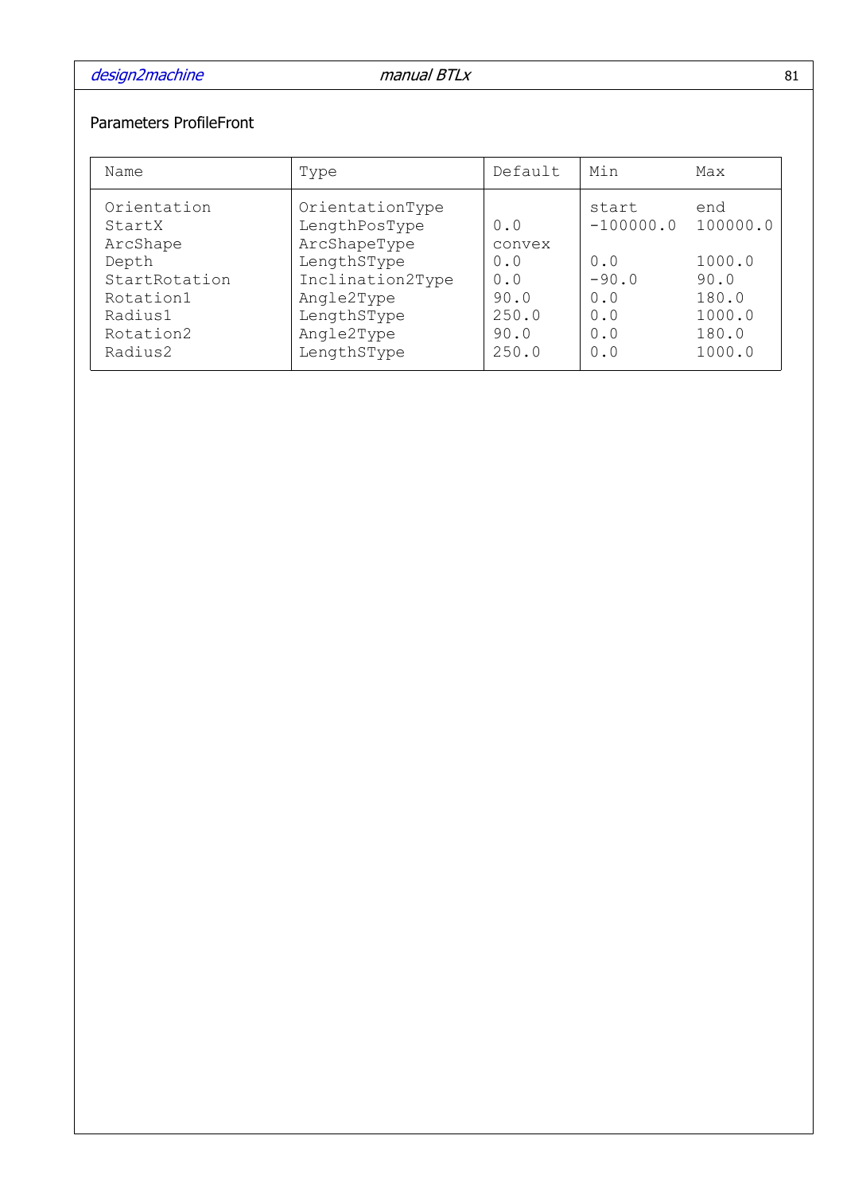## Parameters ProfileFront

| Name | Type | Default | Min | Max |
|---|---|---|---|---|
| Orientation | OrientationType | | start | end |
| StartX | LengthPosType | 0.0 | -100000.0 | 100000.0 |
| ArcShape | ArcShapeType | convex | | |
| Depth | LengthSType | 0.0 | 0.0 | 1000.0 |
| StartRotation | Inclination2Type | 0.0 | -90.0 | 90.0 |
| Rotation1 | Angle2Type | 90.0 | 0.0 | 180.0 |
| Radius1 | LengthSType | 250.0 | 0.0 | 1000.0 |
| Rotation2 | Angle2Type | 90.0 | 0.0 | 180.0 |
| Radius2 | LengthSType | 250.0 | 0.0 | 1000.0 |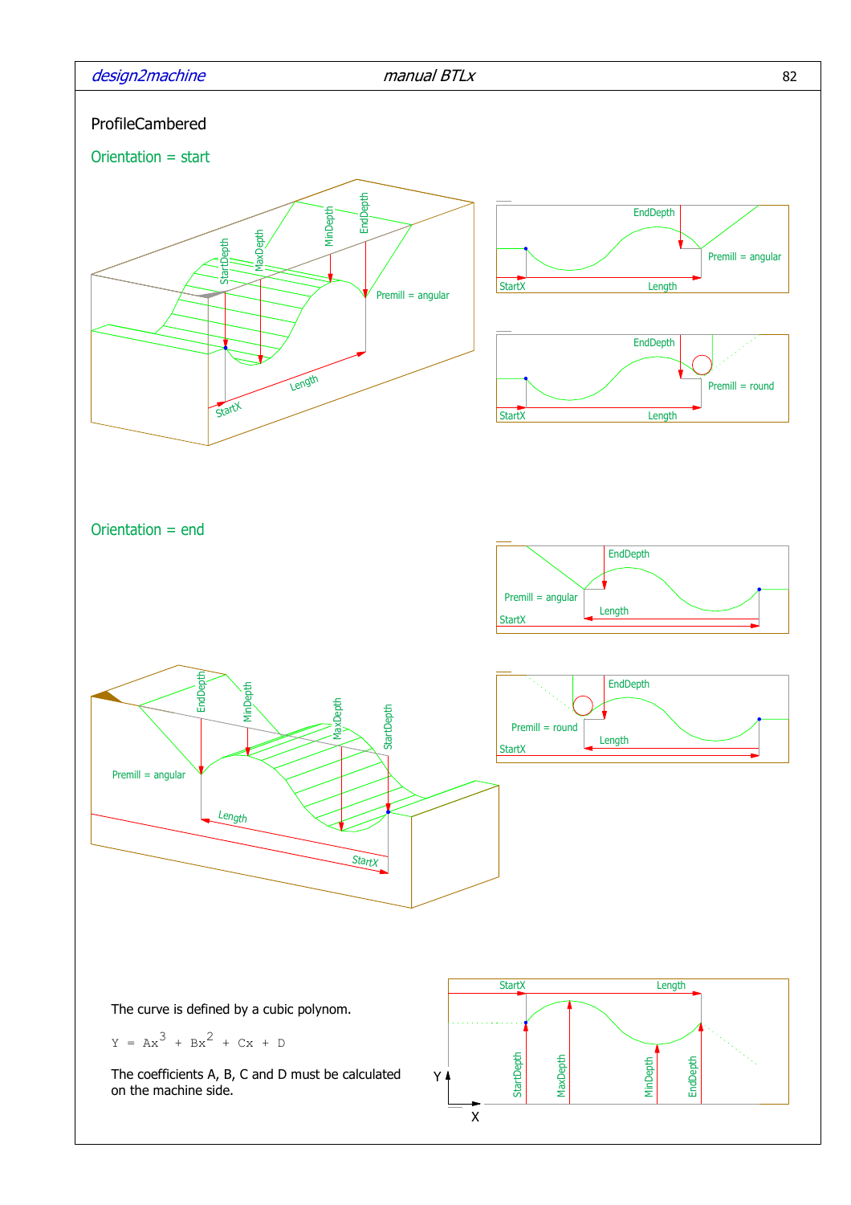# ProfileCambered

## Orientation = start

## Orientation = end

The curve is defined by a cubic polynom.

$$Y = Ax^3 + Bx^2 + Cx + D$$

The coefficients A, B, C and D must be calculated on the machine side.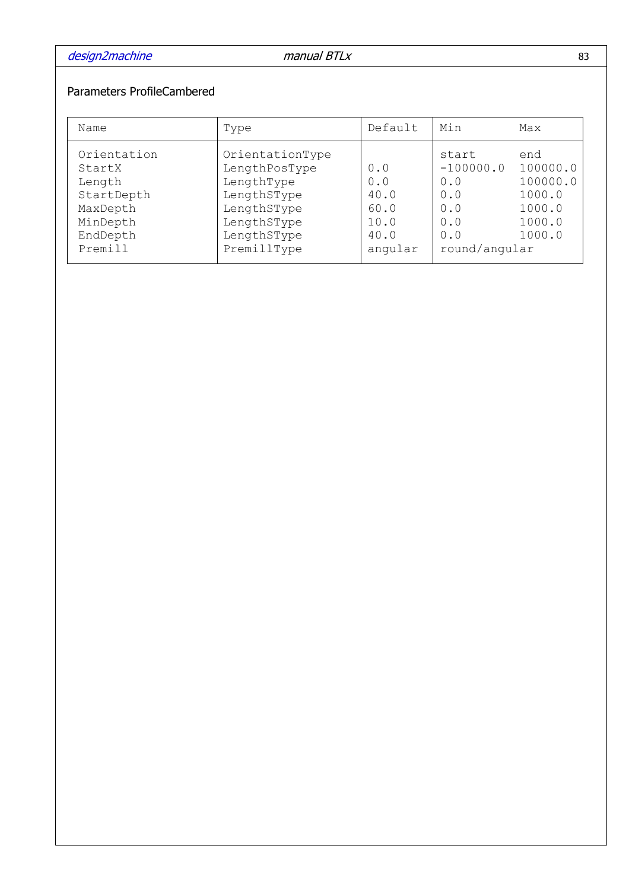Parameters ProfileCambered

| Name | Type | Default | Min | Max |
|---|---|---|---|---|
| Orientation | OrientationType | | start | end |
| StartX | LengthPosType | 0.0 | -100000.0 | 100000.0 |
| Length | LengthType | 0.0 | 0.0 | 100000.0 |
| StartDepth | LengthSType | 40.0 | 0.0 | 1000.0 |
| MaxDepth | LengthSType | 60.0 | 0.0 | 1000.0 |
| MinDepth | LengthSType | 10.0 | 0.0 | 1000.0 |
| EndDepth | LengthSType | 40.0 | 0.0 | 1000.0 |
| Premill | PremillType | angular | round/angular | |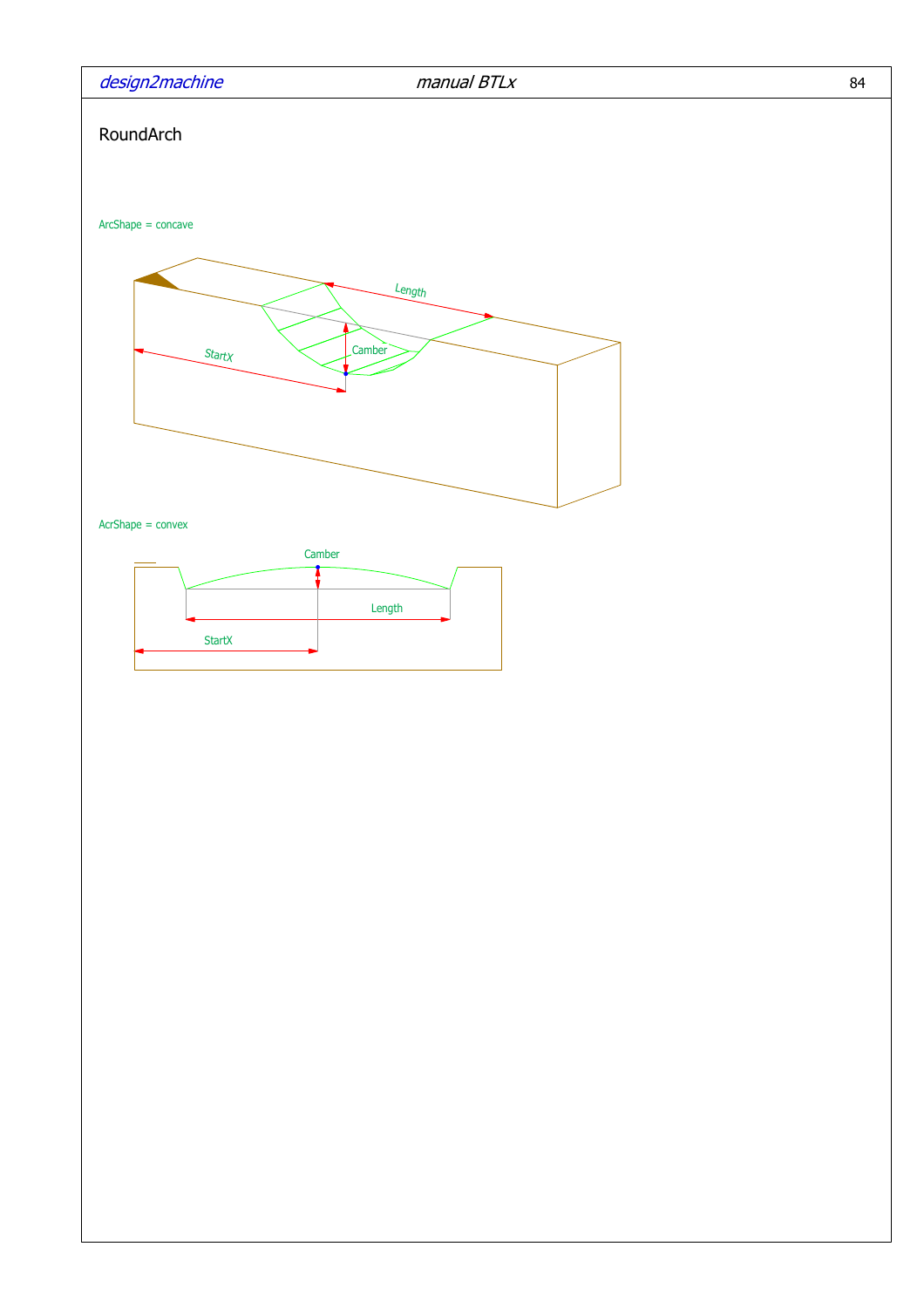# RoundArch

ArcShape = concave

Length

StartX

Camber

AcrShape = convex

Camber

Length

StartX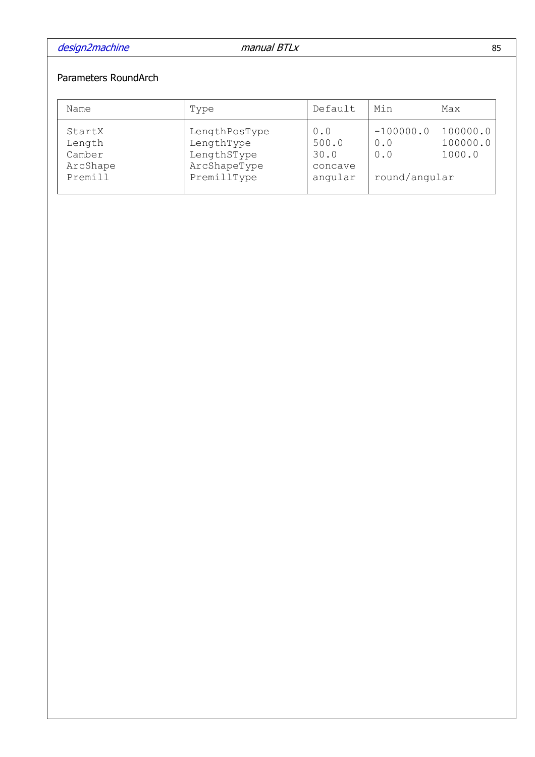Parameters RoundArch

| Name | Type | Default | Min | Max |
|---|---|---|---|---|
| StartX | LengthPosType | 0.0 | -100000.0 | 100000.0 |
| Length | LengthType | 500.0 | 0.0 | 100000.0 |
| Camber | LengthSType | 30.0 | 0.0 | 1000.0 |
| ArcShape | ArcShapeType | concave | | |
| Premill | PremillType | angular | round/angular | |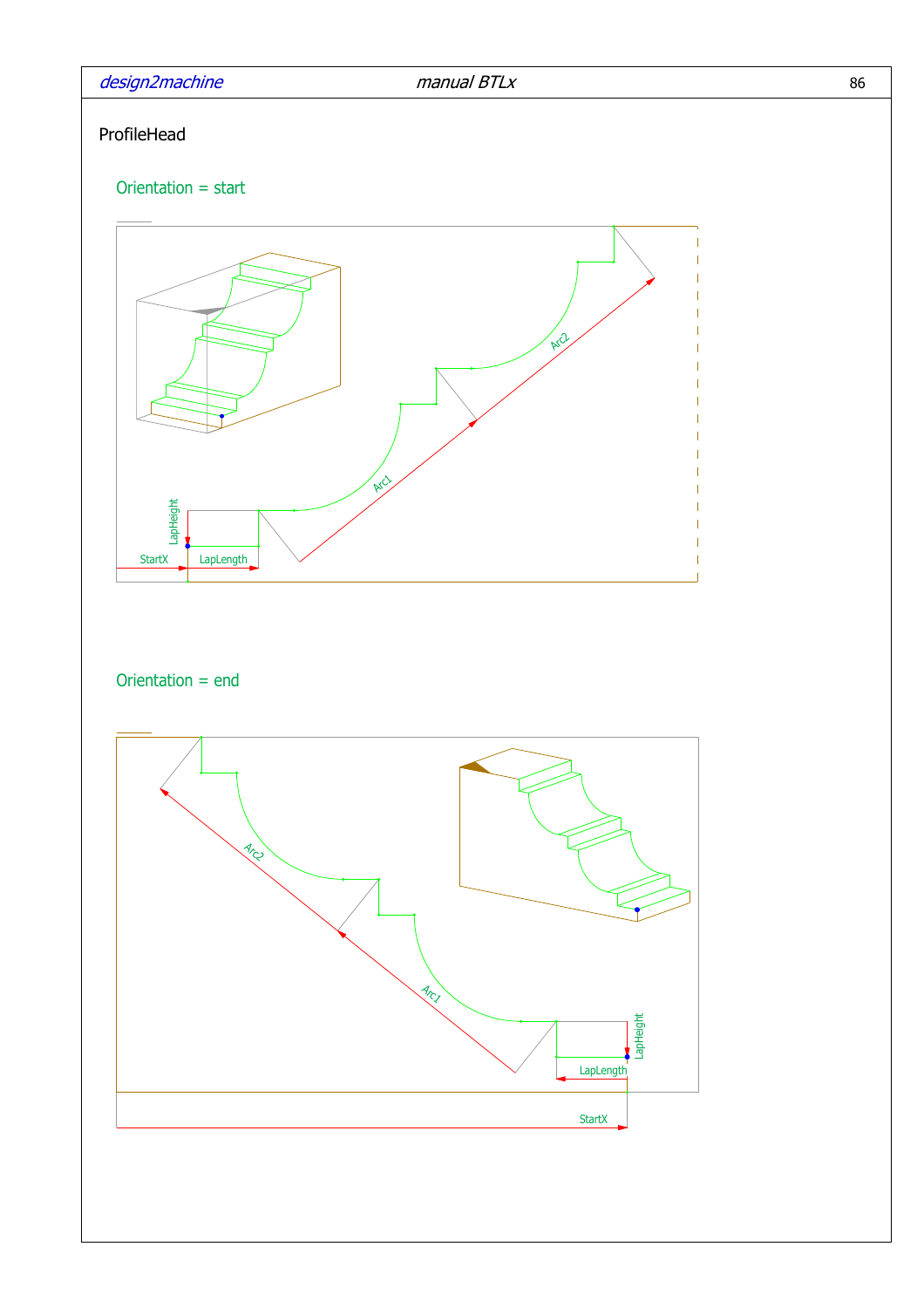ProfileHead

Orientation = start

LapHeight

StartX

LapLength

Arc1

Arc2

Orientation = end

Arc2

Arc1

LapHeight

LapLength

StartX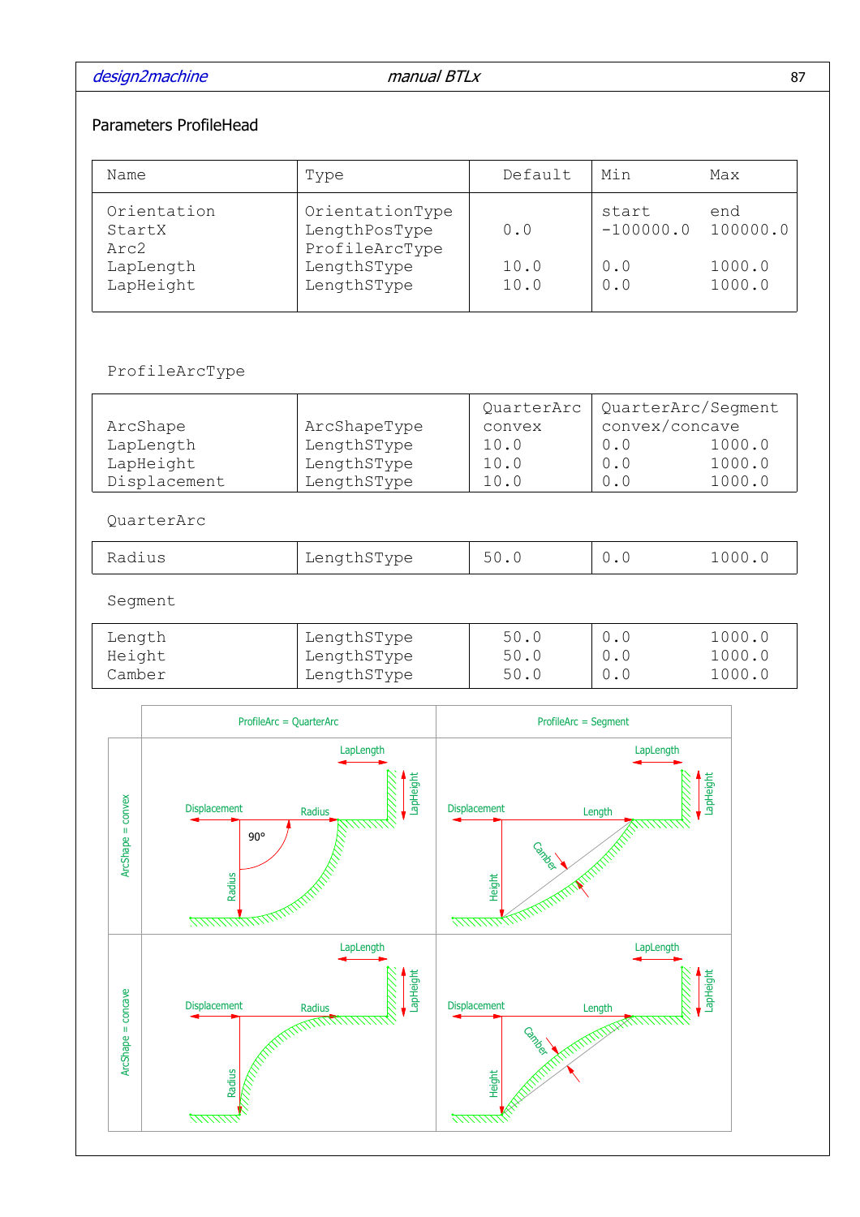## Parameters ProfileHead

| Name | Type | Default | Min | Max |
|---|---|---|---|---|
| Orientation | OrientationType | | start | end |
| StartX | LengthPosType | 0.0 | -100000.0 | 100000.0 |
| Arc2 | ProfileArcType | | | |
| LapLength | LengthSType | 10.0 | 0.0 | 1000.0 |
| LapHeight | LengthSType | 10.0 | 0.0 | 1000.0 |

ProfileArcType

| | | | | |
|---|---|---|---|---|
| ArcShape | ArcShapeType | QuarterArc convex | QuarterArc/Segment convex/concave | |
| LapLength | LengthSType | 10.0 | 0.0 | 1000.0 |
| LapHeight | LengthSType | 10.0 | 0.0 | 1000.0 |
| Displacement | LengthSType | 10.0 | 0.0 | 1000.0 |

QuarterArc

| | | | | |
|---|---|---|---|---|
| Radius | LengthSType | 50.0 | 0.0 | 1000.0 |

Segment

| | | | | |
|---|---|---|---|---|
| Length | LengthSType | 50.0 | 0.0 | 1000.0 |
| Height | LengthSType | 50.0 | 0.0 | 1000.0 |
| Camber | LengthSType | 50.0 | 0.0 | 1000.0 |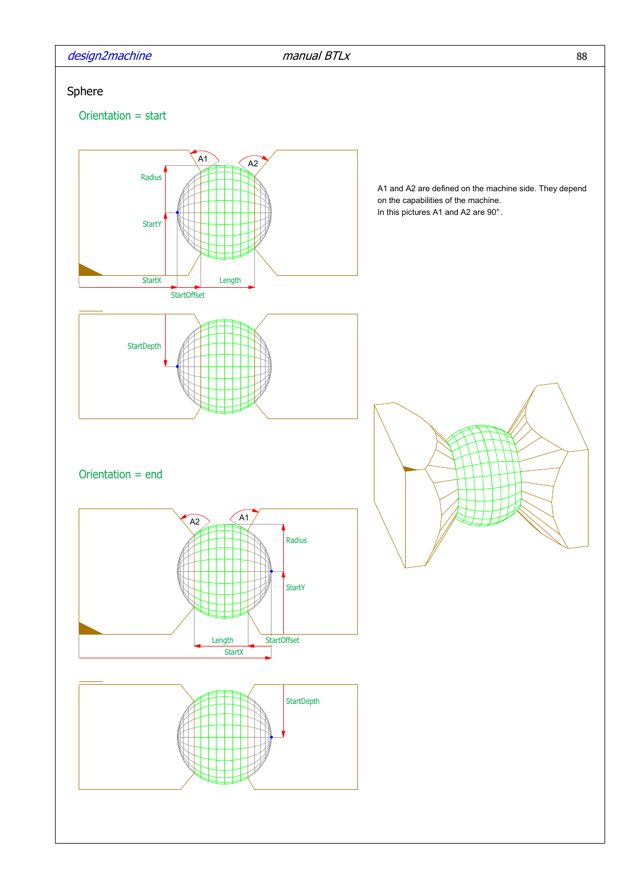# Sphere

## Orientation = start

A1 and A2 are defined on the machine side. They depend on the capabilities of the machine.
In this pictures A1 and A2 are 90°.

## Orientation = end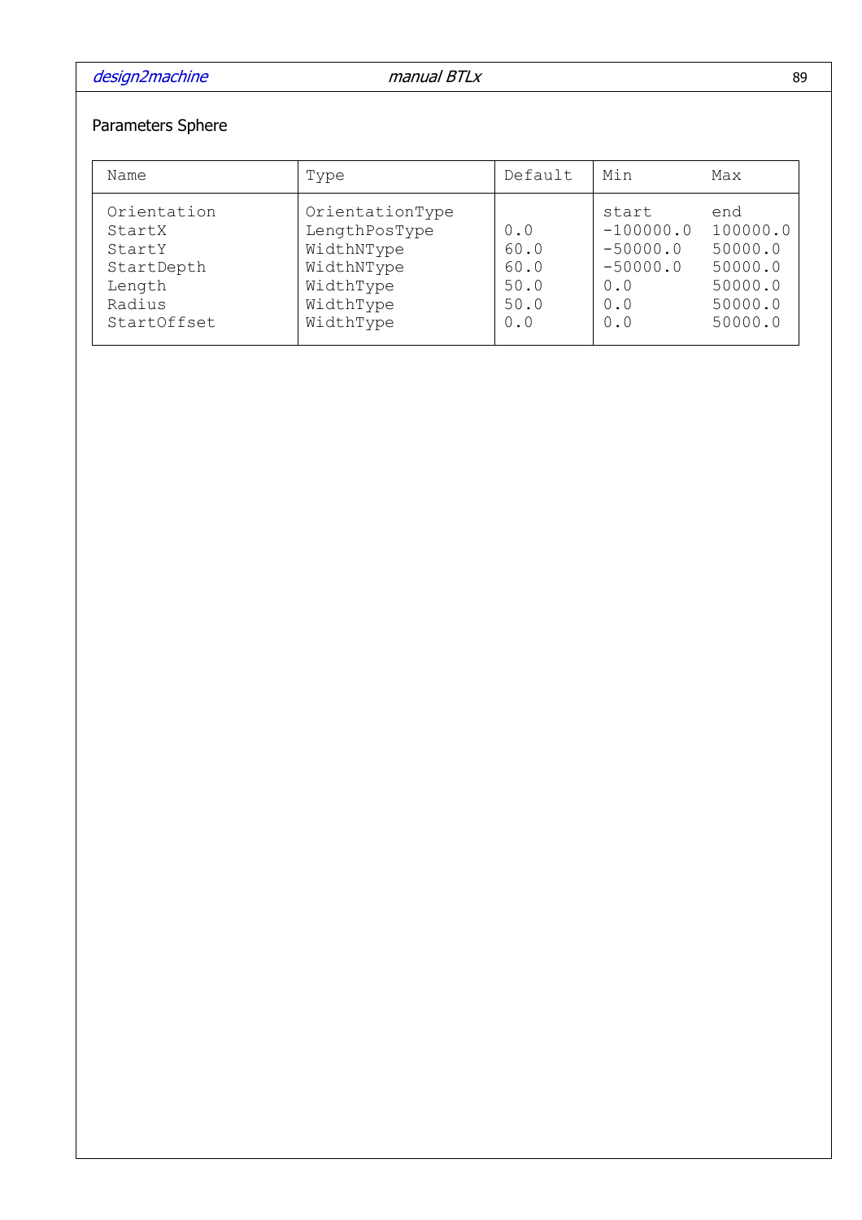Parameters Sphere

| Name | Type | Default | Min | Max |
|---|---|---|---|---|
| Orientation | OrientationType | | start | end |
| StartX | LengthPosType | 0.0 | -100000.0 | 100000.0 |
| StartY | WidthNType | 60.0 | -50000.0 | 50000.0 |
| StartDepth | WidthNType | 60.0 | -50000.0 | 50000.0 |
| Length | WidthType | 50.0 | 0.0 | 50000.0 |
| Radius | WidthType | 50.0 | 0.0 | 50000.0 |
| StartOffset | WidthType | 0.0 | 0.0 | 50000.0 |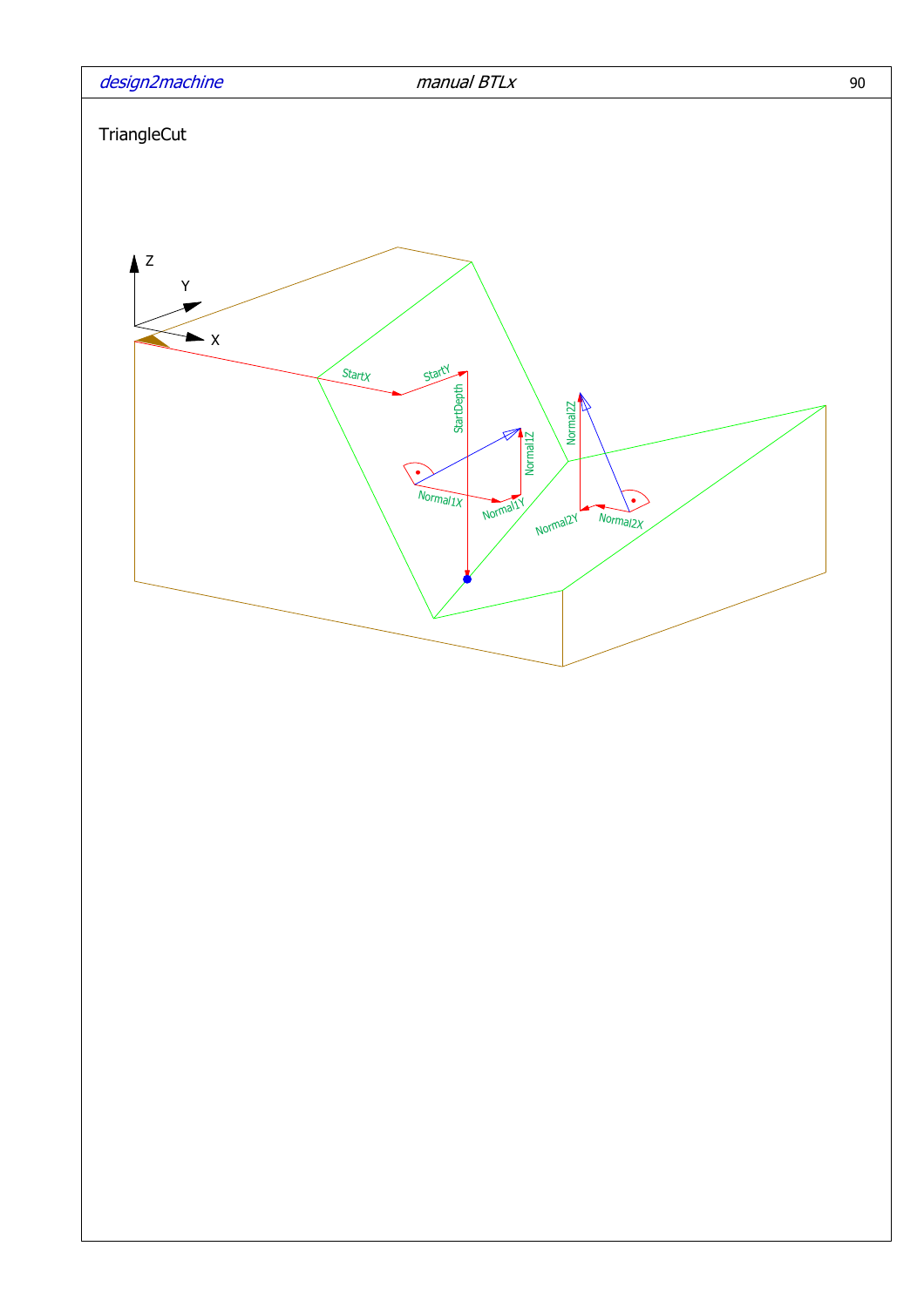TriangleCut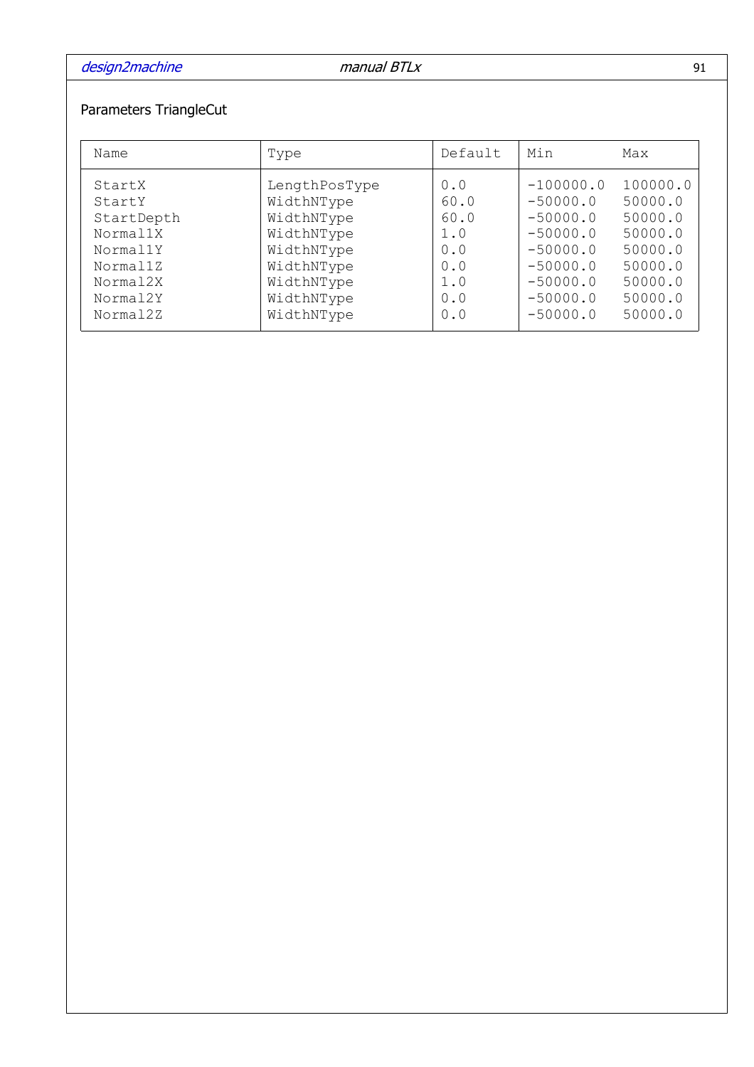Parameters TriangleCut

| Name | Type | Default | Min | Max |
|---|---|---|---|---|
| StartX | LengthPosType | 0.0 | -100000.0 | 100000.0 |
| StartY | WidthNType | 60.0 | -50000.0 | 50000.0 |
| StartDepth | WidthNType | 60.0 | -50000.0 | 50000.0 |
| Normal1X | WidthNType | 1.0 | -50000.0 | 50000.0 |
| Normal1Y | WidthNType | 0.0 | -50000.0 | 50000.0 |
| Normal1Z | WidthNType | 0.0 | -50000.0 | 50000.0 |
| Normal2X | WidthNType | 1.0 | -50000.0 | 50000.0 |
| Normal2Y | WidthNType | 0.0 | -50000.0 | 50000.0 |
| Normal2Z | WidthNType | 0.0 | -50000.0 | 50000.0 |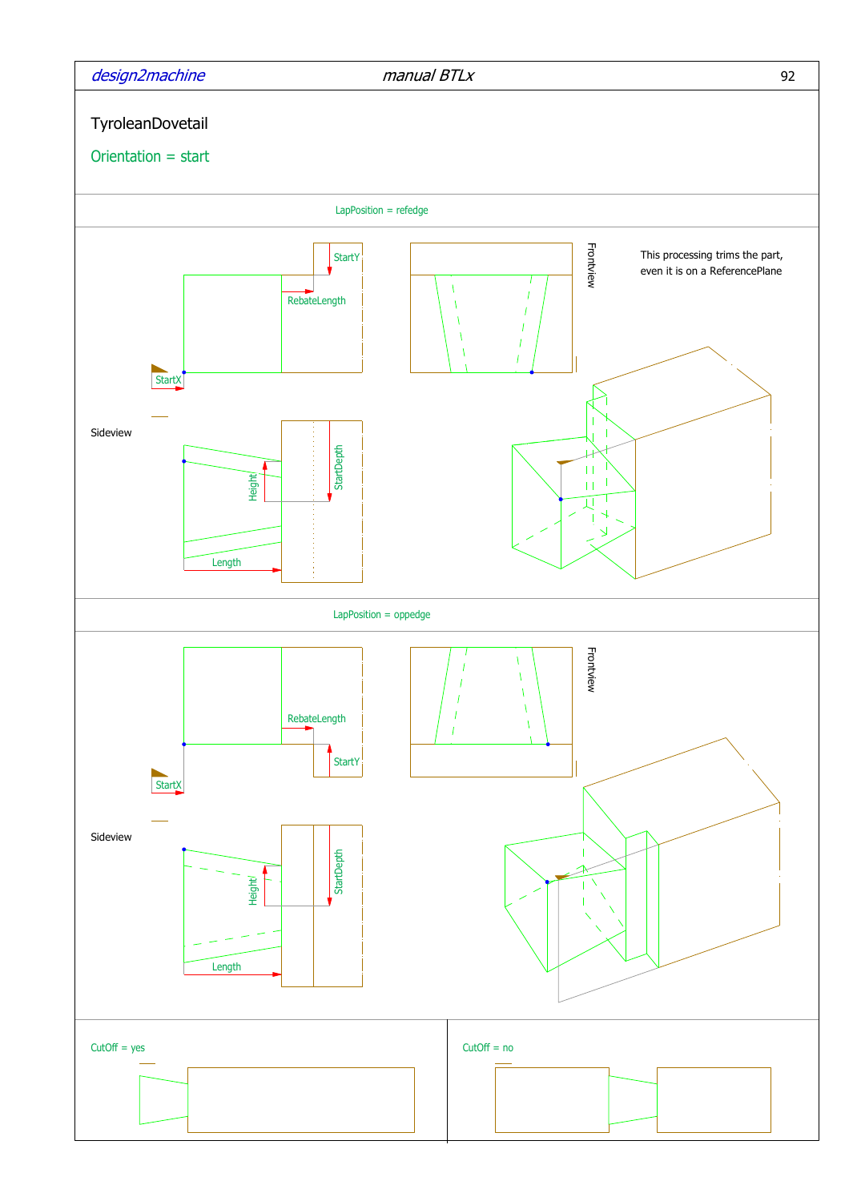# TyroleanDovetail

## Orientation = start

LapPosition = refedge

StartY

RebateLength

StartX

Frontview

This processing trims the part, even it is on a ReferencePlane

Sideview

Height

StartDepth

Length

LapPosition = oppedge

RebateLength

StartY

StartX

Frontview

Sideview

Height

StartDepth

Length

CutOff = yes

CutOff = no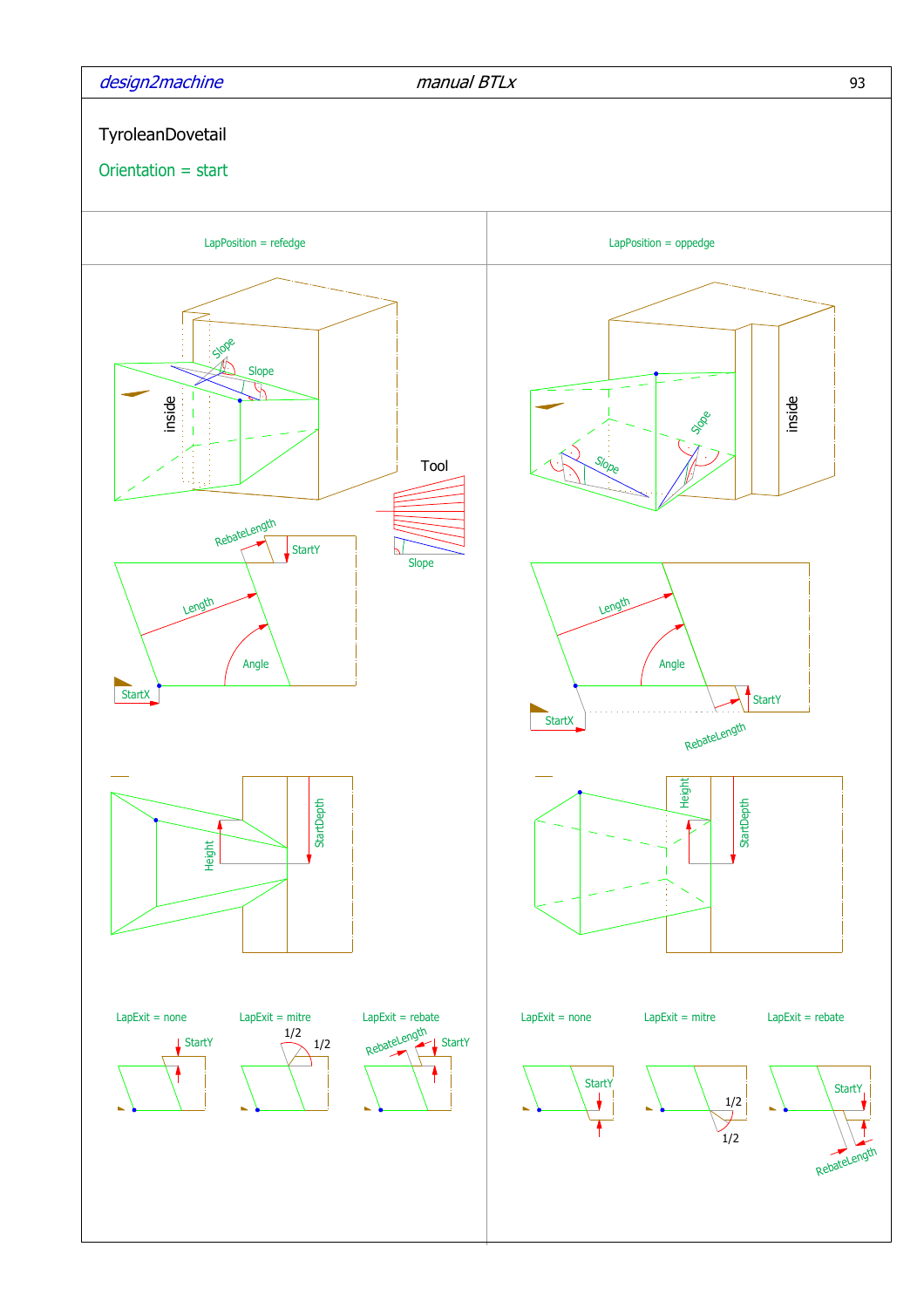# TyroleanDovetail

## Orientation = start

| LapPosition = refedge | LapPosition = oppedge |
| --- | --- |

inside

Slope

Slope

Tool

Slope

RebateLength

StartY

Length

Angle

StartX

Height

StartDepth

LapExit = none

StartY

LapExit = mitre

1/2

1/2

LapExit = rebate

RebateLength

StartY

inside

Slope

Slope

Length

Angle

StartX

StartY

RebateLength

Height

StartDepth

LapExit = none

StartY

LapExit = mitre

1/2

1/2

LapExit = rebate

StartY

RebateLength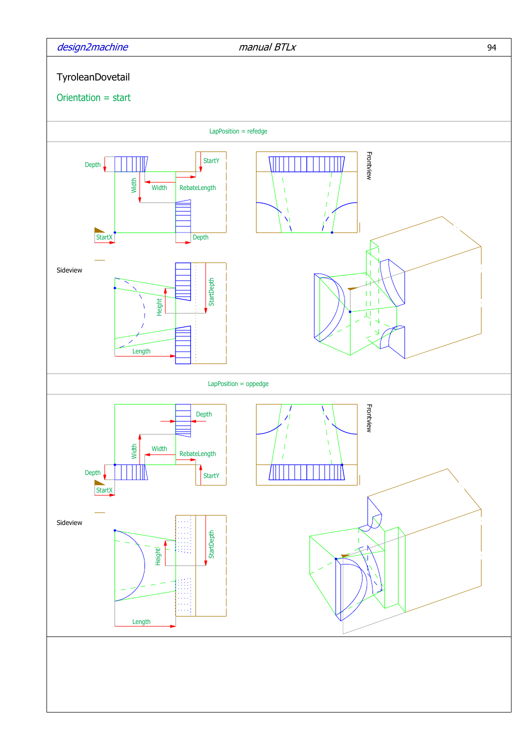TyroleanDovetail

Orientation = start

LapPosition = refedge

Depth

StartY

Width

Width

RebateLength

StartX

Depth

Frontview

Sideview

Height

StartDepth

Length

LapPosition = oppedge

Depth

Width

Width

RebateLength

Depth

StartY

StartX

Frontview

Sideview

Height

StartDepth

Length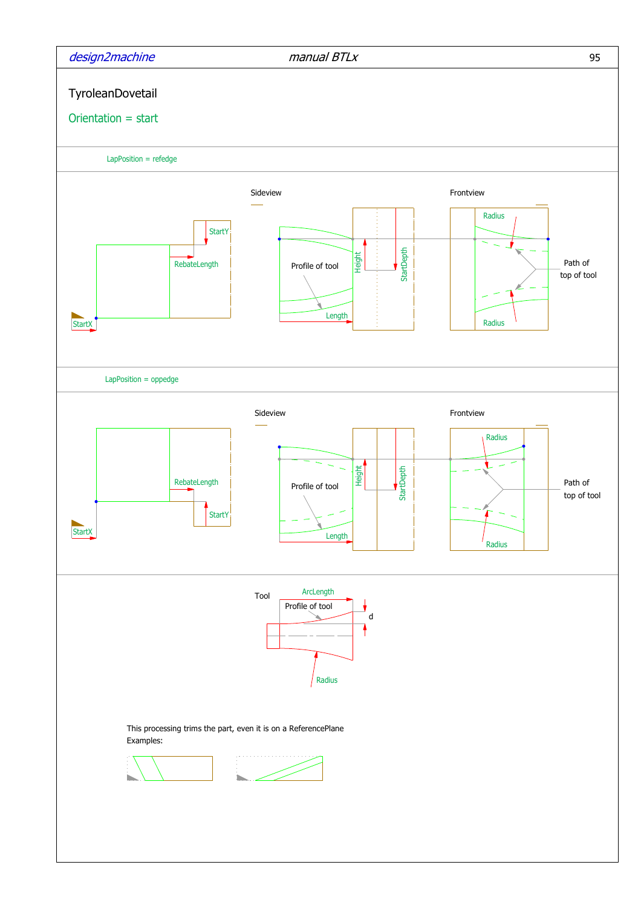# TyroleanDovetail

## Orientation = start

LapPosition = refedge

Sideview

Frontview

StartY

RebateLength

StartX

Profile of tool

Length

Height

StartDepth

Radius

Path of top of tool

Radius

LapPosition = oppedge

Sideview

Frontview

RebateLength

StartY

StartX

Profile of tool

Length

Height

StartDepth

Radius

Path of top of tool

Radius

Tool

ArcLength

Profile of tool

d

Radius

This processing trims the part, even it is on a ReferencePlane
Examples: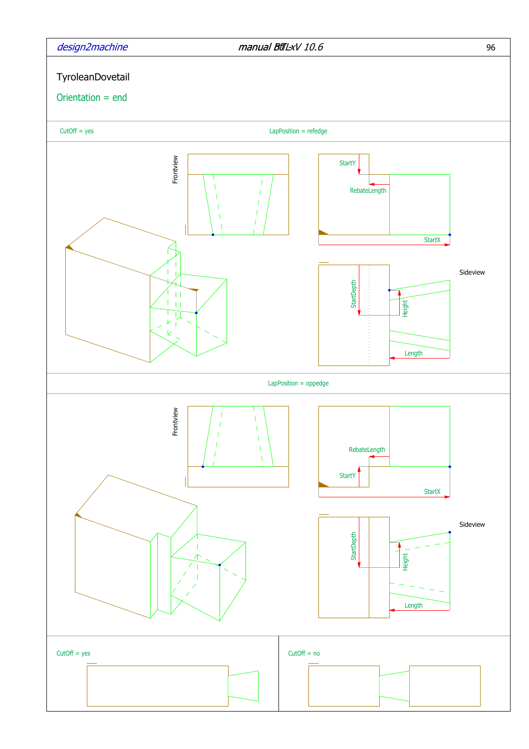# TyroleanDovetail

## Orientation = end

CutOff = yes

LapPosition = refedge

Frontview

StartY

RebateLength

StartX

StartDepth

Height

Length

Sideview

LapPosition = oppedge

Frontview

RebateLength

StartY

StartX

StartDepth

Height

Length

Sideview

CutOff = yes

CutOff = no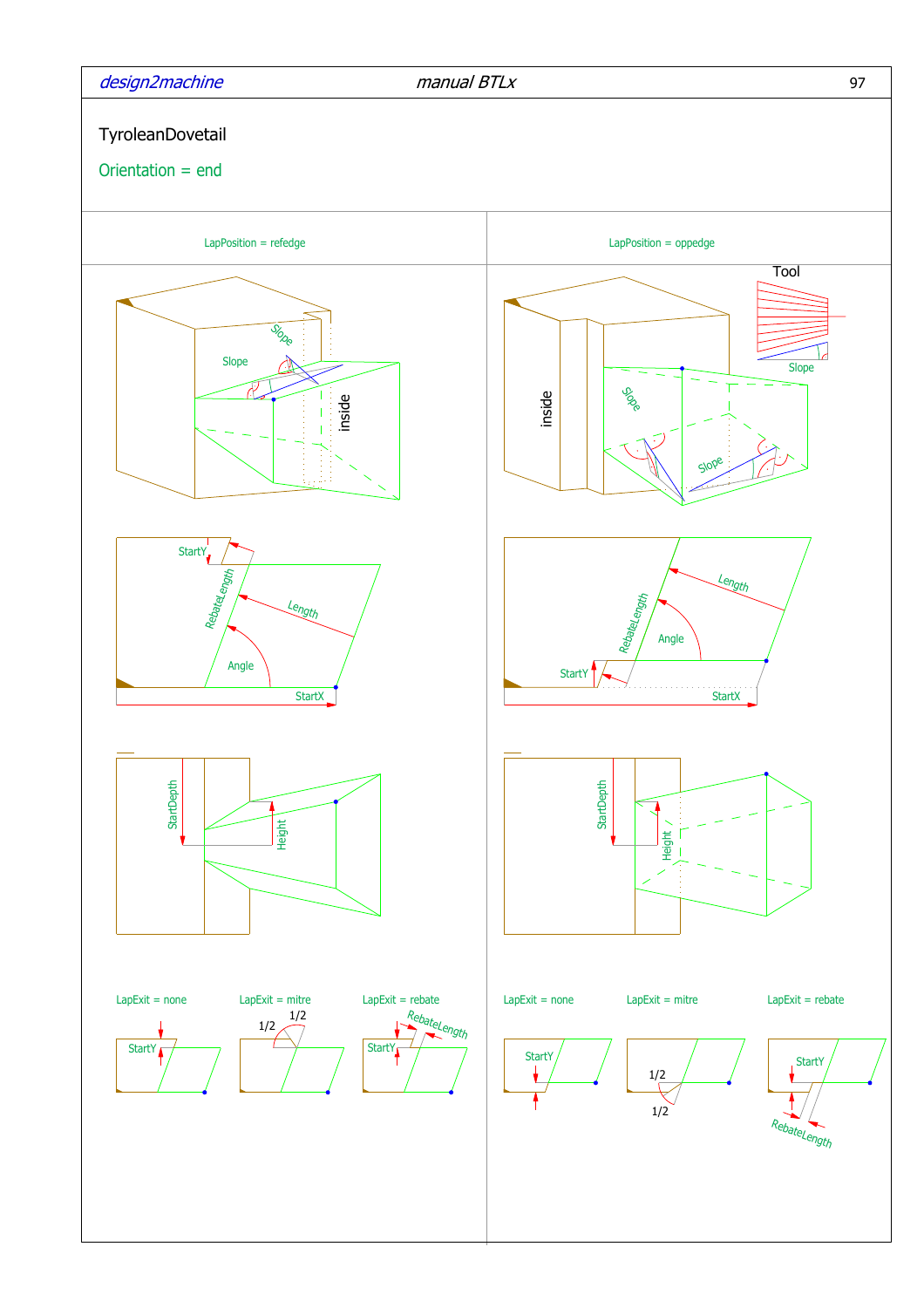# TyroleanDovetail

## Orientation = end

| LapPosition = refedge | LapPosition = oppedge |
| --- | --- |

Tool

Slope

inside

StartY

RebateLength

Length

Angle

StartX

StartDepth

Height

LapExit = none

LapExit = mitre

LapExit = rebate

1/2

RebateLength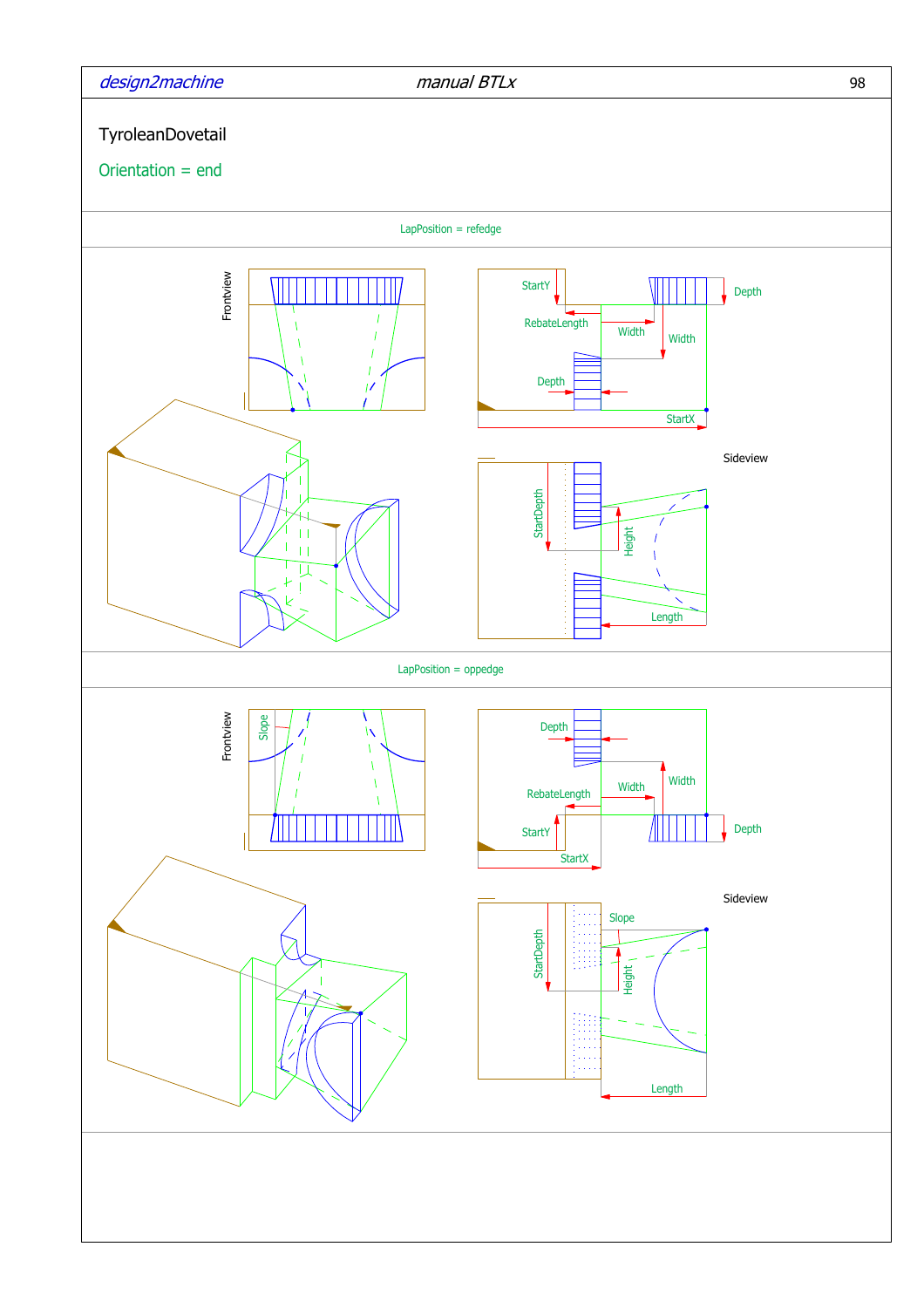TyroleanDovetail

Orientation = end

LapPosition = refedge

Frontview

StartY

RebateLength

Width

Width

Depth

Depth

StartX

Sideview

StartDepth

Height

Length

LapPosition = oppedge

Frontview

Slope

Depth

Width

RebateLength

Width

StartY

Depth

StartX

Sideview

Slope

StartDepth

Height

Length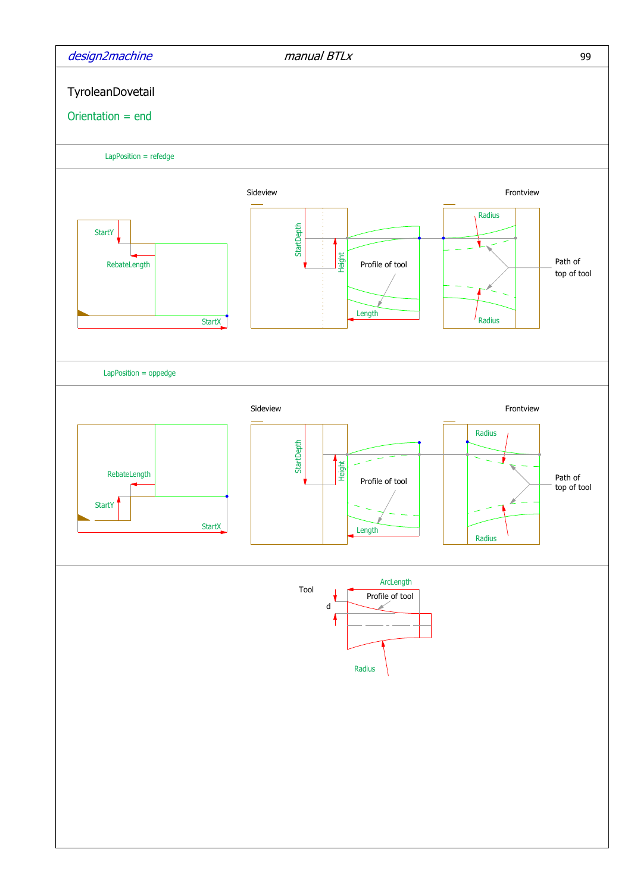# TyroleanDovetail

## Orientation = end

LapPosition = refedge

StartY

RebateLength

StartX

Sideview

StartDepth

Height

Profile of tool

Length

Frontview

Radius

Path of top of tool

Radius

LapPosition = oppedge

RebateLength

StartY

StartX

Sideview

StartDepth

Height

Profile of tool

Length

Frontview

Radius

Path of top of tool

Radius

Tool

ArcLength

Profile of tool

d

Radius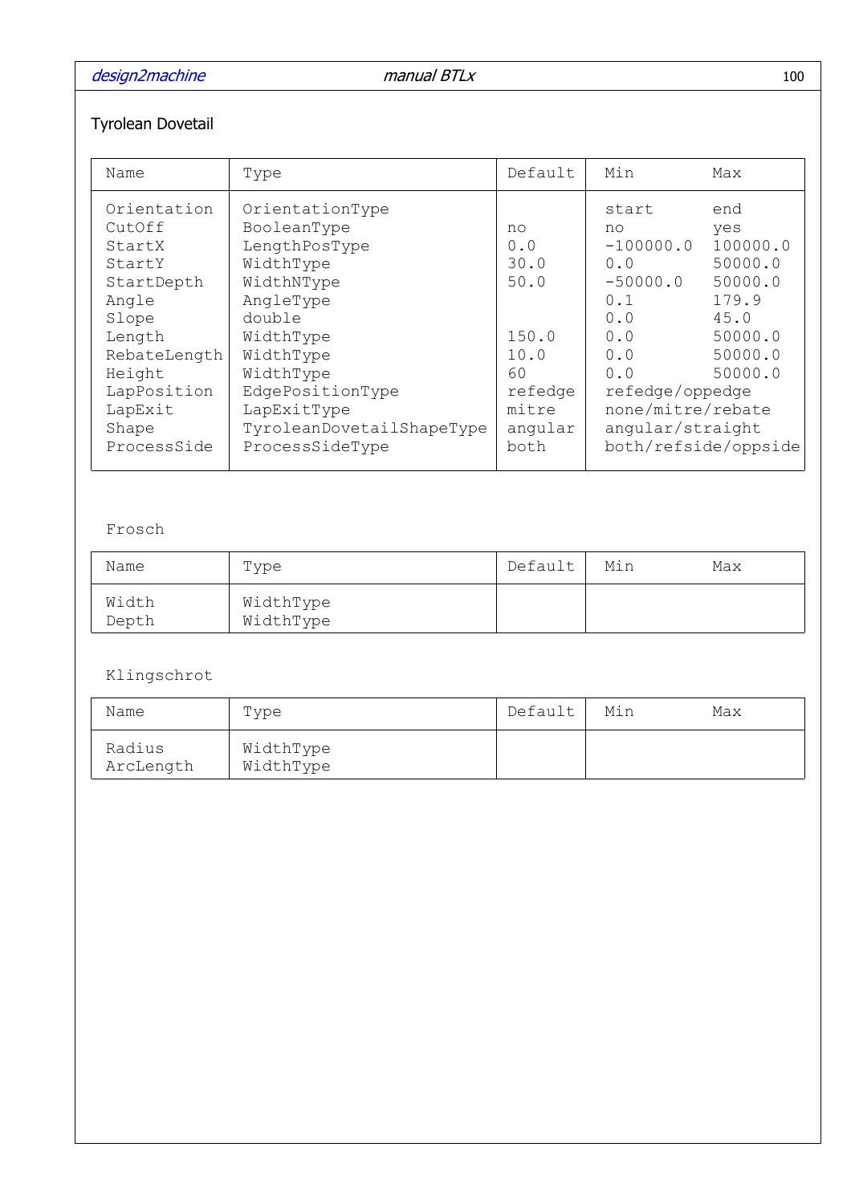## Tyrolean Dovetail

| Name | Type | Default | Min | Max |
|---|---|---|---|---|
| Orientation | OrientationType | | start | end |
| CutOff | BooleanType | no | no | yes |
| StartX | LengthPosType | 0.0 | -100000.0 | 100000.0 |
| StartY | WidthType | 30.0 | 0.0 | 50000.0 |
| StartDepth | WidthNType | 50.0 | -50000.0 | 50000.0 |
| Angle | AngleType | | 0.1 | 179.9 |
| Slope | double | | 0.0 | 45.0 |
| Length | WidthType | 150.0 | 0.0 | 50000.0 |
| RebateLength | WidthType | 10.0 | 0.0 | 50000.0 |
| Height | WidthType | 60 | 0.0 | 50000.0 |
| LapPosition | EdgePositionType | refedge | refedge/oppedge | |
| LapExit | LapExitType | mitre | none/mitre/rebate | |
| Shape | TyroleanDovetailShapeType | angular | angular/straight | |
| ProcessSide | ProcessSideType | both | both/refside/oppside | |

Frosch

| Name | Type | Default | Min | Max |
|---|---|---|---|---|
| Width | WidthType | | | |
| Depth | WidthType | | | |

Klingschrot

| Name | Type | Default | Min | Max |
|---|---|---|---|---|
| Radius | WidthType | | | |
| ArcLength | WidthType | | | |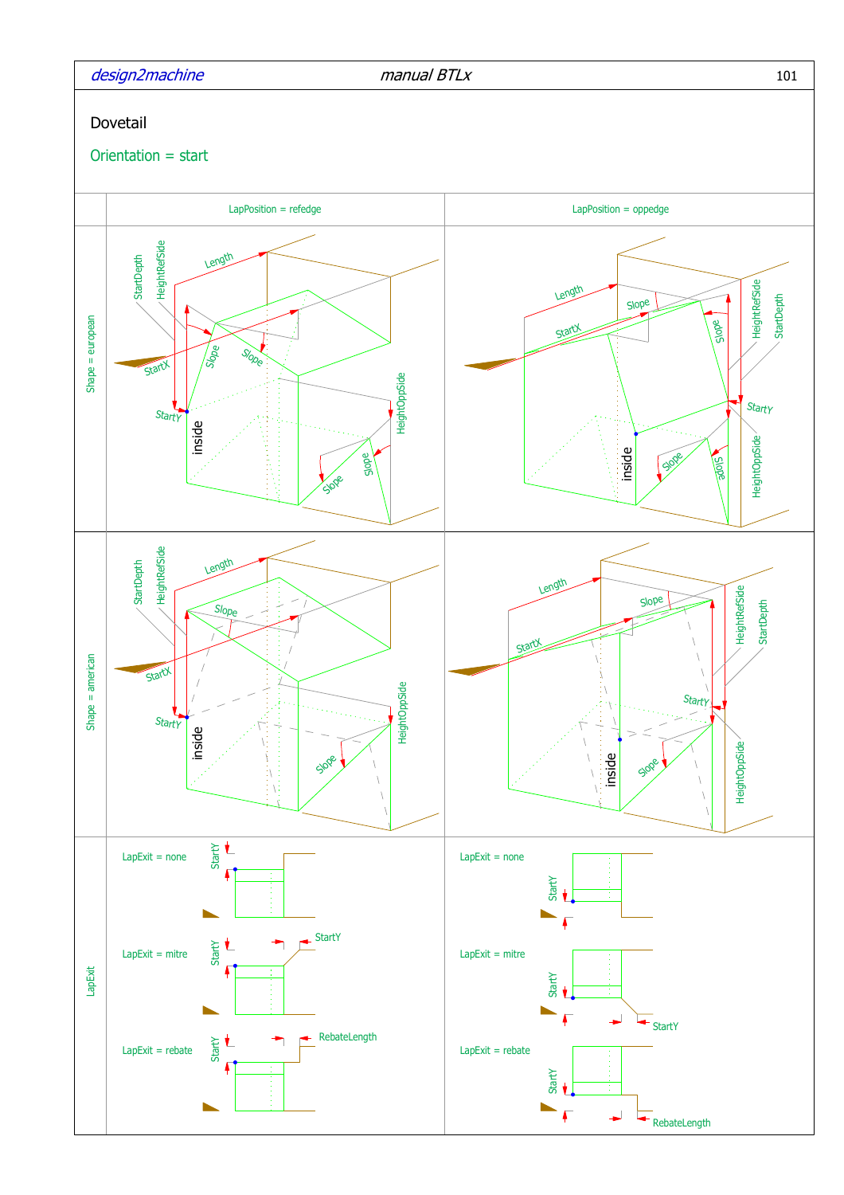# Dovetail

## Orientation = start

| | LapPosition = refedge | LapPosition = oppedge |
|---|---|---|
| Shape = european | Length, StartDepth, HeightRefSide, StartX, Slope, Slope, StartY, inside, HeightOppSide, Slope, Slope | Length, Slope, StartX, Slope, HeightRefSide, StartDepth, StartY, inside, Slope, Slope, HeightOppSide |
| Shape = american | Length, StartDepth, HeightRefSide, Slope, StartX, StartY, inside, HeightOppSide, Slope | Length, Slope, StartX, HeightRefSide, StartDepth, StartY, inside, Slope, HeightOppSide |
| LapExit | LapExit = none (StartY)<br>LapExit = mitre (StartY, StartY)<br>LapExit = rebate (StartY, RebateLength) | LapExit = none (StartY)<br>LapExit = mitre (StartY, StartY)<br>LapExit = rebate (StartY, RebateLength) |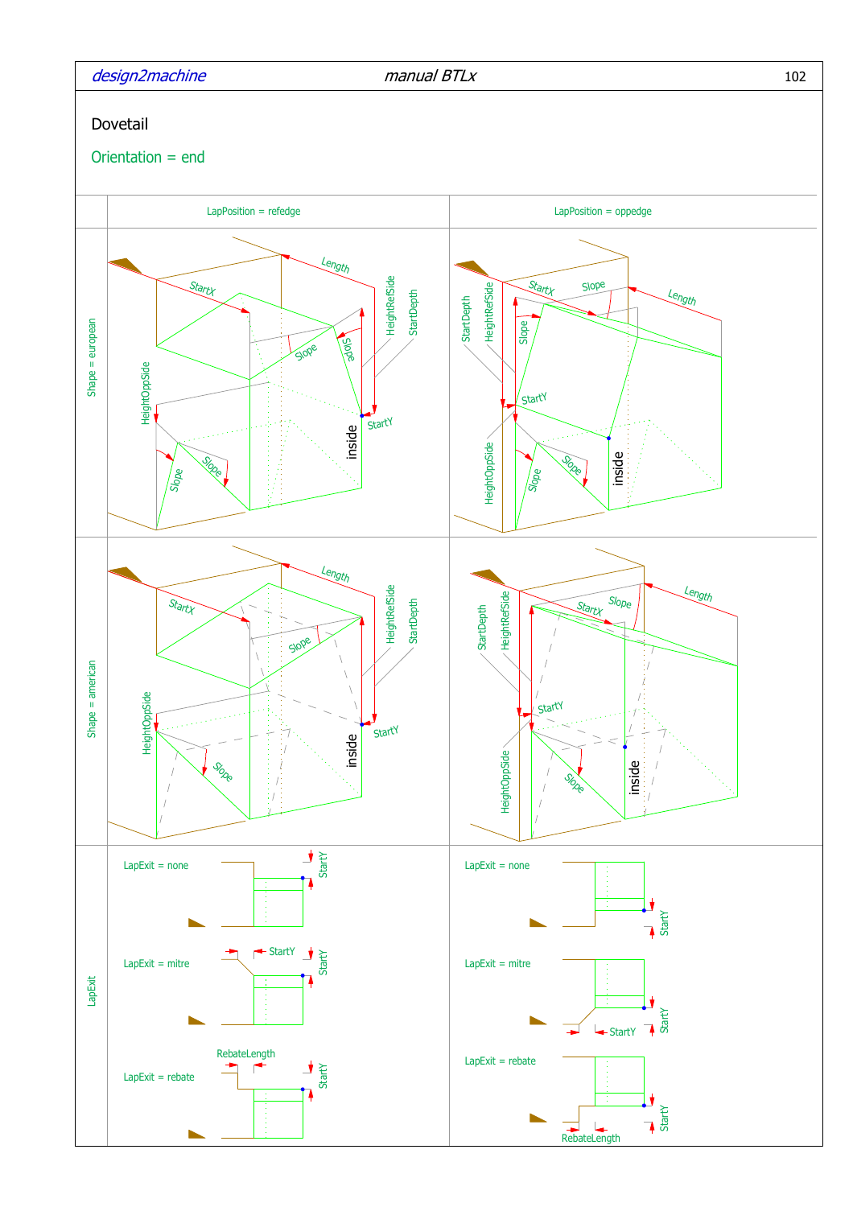# Dovetail

## Orientation = end

| | LapPosition = refedge | LapPosition = oppedge |
|---|---|---|
| Shape = european | Length, StartX, HeightRefSide, StartDepth, Slope, Slope, HeightOppSide, StartY, inside, Slope, Slope | StartX, Slope, Length, StartDepth, HeightRefSide, Slope, StartY, HeightOppSide, inside, Slope, Slope |
| Shape = american | Length, StartX, HeightRefSide, StartDepth, Slope, HeightOppSide, StartY, inside, Slope | Length, StartX, Slope, StartDepth, HeightRefSide, StartY, HeightOppSide, inside, Slope |
| LapExit | LapExit = none (StartY); LapExit = mitre (StartY, StartY); LapExit = rebate (RebateLength, StartY) | LapExit = none (StartY); LapExit = mitre (StartY, StartY); LapExit = rebate (RebateLength, StartY) |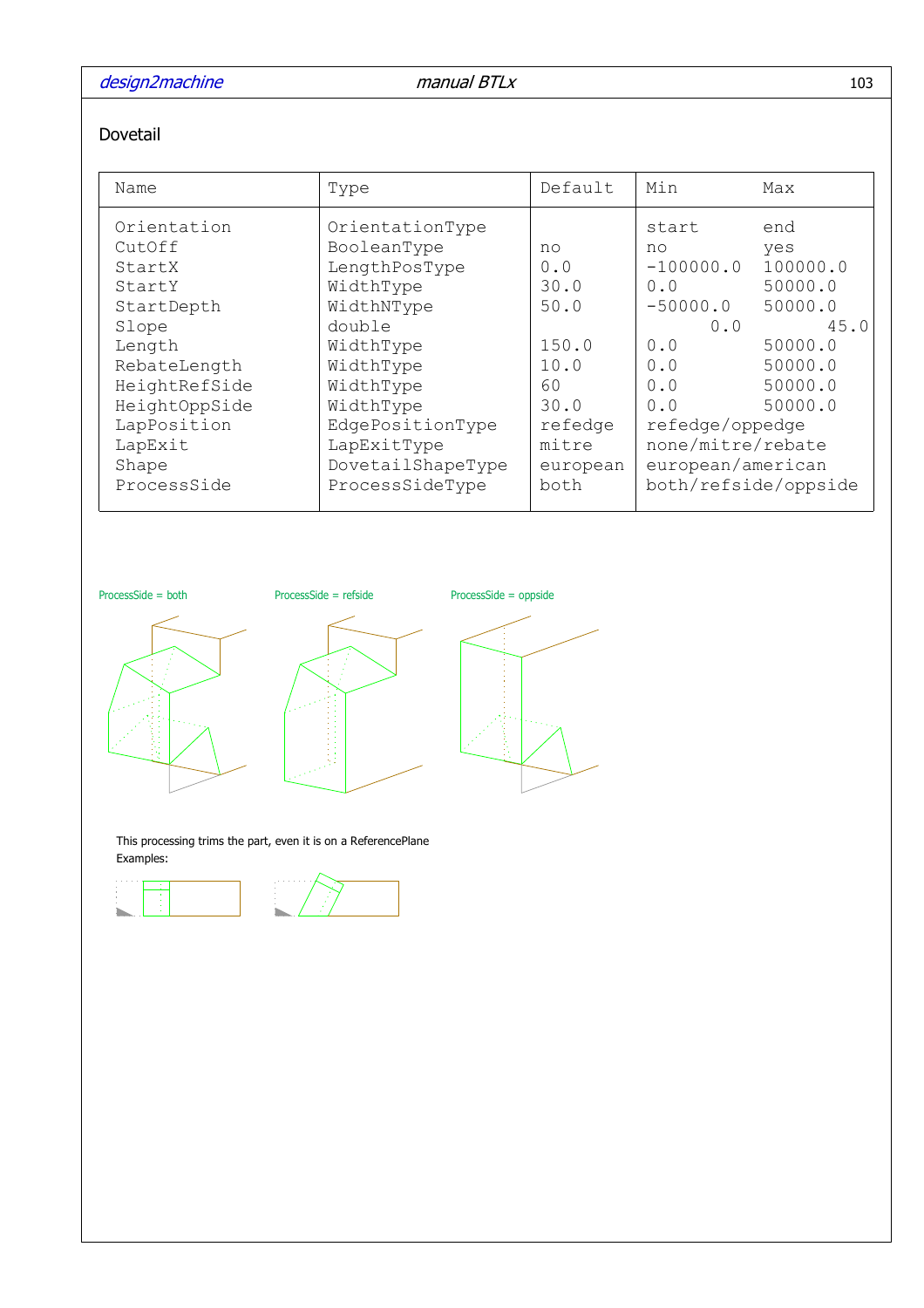## Dovetail

| Name | Type | Default | Min | Max |
|---|---|---|---|---|
| Orientation | OrientationType | | start | end |
| CutOff | BooleanType | no | no | yes |
| StartX | LengthPosType | 0.0 | -100000.0 | 100000.0 |
| StartY | WidthType | 30.0 | 0.0 | 50000.0 |
| StartDepth | WidthNType | 50.0 | -50000.0 | 50000.0 |
| Slope | double | | 0.0 | 45.0 |
| Length | WidthType | 150.0 | 0.0 | 50000.0 |
| RebateLength | WidthType | 10.0 | 0.0 | 50000.0 |
| HeightRefSide | WidthType | 60 | 0.0 | 50000.0 |
| HeightOppSide | WidthType | 30.0 | 0.0 | 50000.0 |
| LapPosition | EdgePositionType | refedge | refedge/oppedge | |
| LapExit | LapExitType | mitre | none/mitre/rebate | |
| Shape | DovetailShapeType | european | european/american | |
| ProcessSide | ProcessSideType | both | both/refside/oppside | |

ProcessSide = both

ProcessSide = refside

ProcessSide = oppside

This processing trims the part, even it is on a ReferencePlane

Examples: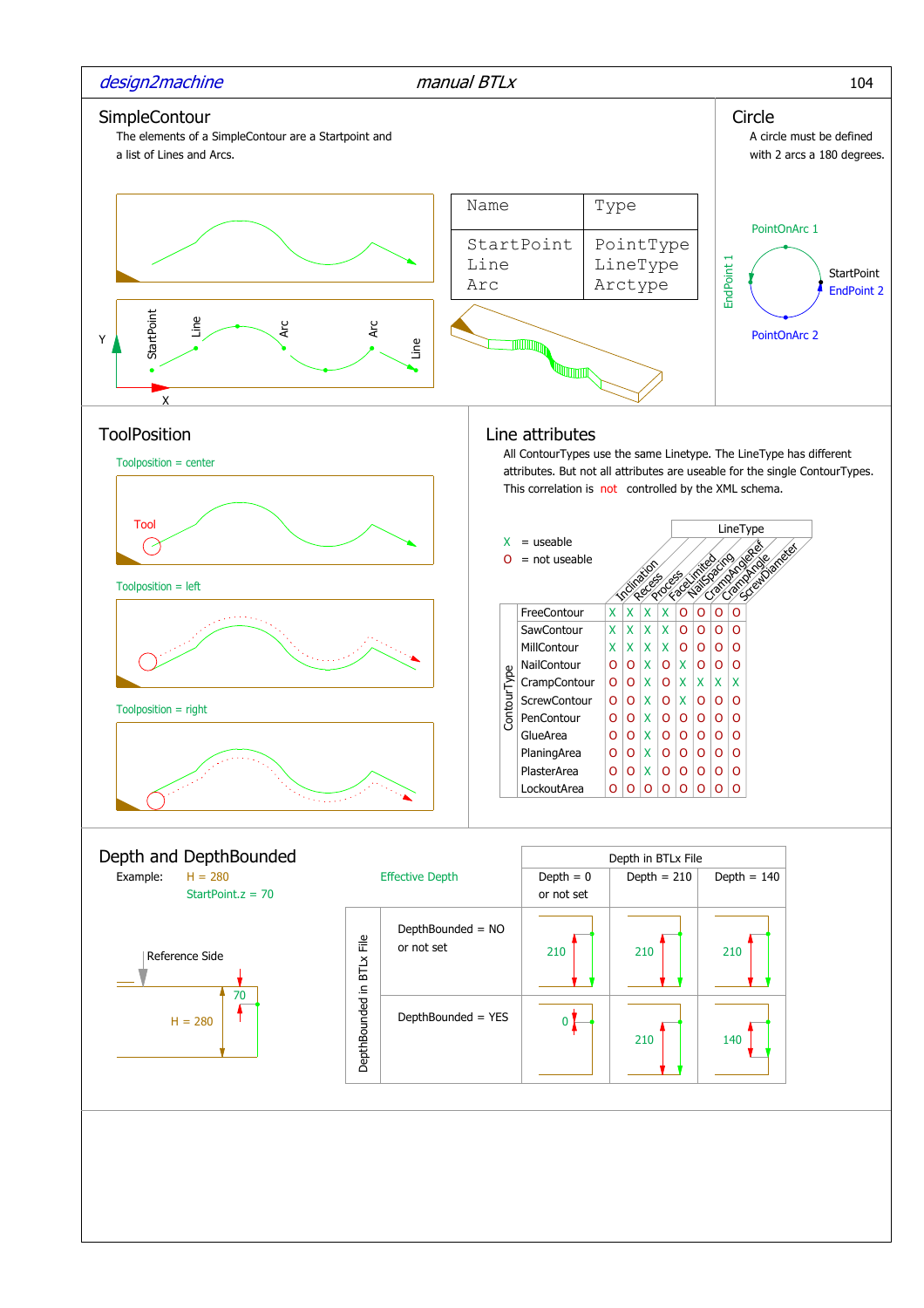## SimpleContour

The elements of a SimpleContour are a Startpoint and a list of Lines and Arcs.

| Name | Type |
|---|---|
| StartPoint | PointType |
| Line | LineType |
| Arc | Arctype |

Y

StartPoint Line Arc Arc Line

X

## Circle

A circle must be defined with 2 arcs a 180 degrees.

PointOnArc 1

StartPoint

EndPoint 2

EndPoint 1

PointOnArc 2

## ToolPosition

Toolposition = center

Tool

Toolposition = left

Toolposition = right

## Line attributes

All ContourTypes use the same Linetype. The LineType has different attributes. But not all attributes are useable for the single ContourTypes. This correlation is not controlled by the XML schema.

X = useable

O = not useable

| ContourType | LineType | | | | | | | | |
|---|---|---|---|---|---|---|---|---|---|
| | Inclination | Recess | Process | FaceLimited | NailSpacing | CrampAngleRef | CrampAngle | ScrewDiameter |
| FreeContour | X | X | X | X | O | O | O | O |
| SawContour | X | X | X | X | O | O | O | O |
| MillContour | X | X | X | X | O | O | O | O |
| NailContour | O | O | X | O | X | O | O | O |
| CrampContour | O | O | X | O | X | X | X | X |
| ScrewContour | O | O | X | O | X | O | O | O |
| PenContour | O | O | X | O | O | O | O | O |
| GlueArea | O | O | X | O | O | O | O | O |
| PlaningArea | O | O | X | O | O | O | O | O |
| PlasterArea | O | O | X | O | O | O | O | O |
| LockoutArea | O | O | O | O | O | O | O | O |

## Depth and DepthBounded

Example: H = 280
StartPoint.z = 70

Reference Side

70

H = 280

Effective Depth

| DepthBounded in BTLx File | Depth = 0 or not set | Depth = 210 | Depth = 140 |
|---|---|---|---|
| DepthBounded = NO or not set | 210 | 210 | 210 |
| DepthBounded = YES | 0 | 210 | 140 |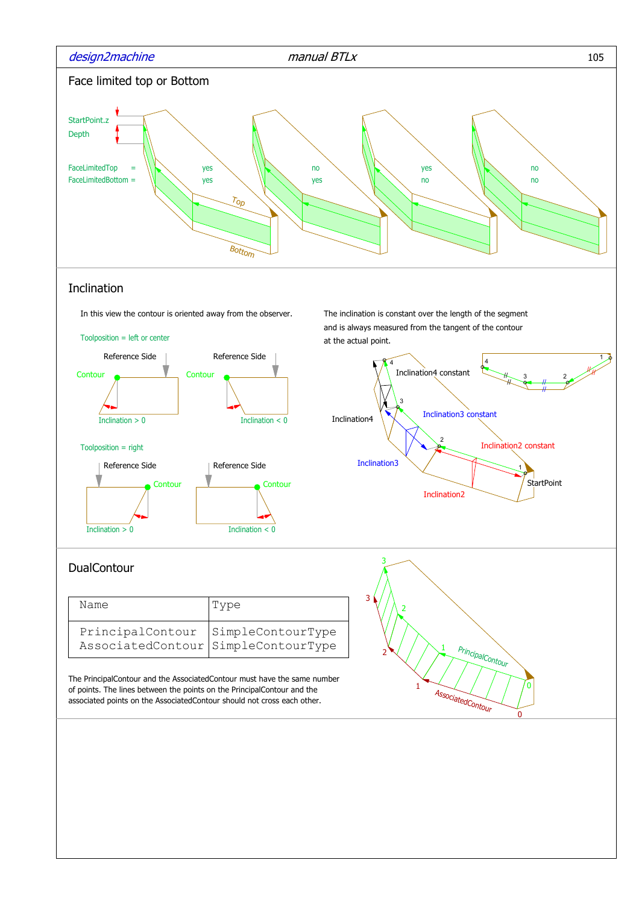## Face limited top or Bottom

StartPoint.z

Depth

| | | | | |
|---|---|---|---|---|
| FaceLimitedTop = | yes | no | yes | no |
| FaceLimitedBottom = | yes | yes | no | no |

## Inclination

In this view the contour is oriented away from the observer.

Toolposition = left or center

Toolposition = right

The inclination is constant over the length of the segment and is always measured from the tangent of the contour at the actual point.

## DualContour

| Name | Type |
|---|---|
| PrincipalContour<br>AssociatedContour | SimpleContourType<br>SimpleContourType |

The PrincipalContour and the AssociatedContour must have the same number of points. The lines between the points on the PrincipalContour and the associated points on the AssociatedContour should not cross each other.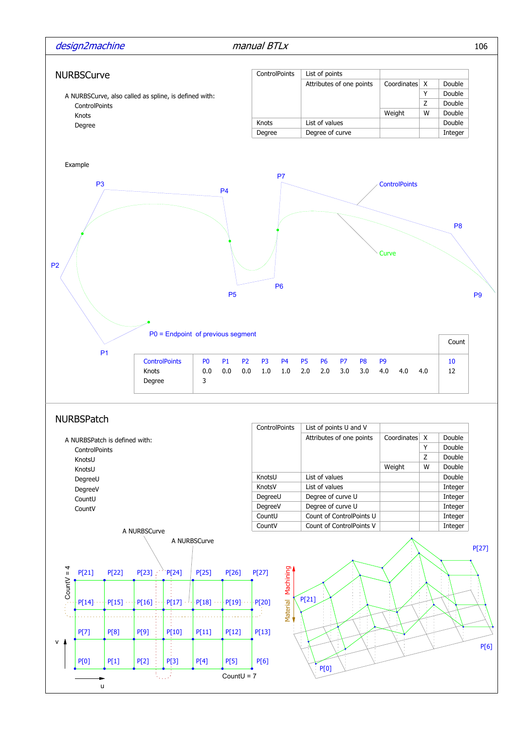## NURBSCurve

A NURBSCurve, also called as spline, is defined with:

- ControlPoints
- Knots
- Degree

| ControlPoints | List of points | | | |
|---|---|---|---|---|
| | Attributes of one points | Coordinates | X | Double |
| | | | Y | Double |
| | | | Z | Double |
| | | Weight | W | Double |
| Knots | List of values | | | Double |
| Degree | Degree of curve | | | Integer |

Example

P3, P4, P7, ControlPoints, P8, Curve, P2, P5, P6, P9, P1

P0 = Endpoint of previous segment

| | | | | | | | | | | | | | | Count |
|---|---|---|---|---|---|---|---|---|---|---|---|---|---|---|
| ControlPoints | P0 | P1 | P2 | P3 | P4 | P5 | P6 | P7 | P8 | P9 | | | | 10 |
| Knots | 0.0 | 0.0 | 0.0 | 1.0 | 1.0 | 2.0 | 2.0 | 3.0 | 3.0 | 4.0 | 4.0 | 4.0 | | 12 |
| Degree | 3 | | | | | | | | | | | | | |

## NURBSPatch

A NURBSPatch is defined with:

- ControlPoints
- KnotsU
- KnotsU
- DegreeU
- DegreeV
- CountU
- CountV

| ControlPoints | List of points U and V | | | |
|---|---|---|---|---|
| | Attributes of one points | Coordinates | X | Double |
| | | | Y | Double |
| | | | Z | Double |
| | | Weight | W | Double |
| KnotsU | List of values | | | Double |
| KnotsV | List of values | | | Integer |
| DegreeU | Degree of curve U | | | Integer |
| DegreeV | Degree of curve U | | | Integer |
| CountU | Count of ControlPoints U | | | Integer |
| CountV | Count of ControlPoints V | | | Integer |

A NURBSCurve

A NURBSCurve

CountV = 4

P[21] P[22] P[23] P[24] P[25] P[26] P[27]
P[14] P[15] P[16] P[17] P[18] P[19] P[20]
P[7] P[8] P[9] P[10] P[11] P[12] P[13]
P[0] P[1] P[2] P[3] P[4] P[5] P[6]

v, u

CountU = 7

Material, Machining, P[21], P[27], P[6], P[0]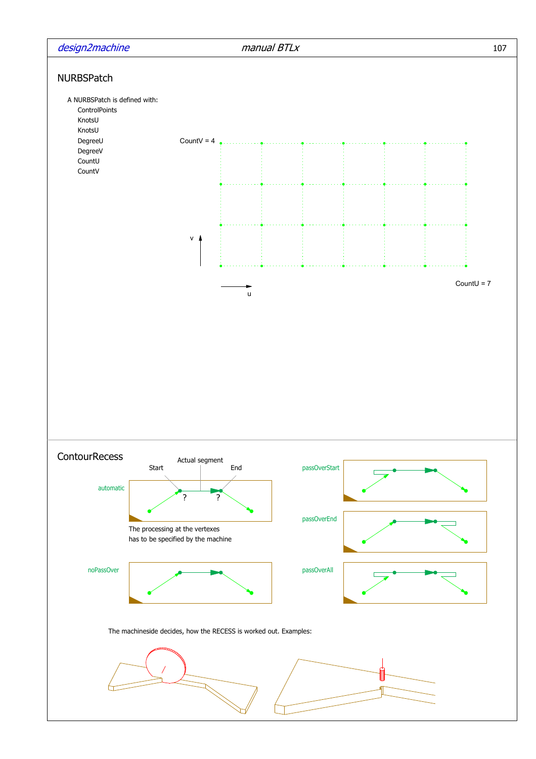## NURBSPatch

A NURBSPatch is defined with:

- ControlPoints
- KnotsU
- KnotsU
- DegreeU
- DegreeV
- CountU
- CountV

CountV = 4

v

u

CountU = 7

## ContourRecess

Actual segment

Start

End

automatic

?

?

The processing at the vertexes has to be specified by the machine

noPassOver

passOverStart

passOverEnd

passOverAll

The machineside decides, how the RECESS is worked out. Examples: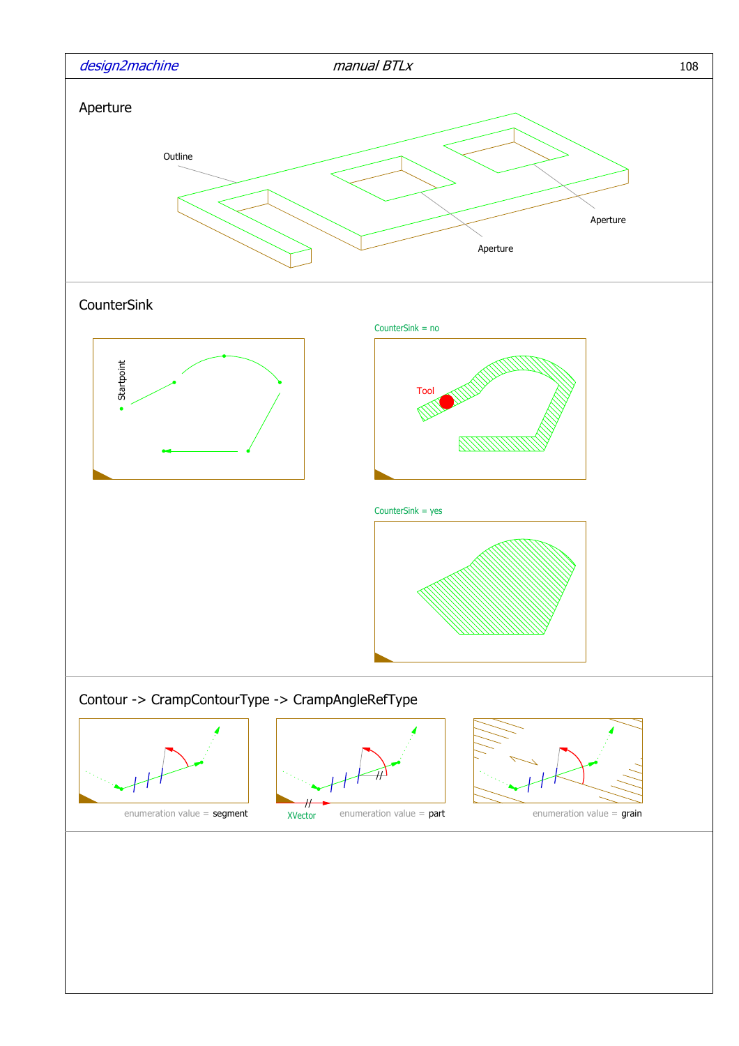## Aperture

Outline

Aperture

Aperture

## CounterSink

Startpoint

CounterSink = no

Tool

CounterSink = yes

## Contour -> CrampContourType -> CrampAngleRefType

enumeration value = segment

XVector

enumeration value = part

enumeration value = grain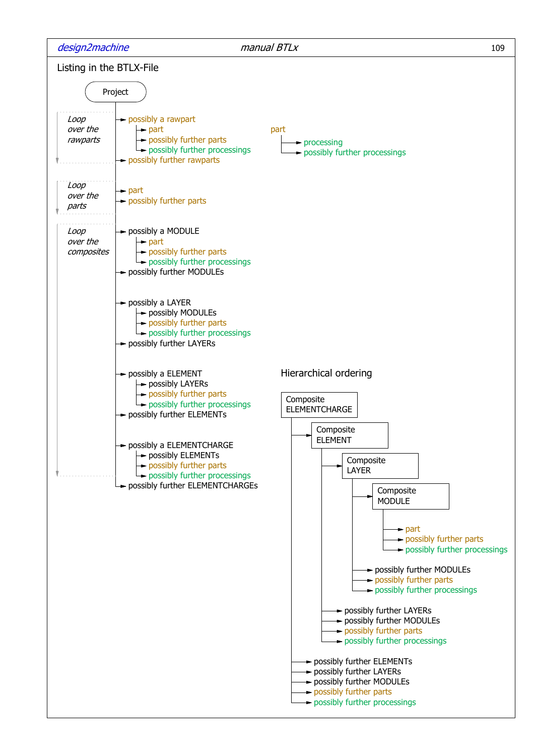## Listing in the BTLX-File

- Project
  - *Loop over the rawparts*
    - possibly a rawpart
      - part
      - possibly further parts
      - possibly further processings
    - possibly further rawparts
  - *Loop over the parts*
    - part
    - possibly further parts
  - *Loop over the composites*
    - possibly a MODULE
      - part
      - possibly further parts
      - possibly further processings
    - possibly further MODULEs
    - possibly a LAYER
      - possibly MODULEs
      - possibly further parts
      - possibly further processings
    - possibly further LAYERs
    - possibly a ELEMENT
      - possibly LAYERs
      - possibly further parts
      - possibly further processings
    - possibly further ELEMENTs
    - possibly a ELEMENTCHARGE
      - possibly ELEMENTs
      - possibly further parts
      - possibly further processings
    - possibly further ELEMENTCHARGEs

- part
  - processing
  - possibly further processings

### Hierarchical ordering

- Composite ELEMENTCHARGE
  - Composite ELEMENT
    - Composite LAYER
      - Composite MODULE
        - part
        - possibly further parts
        - possibly further processings
      - possibly further MODULEs
      - possibly further parts
      - possibly further processings
    - possibly further LAYERs
    - possibly further MODULEs
    - possibly further parts
    - possibly further processings
  - possibly further ELEMENTs
  - possibly further LAYERs
  - possibly further MODULEs
  - possibly further parts
  - possibly further processings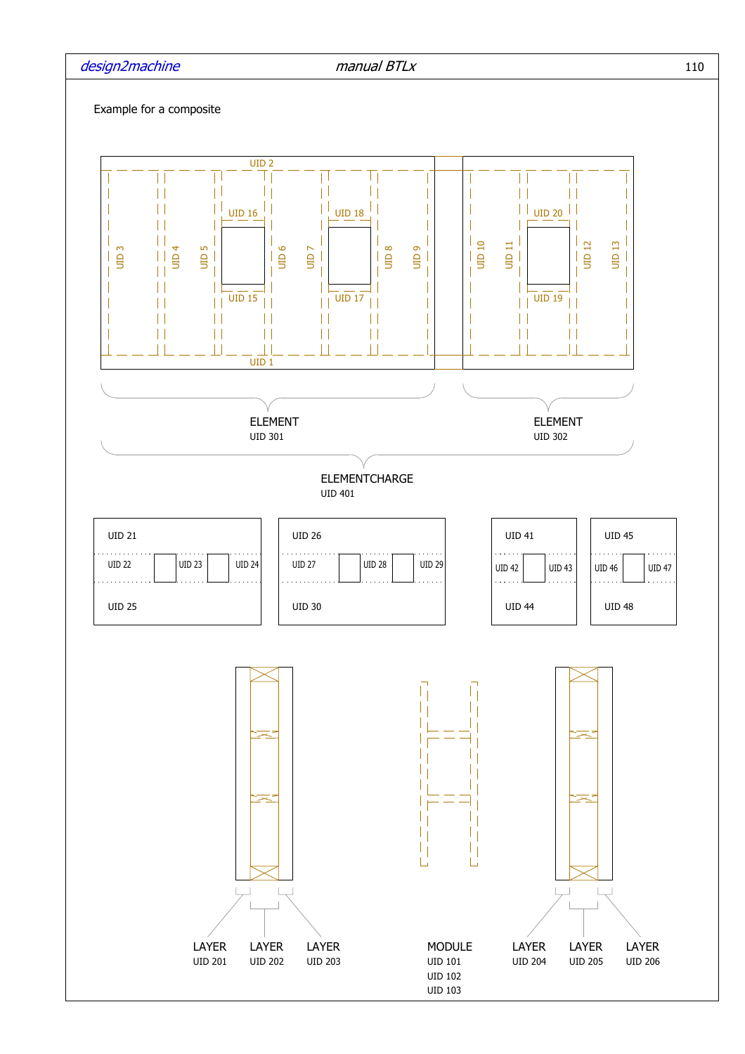Example for a composite

UID 2

UID 3 UID 4 UID 5 UID 16 UID 15 UID 6 UID 7 UID 18 UID 17 UID 8 UID 9 UID 10 UID 11 UID 20 UID 19 UID 12 UID 13

UID 1

ELEMENT
UID 301

ELEMENT
UID 302

ELEMENTCHARGE
UID 401

UID 21
UID 22 UID 23 UID 24
UID 25

UID 26
UID 27 UID 28 UID 29
UID 30

UID 41
UID 42 UID 43
UID 44

UID 45
UID 46 UID 47
UID 48

LAYER
UID 201

LAYER
UID 202

LAYER
UID 203

MODULE
UID 101
UID 102
UID 103

LAYER
UID 204

LAYER
UID 205

LAYER
UID 206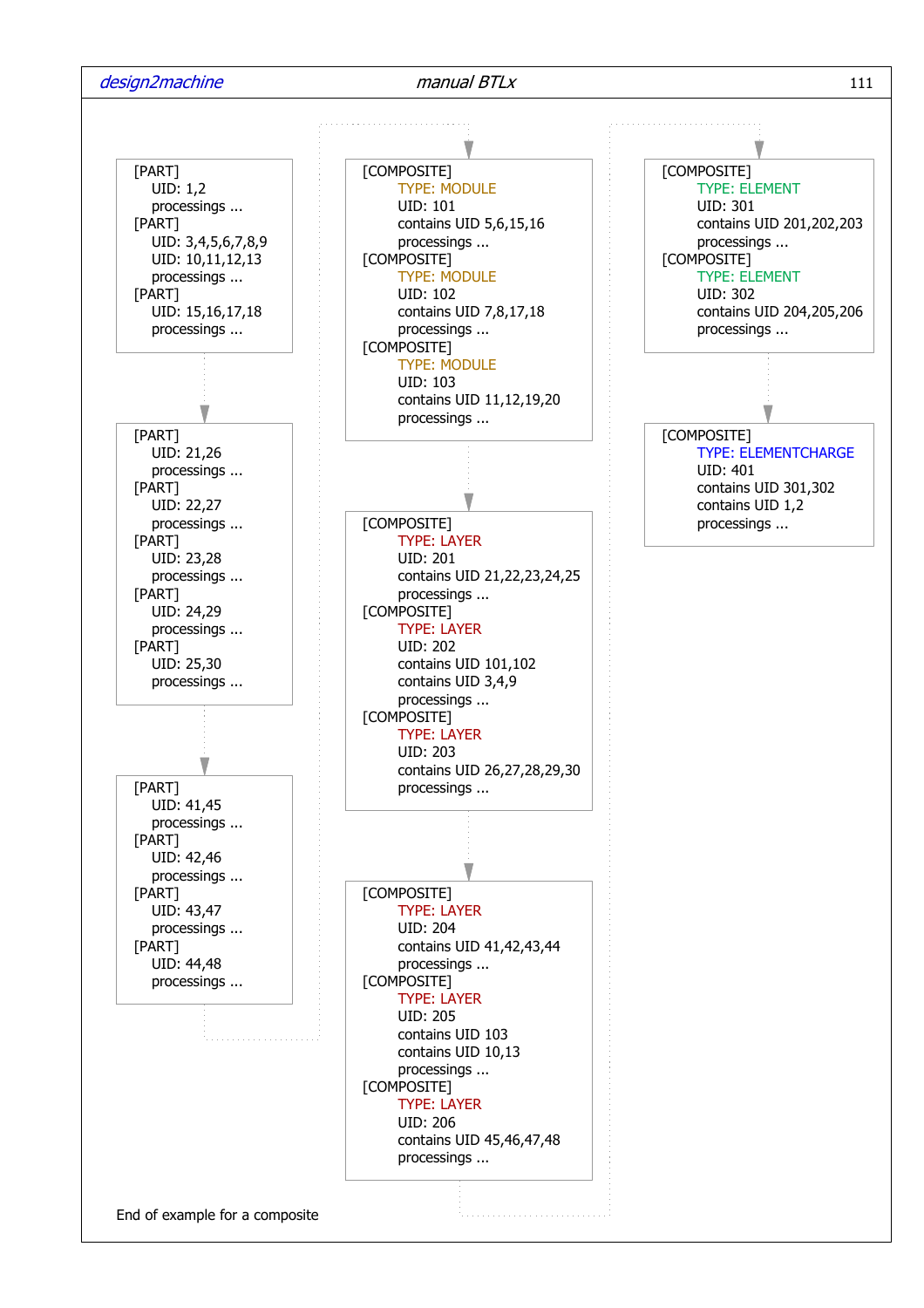```
[PART]
    UID: 1,2
    processings ...
[PART]
    UID: 3,4,5,6,7,8,9
    UID: 10,11,12,13
    processings ...
[PART]
    UID: 15,16,17,18
    processings ...
```

```
[PART]
    UID: 21,26
    processings ...
[PART]
    UID: 22,27
    processings ...
[PART]
    UID: 23,28
    processings ...
[PART]
    UID: 24,29
    processings ...
[PART]
    UID: 25,30
    processings ...
```

```
[PART]
    UID: 41,45
    processings ...
[PART]
    UID: 42,46
    processings ...
[PART]
    UID: 43,47
    processings ...
[PART]
    UID: 44,48
    processings ...
```

```
[COMPOSITE]
    TYPE: MODULE
    UID: 101
    contains UID 5,6,15,16
    processings ...
[COMPOSITE]
    TYPE: MODULE
    UID: 102
    contains UID 7,8,17,18
    processings ...
[COMPOSITE]
    TYPE: MODULE
    UID: 103
    contains UID 11,12,19,20
    processings ...
```

```
[COMPOSITE]
    TYPE: LAYER
    UID: 201
    contains UID 21,22,23,24,25
    processings ...
[COMPOSITE]
    TYPE: LAYER
    UID: 202
    contains UID 101,102
    contains UID 3,4,9
    processings ...
[COMPOSITE]
    TYPE: LAYER
    UID: 203
    contains UID 26,27,28,29,30
    processings ...
```

```
[COMPOSITE]
    TYPE: LAYER
    UID: 204
    contains UID 41,42,43,44
    processings ...
[COMPOSITE]
    TYPE: LAYER
    UID: 205
    contains UID 103
    contains UID 10,13
    processings ...
[COMPOSITE]
    TYPE: LAYER
    UID: 206
    contains UID 45,46,47,48
    processings ...
```

```
[COMPOSITE]
    TYPE: ELEMENT
    UID: 301
    contains UID 201,202,203
    processings ...
[COMPOSITE]
    TYPE: ELEMENT
    UID: 302
    contains UID 204,205,206
    processings ...
```

```
[COMPOSITE]
    TYPE: ELEMENTCHARGE
    UID: 401
    contains UID 301,302
    contains UID 1,2
    processings ...
```

End of example for a composite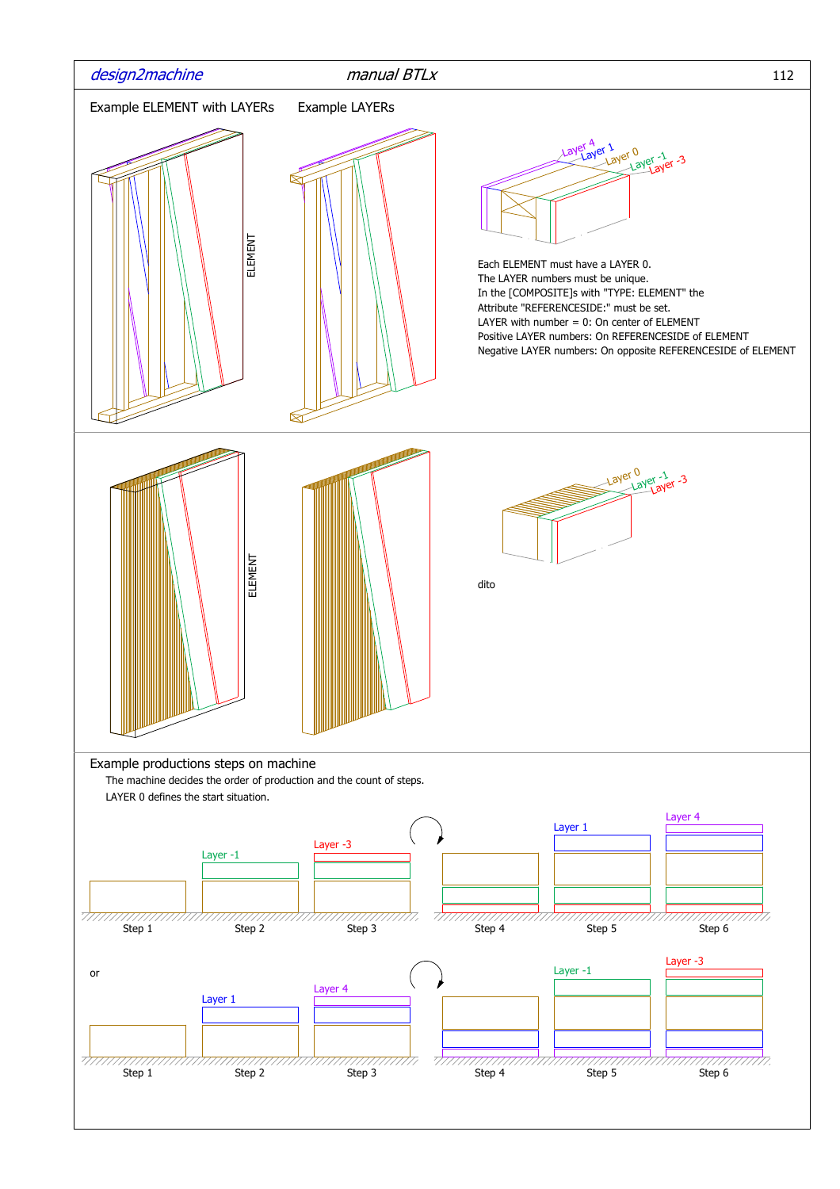Example ELEMENT with LAYERs

Example LAYERs

ELEMENT

Layer 4
Layer 1
Layer 0
Layer -1
Layer -3

Each ELEMENT must have a LAYER 0.
The LAYER numbers must be unique.
In the [COMPOSITE]s with "TYPE: ELEMENT" the
Attribute "REFERENCESIDE:" must be set.
LAYER with number = 0: On center of ELEMENT
Positive LAYER numbers: On REFERENCESIDE of ELEMENT
Negative LAYER numbers: On opposite REFERENCESIDE of ELEMENT

ELEMENT

Layer 0
Layer -1
Layer -3

dito

## Example productions steps on machine

The machine decides the order of production and the count of steps.
LAYER 0 defines the start situation.

Layer -1
Layer -3
Layer 1
Layer 4

Step 1
Step 2
Step 3
Step 4
Step 5
Step 6

or

Layer 1
Layer 4
Layer -1
Layer -3

Step 1
Step 2
Step 3
Step 4
Step 5
Step 6